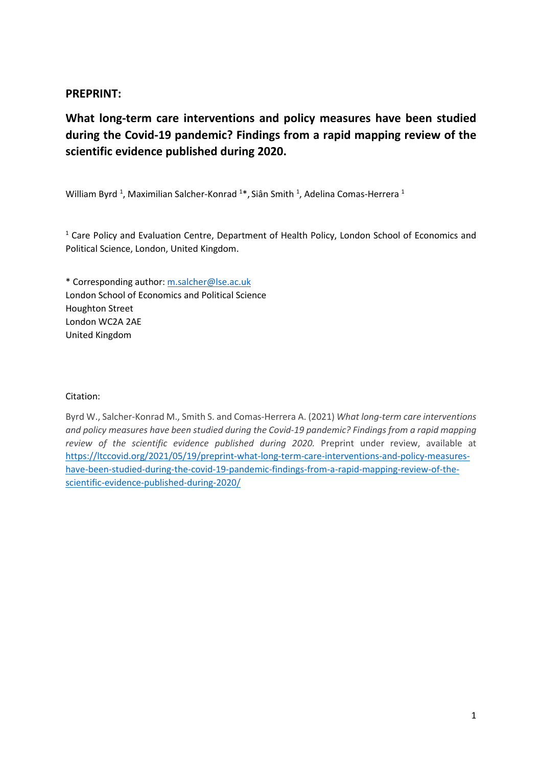**PREPRINT:**

# What long-term care interventions and policy measures have been studied during the Covid-19 pandemic? Findings from a rapid mapping review of the scientific evidence published during 2020.

William Byrd [1], Maximilian Salcher-Konrad [1]*, Siân Smith [1], Adelina Comas-Herrera [1]

[1] Care Policy and Evaluation Centre, Department of Health Policy, London School of Economics and Political Science, London, United Kingdom.

* Corresponding author: m.salcher@lse.ac.uk
London School of Economics and Political Science
Houghton Street
London WC2A 2AE
United Kingdom

Citation:

Byrd W., Salcher-Konrad M., Smith S. and Comas-Herrera A. (2021) *What long-term care interventions and policy measures have been studied during the Covid-19 pandemic? Findings from a rapid mapping review of the scientific evidence published during 2020.* Preprint under review, available at https://ltccovid.org/2021/05/19/preprint-what-long-term-care-interventions-and-policy-measures-have-been-studied-during-the-covid-19-pandemic-findings-from-a-rapid-mapping-review-of-the-scientific-evidence-published-during-2020/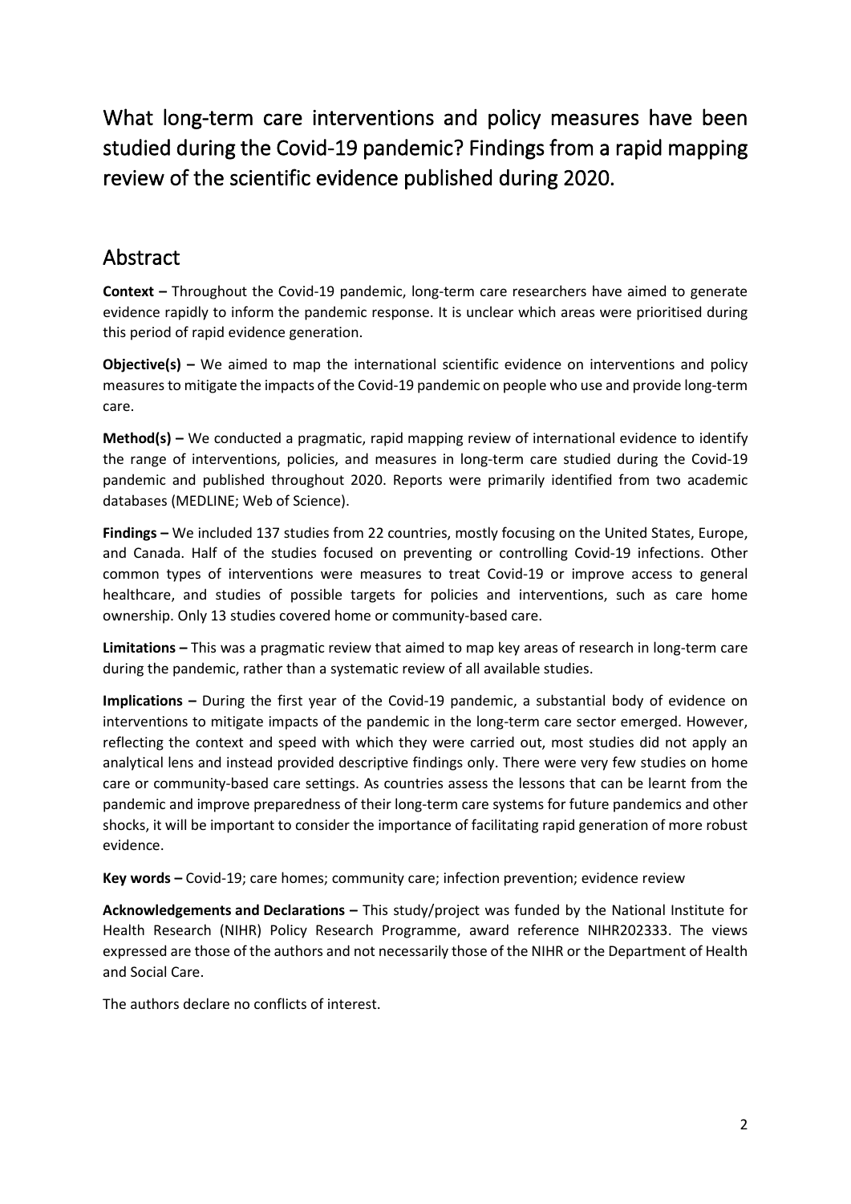# What long-term care interventions and policy measures have been studied during the Covid-19 pandemic? Findings from a rapid mapping review of the scientific evidence published during 2020.

## Abstract

**Context –** Throughout the Covid-19 pandemic, long-term care researchers have aimed to generate evidence rapidly to inform the pandemic response. It is unclear which areas were prioritised during this period of rapid evidence generation.

**Objective(s) –** We aimed to map the international scientific evidence on interventions and policy measures to mitigate the impacts of the Covid-19 pandemic on people who use and provide long-term care.

**Method(s) –** We conducted a pragmatic, rapid mapping review of international evidence to identify the range of interventions, policies, and measures in long-term care studied during the Covid-19 pandemic and published throughout 2020. Reports were primarily identified from two academic databases (MEDLINE; Web of Science).

**Findings –** We included 137 studies from 22 countries, mostly focusing on the United States, Europe, and Canada. Half of the studies focused on preventing or controlling Covid-19 infections. Other common types of interventions were measures to treat Covid-19 or improve access to general healthcare, and studies of possible targets for policies and interventions, such as care home ownership. Only 13 studies covered home or community-based care.

**Limitations –** This was a pragmatic review that aimed to map key areas of research in long-term care during the pandemic, rather than a systematic review of all available studies.

**Implications –** During the first year of the Covid-19 pandemic, a substantial body of evidence on interventions to mitigate impacts of the pandemic in the long-term care sector emerged. However, reflecting the context and speed with which they were carried out, most studies did not apply an analytical lens and instead provided descriptive findings only. There were very few studies on home care or community-based care settings. As countries assess the lessons that can be learnt from the pandemic and improve preparedness of their long-term care systems for future pandemics and other shocks, it will be important to consider the importance of facilitating rapid generation of more robust evidence.

**Key words –** Covid-19; care homes; community care; infection prevention; evidence review

**Acknowledgements and Declarations –** This study/project was funded by the National Institute for Health Research (NIHR) Policy Research Programme, award reference NIHR202333. The views expressed are those of the authors and not necessarily those of the NIHR or the Department of Health and Social Care.

The authors declare no conflicts of interest.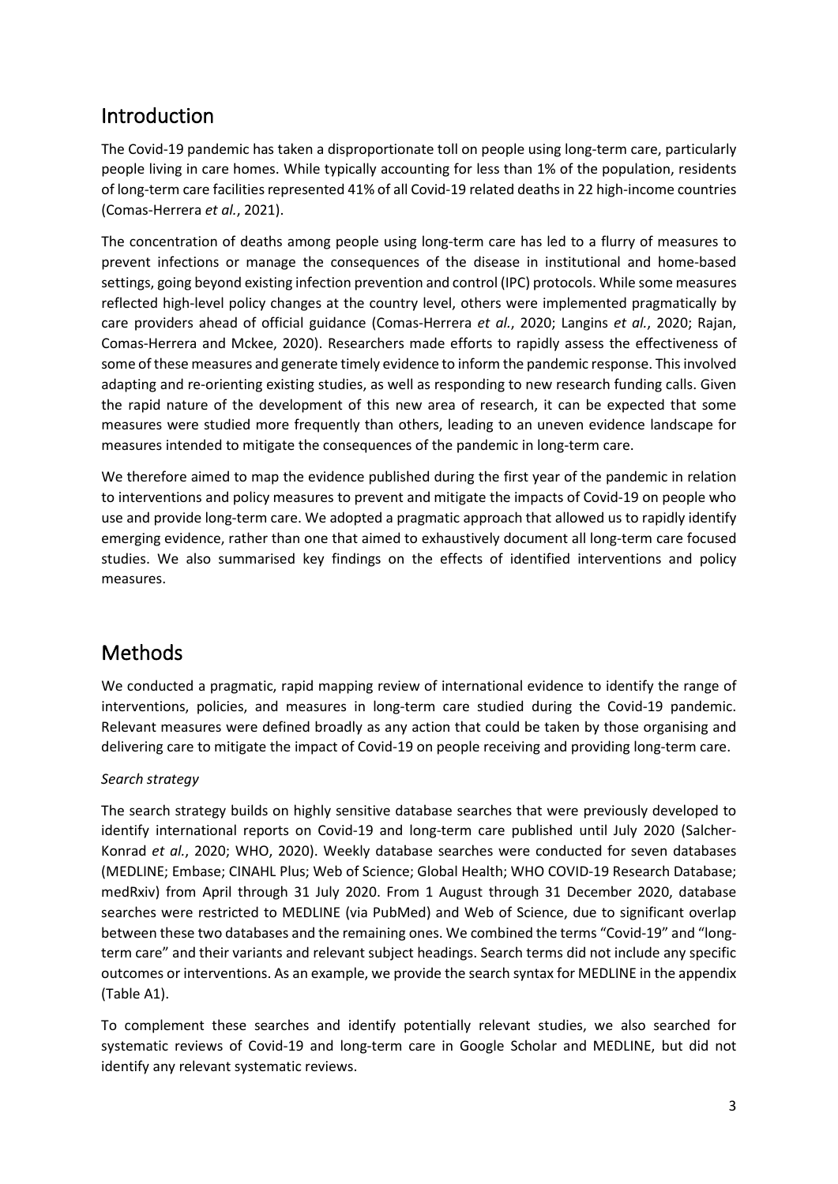## Introduction

The Covid-19 pandemic has taken a disproportionate toll on people using long-term care, particularly people living in care homes. While typically accounting for less than 1% of the population, residents of long-term care facilities represented 41% of all Covid-19 related deaths in 22 high-income countries (Comas-Herrera *et al.*, 2021).

The concentration of deaths among people using long-term care has led to a flurry of measures to prevent infections or manage the consequences of the disease in institutional and home-based settings, going beyond existing infection prevention and control (IPC) protocols. While some measures reflected high-level policy changes at the country level, others were implemented pragmatically by care providers ahead of official guidance (Comas-Herrera *et al.*, 2020; Langins *et al.*, 2020; Rajan, Comas-Herrera and Mckee, 2020). Researchers made efforts to rapidly assess the effectiveness of some of these measures and generate timely evidence to inform the pandemic response. This involved adapting and re-orienting existing studies, as well as responding to new research funding calls. Given the rapid nature of the development of this new area of research, it can be expected that some measures were studied more frequently than others, leading to an uneven evidence landscape for measures intended to mitigate the consequences of the pandemic in long-term care.

We therefore aimed to map the evidence published during the first year of the pandemic in relation to interventions and policy measures to prevent and mitigate the impacts of Covid-19 on people who use and provide long-term care. We adopted a pragmatic approach that allowed us to rapidly identify emerging evidence, rather than one that aimed to exhaustively document all long-term care focused studies. We also summarised key findings on the effects of identified interventions and policy measures.

## Methods

We conducted a pragmatic, rapid mapping review of international evidence to identify the range of interventions, policies, and measures in long-term care studied during the Covid-19 pandemic. Relevant measures were defined broadly as any action that could be taken by those organising and delivering care to mitigate the impact of Covid-19 on people receiving and providing long-term care.

*Search strategy*

The search strategy builds on highly sensitive database searches that were previously developed to identify international reports on Covid-19 and long-term care published until July 2020 (Salcher-Konrad *et al.*, 2020; WHO, 2020). Weekly database searches were conducted for seven databases (MEDLINE; Embase; CINAHL Plus; Web of Science; Global Health; WHO COVID-19 Research Database; medRxiv) from April through 31 July 2020. From 1 August through 31 December 2020, database searches were restricted to MEDLINE (via PubMed) and Web of Science, due to significant overlap between these two databases and the remaining ones. We combined the terms "Covid-19" and "long-term care" and their variants and relevant subject headings. Search terms did not include any specific outcomes or interventions. As an example, we provide the search syntax for MEDLINE in the appendix (Table A1).

To complement these searches and identify potentially relevant studies, we also searched for systematic reviews of Covid-19 and long-term care in Google Scholar and MEDLINE, but did not identify any relevant systematic reviews.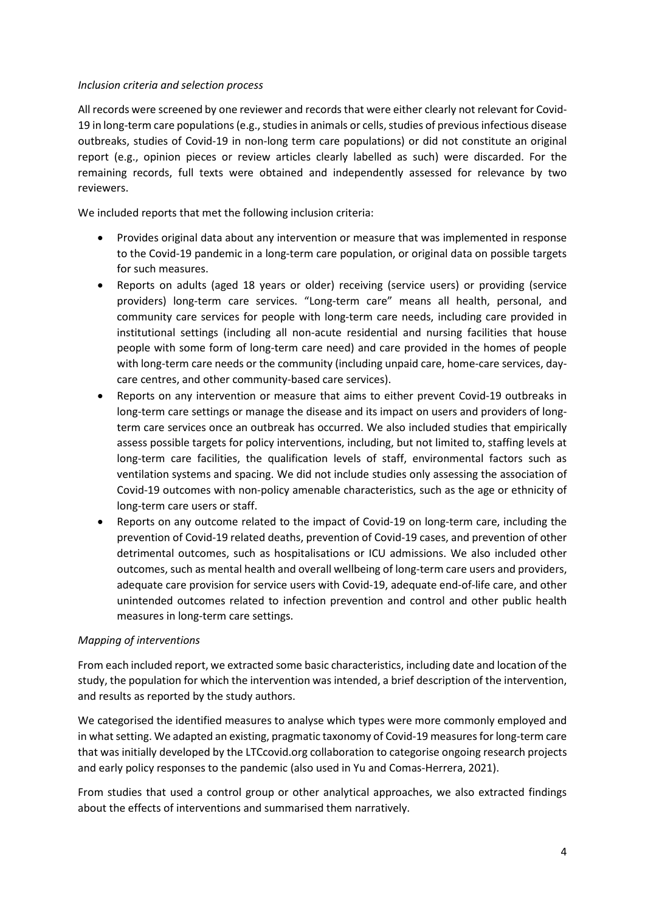*Inclusion criteria and selection process*

All records were screened by one reviewer and records that were either clearly not relevant for Covid-19 in long-term care populations (e.g., studies in animals or cells, studies of previous infectious disease outbreaks, studies of Covid-19 in non-long term care populations) or did not constitute an original report (e.g., opinion pieces or review articles clearly labelled as such) were discarded. For the remaining records, full texts were obtained and independently assessed for relevance by two reviewers.

We included reports that met the following inclusion criteria:

- Provides original data about any intervention or measure that was implemented in response to the Covid-19 pandemic in a long-term care population, or original data on possible targets for such measures.
- Reports on adults (aged 18 years or older) receiving (service users) or providing (service providers) long-term care services. "Long-term care" means all health, personal, and community care services for people with long-term care needs, including care provided in institutional settings (including all non-acute residential and nursing facilities that house people with some form of long-term care need) and care provided in the homes of people with long-term care needs or the community (including unpaid care, home-care services, day-care centres, and other community-based care services).
- Reports on any intervention or measure that aims to either prevent Covid-19 outbreaks in long-term care settings or manage the disease and its impact on users and providers of long-term care services once an outbreak has occurred. We also included studies that empirically assess possible targets for policy interventions, including, but not limited to, staffing levels at long-term care facilities, the qualification levels of staff, environmental factors such as ventilation systems and spacing. We did not include studies only assessing the association of Covid-19 outcomes with non-policy amenable characteristics, such as the age or ethnicity of long-term care users or staff.
- Reports on any outcome related to the impact of Covid-19 on long-term care, including the prevention of Covid-19 related deaths, prevention of Covid-19 cases, and prevention of other detrimental outcomes, such as hospitalisations or ICU admissions. We also included other outcomes, such as mental health and overall wellbeing of long-term care users and providers, adequate care provision for service users with Covid-19, adequate end-of-life care, and other unintended outcomes related to infection prevention and control and other public health measures in long-term care settings.

*Mapping of interventions*

From each included report, we extracted some basic characteristics, including date and location of the study, the population for which the intervention was intended, a brief description of the intervention, and results as reported by the study authors.

We categorised the identified measures to analyse which types were more commonly employed and in what setting. We adapted an existing, pragmatic taxonomy of Covid-19 measures for long-term care that was initially developed by the LTCcovid.org collaboration to categorise ongoing research projects and early policy responses to the pandemic (also used in Yu and Comas-Herrera, 2021).

From studies that used a control group or other analytical approaches, we also extracted findings about the effects of interventions and summarised them narratively.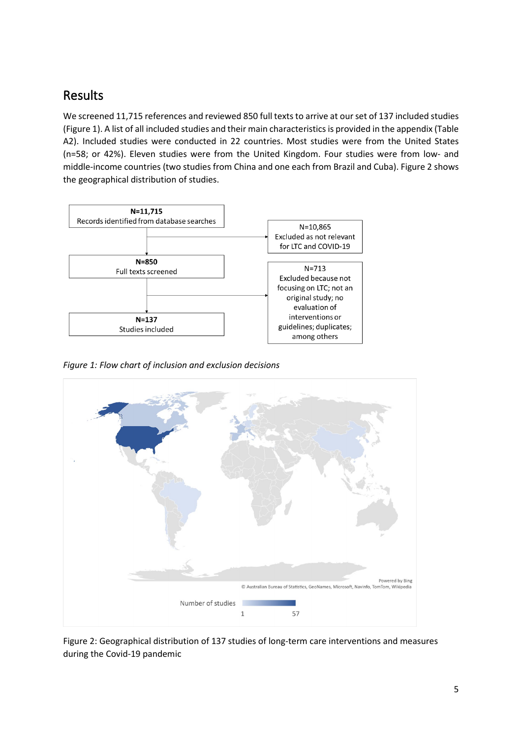## Results

We screened 11,715 references and reviewed 850 full texts to arrive at our set of 137 included studies (Figure 1). A list of all included studies and their main characteristics is provided in the appendix (Table A2). Included studies were conducted in 22 countries. Most studies were from the United States (n=58; or 42%). Eleven studies were from the United Kingdom. Four studies were from low- and middle-income countries (two studies from China and one each from Brazil and Cuba). Figure 2 shows the geographical distribution of studies.

**N=11,715**
Records identified from database searches

N=10,865
Excluded as not relevant for LTC and COVID-19

**N=850**
Full texts screened

N=713
Excluded because not focusing on LTC; not an original study; no evaluation of interventions or guidelines; duplicates; among others

**N=137**
Studies included

*Figure 1: Flow chart of inclusion and exclusion decisions*

Powered by Bing
© Australian Bureau of Statistics, GeoNames, Microsoft, Navinfo, TomTom, Wikipedia

Number of studies
1 57

Figure 2: Geographical distribution of 137 studies of long-term care interventions and measures during the Covid-19 pandemic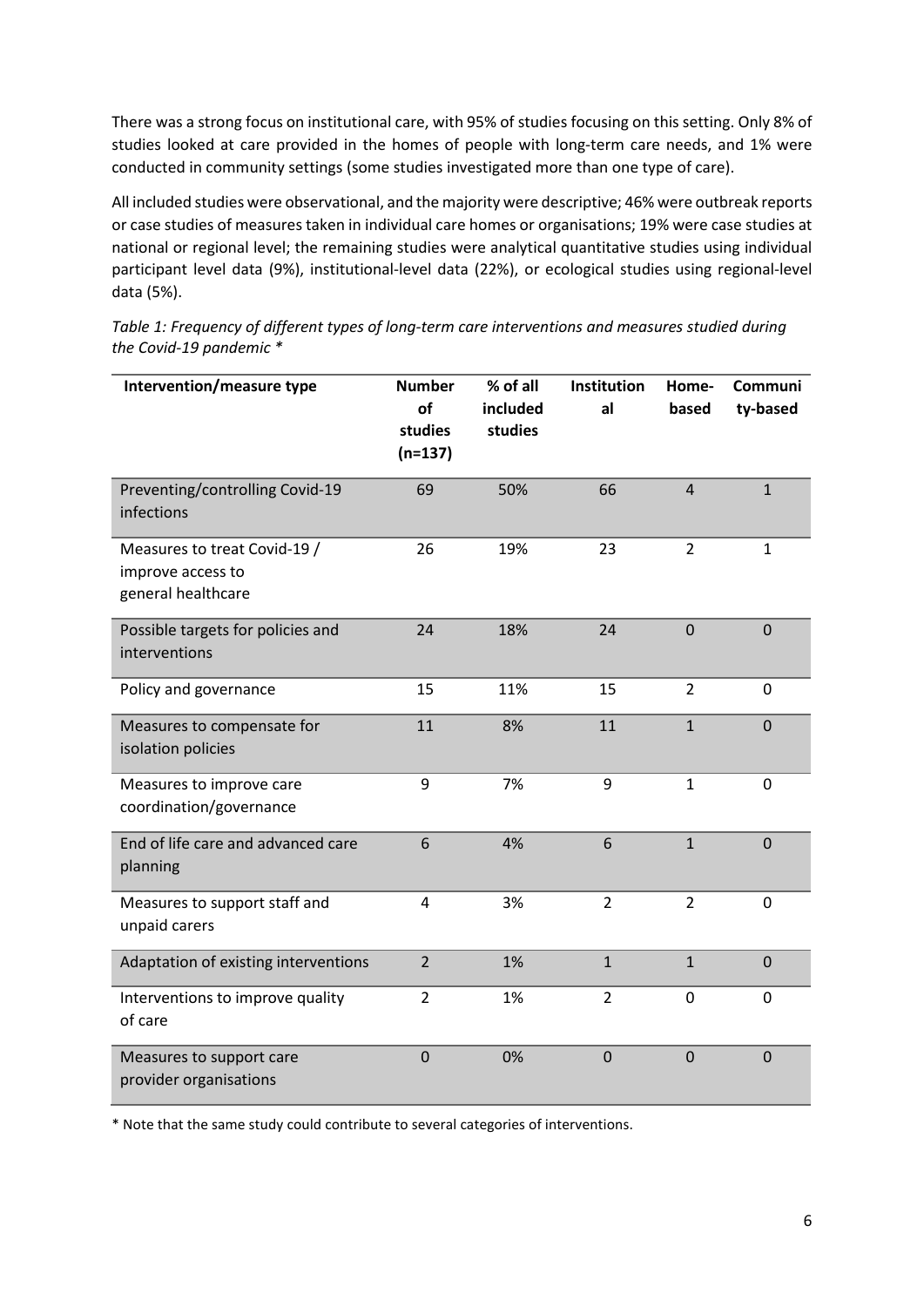There was a strong focus on institutional care, with 95% of studies focusing on this setting. Only 8% of studies looked at care provided in the homes of people with long-term care needs, and 1% were conducted in community settings (some studies investigated more than one type of care).

All included studies were observational, and the majority were descriptive; 46% were outbreak reports or case studies of measures taken in individual care homes or organisations; 19% were case studies at national or regional level; the remaining studies were analytical quantitative studies using individual participant level data (9%), institutional-level data (22%), or ecological studies using regional-level data (5%).

*Table 1: Frequency of different types of long-term care interventions and measures studied during the Covid-19 pandemic \**

| Intervention/measure type | Number of studies (n=137) | % of all included studies | Institutional | Home-based | Community-based |
|---|---|---|---|---|---|
| Preventing/controlling Covid-19 infections | 69 | 50% | 66 | 4 | 1 |
| Measures to treat Covid-19 / improve access to general healthcare | 26 | 19% | 23 | 2 | 1 |
| Possible targets for policies and interventions | 24 | 18% | 24 | 0 | 0 |
| Policy and governance | 15 | 11% | 15 | 2 | 0 |
| Measures to compensate for isolation policies | 11 | 8% | 11 | 1 | 0 |
| Measures to improve care coordination/governance | 9 | 7% | 9 | 1 | 0 |
| End of life care and advanced care planning | 6 | 4% | 6 | 1 | 0 |
| Measures to support staff and unpaid carers | 4 | 3% | 2 | 2 | 0 |
| Adaptation of existing interventions | 2 | 1% | 1 | 1 | 0 |
| Interventions to improve quality of care | 2 | 1% | 2 | 0 | 0 |
| Measures to support care provider organisations | 0 | 0% | 0 | 0 | 0 |

\* Note that the same study could contribute to several categories of interventions.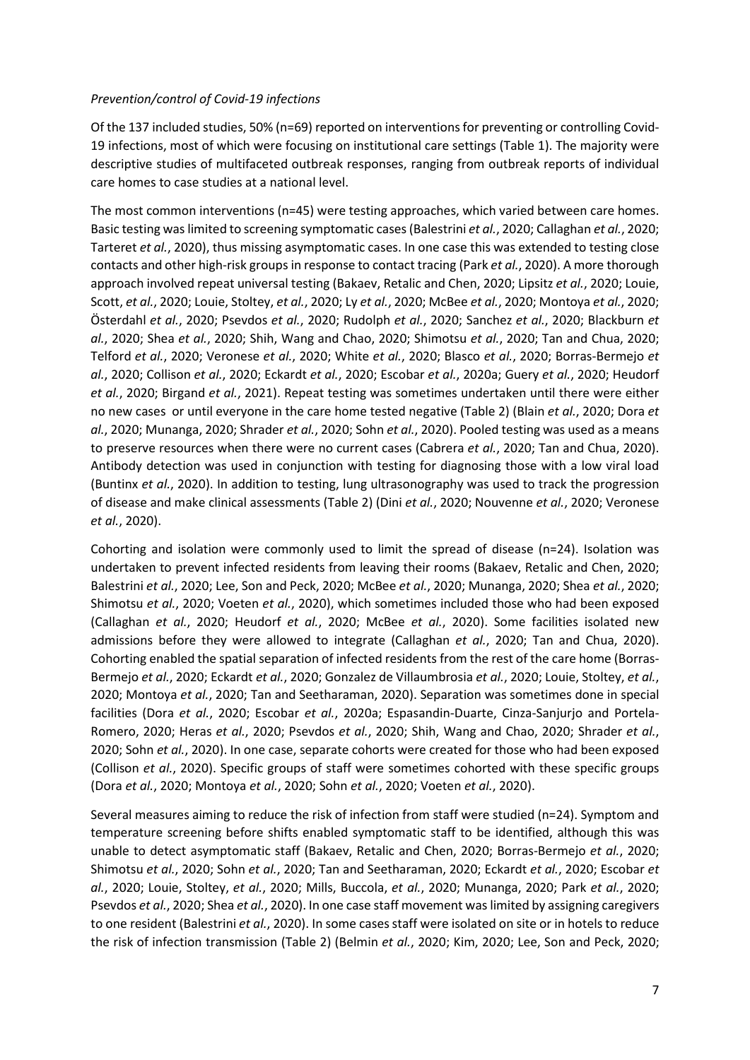*Prevention/control of Covid-19 infections*

Of the 137 included studies, 50% (n=69) reported on interventions for preventing or controlling Covid-19 infections, most of which were focusing on institutional care settings (Table 1). The majority were descriptive studies of multifaceted outbreak responses, ranging from outbreak reports of individual care homes to case studies at a national level.

The most common interventions (n=45) were testing approaches, which varied between care homes. Basic testing was limited to screening symptomatic cases (Balestrini *et al.*, 2020; Callaghan *et al.*, 2020; Tarteret *et al.*, 2020), thus missing asymptomatic cases. In one case this was extended to testing close contacts and other high-risk groups in response to contact tracing (Park *et al.*, 2020). A more thorough approach involved repeat universal testing (Bakaev, Retalic and Chen, 2020; Lipsitz *et al.*, 2020; Louie, Scott, *et al.*, 2020; Louie, Stoltey, *et al.*, 2020; Ly *et al.*, 2020; McBee *et al.*, 2020; Montoya *et al.*, 2020; Österdahl *et al.*, 2020; Psevdos *et al.*, 2020; Rudolph *et al.*, 2020; Sanchez *et al.*, 2020; Blackburn *et al.*, 2020; Shea *et al.*, 2020; Shih, Wang and Chao, 2020; Shimotsu *et al.*, 2020; Tan and Chua, 2020; Telford *et al.*, 2020; Veronese *et al.*, 2020; White *et al.*, 2020; Blasco *et al.*, 2020; Borras-Bermejo *et al.*, 2020; Collison *et al.*, 2020; Eckardt *et al.*, 2020; Escobar *et al.*, 2020a; Guery *et al.*, 2020; Heudorf *et al.*, 2020; Birgand *et al.*, 2021). Repeat testing was sometimes undertaken until there were either no new cases or until everyone in the care home tested negative (Table 2) (Blain *et al.*, 2020; Dora *et al.*, 2020; Munanga, 2020; Shrader *et al.*, 2020; Sohn *et al.*, 2020). Pooled testing was used as a means to preserve resources when there were no current cases (Cabrera *et al.*, 2020; Tan and Chua, 2020). Antibody detection was used in conjunction with testing for diagnosing those with a low viral load (Buntinx *et al.*, 2020). In addition to testing, lung ultrasonography was used to track the progression of disease and make clinical assessments (Table 2) (Dini *et al.*, 2020; Nouvenne *et al.*, 2020; Veronese *et al.*, 2020).

Cohorting and isolation were commonly used to limit the spread of disease (n=24). Isolation was undertaken to prevent infected residents from leaving their rooms (Bakaev, Retalic and Chen, 2020; Balestrini *et al.*, 2020; Lee, Son and Peck, 2020; McBee *et al.*, 2020; Munanga, 2020; Shea *et al.*, 2020; Shimotsu *et al.*, 2020; Voeten *et al.*, 2020), which sometimes included those who had been exposed (Callaghan *et al.*, 2020; Heudorf *et al.*, 2020; McBee *et al.*, 2020). Some facilities isolated new admissions before they were allowed to integrate (Callaghan *et al.*, 2020; Tan and Chua, 2020). Cohorting enabled the spatial separation of infected residents from the rest of the care home (Borras-Bermejo *et al.*, 2020; Eckardt *et al.*, 2020; Gonzalez de Villaumbrosia *et al.*, 2020; Louie, Stoltey, *et al.*, 2020; Montoya *et al.*, 2020; Tan and Seetharaman, 2020). Separation was sometimes done in special facilities (Dora *et al.*, 2020; Escobar *et al.*, 2020a; Espasandin-Duarte, Cinza-Sanjurjo and Portela-Romero, 2020; Heras *et al.*, 2020; Psevdos *et al.*, 2020; Shih, Wang and Chao, 2020; Shrader *et al.*, 2020; Sohn *et al.*, 2020). In one case, separate cohorts were created for those who had been exposed (Collison *et al.*, 2020). Specific groups of staff were sometimes cohorted with these specific groups (Dora *et al.*, 2020; Montoya *et al.*, 2020; Sohn *et al.*, 2020; Voeten *et al.*, 2020).

Several measures aiming to reduce the risk of infection from staff were studied (n=24). Symptom and temperature screening before shifts enabled symptomatic staff to be identified, although this was unable to detect asymptomatic staff (Bakaev, Retalic and Chen, 2020; Borras-Bermejo *et al.*, 2020; Shimotsu *et al.*, 2020; Sohn *et al.*, 2020; Tan and Seetharaman, 2020; Eckardt *et al.*, 2020; Escobar *et al.*, 2020; Louie, Stoltey, *et al.*, 2020; Mills, Buccola, *et al.*, 2020; Munanga, 2020; Park *et al.*, 2020; Psevdos *et al.*, 2020; Shea *et al.*, 2020). In one case staff movement was limited by assigning caregivers to one resident (Balestrini *et al.*, 2020). In some cases staff were isolated on site or in hotels to reduce the risk of infection transmission (Table 2) (Belmin *et al.*, 2020; Kim, 2020; Lee, Son and Peck, 2020;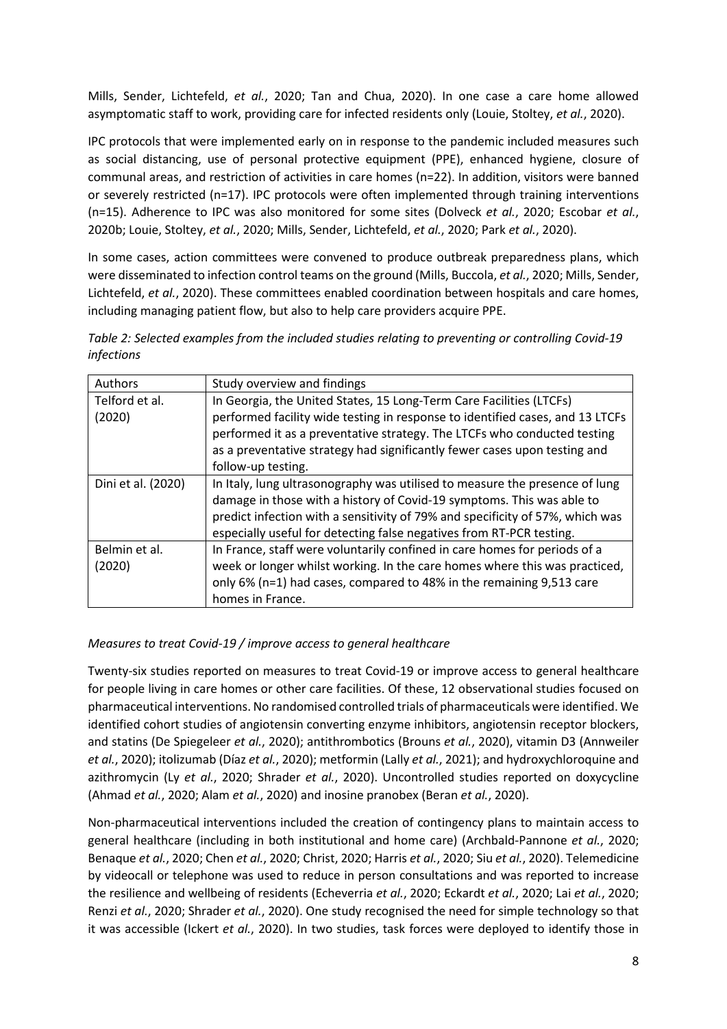Mills, Sender, Lichtefeld, *et al.*, 2020; Tan and Chua, 2020). In one case a care home allowed asymptomatic staff to work, providing care for infected residents only (Louie, Stoltey, *et al.*, 2020).

IPC protocols that were implemented early on in response to the pandemic included measures such as social distancing, use of personal protective equipment (PPE), enhanced hygiene, closure of communal areas, and restriction of activities in care homes (n=22). In addition, visitors were banned or severely restricted (n=17). IPC protocols were often implemented through training interventions (n=15). Adherence to IPC was also monitored for some sites (Dolveck *et al.*, 2020; Escobar *et al.*, 2020b; Louie, Stoltey, *et al.*, 2020; Mills, Sender, Lichtefeld, *et al.*, 2020; Park *et al.*, 2020).

In some cases, action committees were convened to produce outbreak preparedness plans, which were disseminated to infection control teams on the ground (Mills, Buccola, *et al.*, 2020; Mills, Sender, Lichtefeld, *et al.*, 2020). These committees enabled coordination between hospitals and care homes, including managing patient flow, but also to help care providers acquire PPE.

*Table 2: Selected examples from the included studies relating to preventing or controlling Covid-19 infections*

| Authors | Study overview and findings |
| --- | --- |
| Telford et al. (2020) | In Georgia, the United States, 15 Long-Term Care Facilities (LTCFs) performed facility wide testing in response to identified cases, and 13 LTCFs performed it as a preventative strategy. The LTCFs who conducted testing as a preventative strategy had significantly fewer cases upon testing and follow-up testing. |
| Dini et al. (2020) | In Italy, lung ultrasonography was utilised to measure the presence of lung damage in those with a history of Covid-19 symptoms. This was able to predict infection with a sensitivity of 79% and specificity of 57%, which was especially useful for detecting false negatives from RT-PCR testing. |
| Belmin et al. (2020) | In France, staff were voluntarily confined in care homes for periods of a week or longer whilst working. In the care homes where this was practiced, only 6% (n=1) had cases, compared to 48% in the remaining 9,513 care homes in France. |

*Measures to treat Covid-19 / improve access to general healthcare*

Twenty-six studies reported on measures to treat Covid-19 or improve access to general healthcare for people living in care homes or other care facilities. Of these, 12 observational studies focused on pharmaceutical interventions. No randomised controlled trials of pharmaceuticals were identified. We identified cohort studies of angiotensin converting enzyme inhibitors, angiotensin receptor blockers, and statins (De Spiegeleer *et al.*, 2020); antithrombotics (Brouns *et al.*, 2020), vitamin D3 (Annweiler *et al.*, 2020); itolizumab (Díaz *et al.*, 2020); metformin (Lally *et al.*, 2021); and hydroxychloroquine and azithromycin (Ly *et al.*, 2020; Shrader *et al.*, 2020). Uncontrolled studies reported on doxycycline (Ahmad *et al.*, 2020; Alam *et al.*, 2020) and inosine pranobex (Beran *et al.*, 2020).

Non-pharmaceutical interventions included the creation of contingency plans to maintain access to general healthcare (including in both institutional and home care) (Archbald-Pannone *et al.*, 2020; Benaque *et al.*, 2020; Chen *et al.*, 2020; Christ, 2020; Harris *et al.*, 2020; Siu *et al.*, 2020). Telemedicine by videocall or telephone was used to reduce in person consultations and was reported to increase the resilience and wellbeing of residents (Echeverria *et al.*, 2020; Eckardt *et al.*, 2020; Lai *et al.*, 2020; Renzi *et al.*, 2020; Shrader *et al.*, 2020). One study recognised the need for simple technology so that it was accessible (Ickert *et al.*, 2020). In two studies, task forces were deployed to identify those in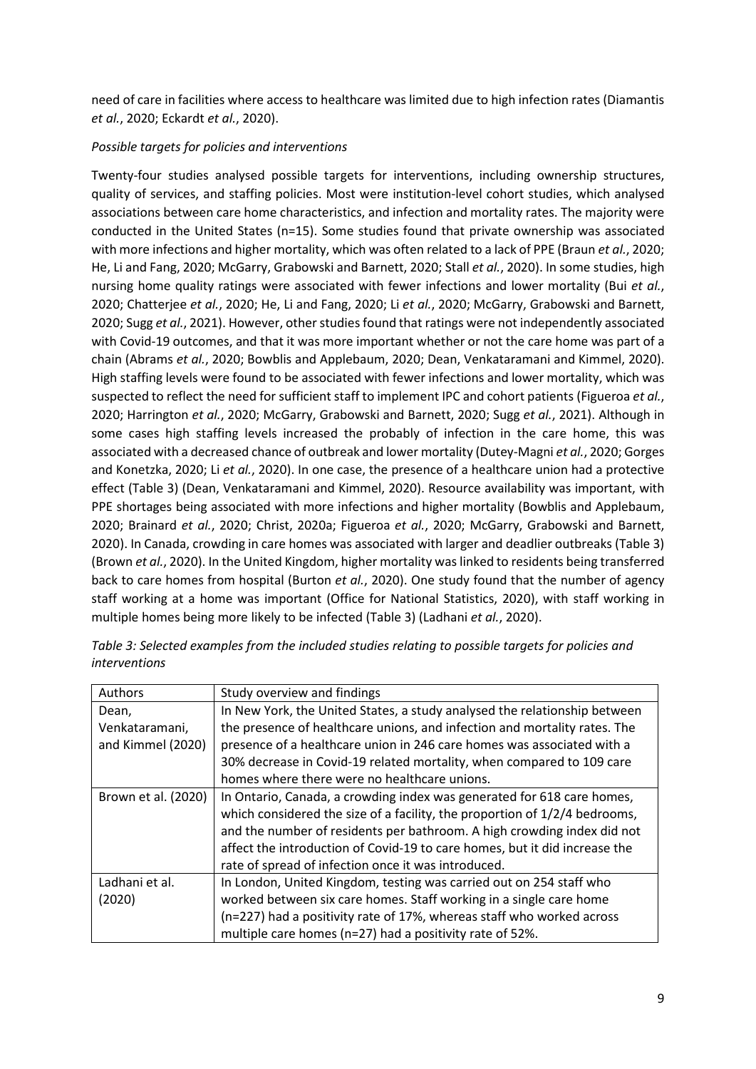need of care in facilities where access to healthcare was limited due to high infection rates (Diamantis *et al.*, 2020; Eckardt *et al.*, 2020).

*Possible targets for policies and interventions*

Twenty-four studies analysed possible targets for interventions, including ownership structures, quality of services, and staffing policies. Most were institution-level cohort studies, which analysed associations between care home characteristics, and infection and mortality rates. The majority were conducted in the United States (n=15). Some studies found that private ownership was associated with more infections and higher mortality, which was often related to a lack of PPE (Braun *et al.*, 2020; He, Li and Fang, 2020; McGarry, Grabowski and Barnett, 2020; Stall *et al.*, 2020). In some studies, high nursing home quality ratings were associated with fewer infections and lower mortality (Bui *et al.*, 2020; Chatterjee *et al.*, 2020; He, Li and Fang, 2020; Li *et al.*, 2020; McGarry, Grabowski and Barnett, 2020; Sugg *et al.*, 2021). However, other studies found that ratings were not independently associated with Covid-19 outcomes, and that it was more important whether or not the care home was part of a chain (Abrams *et al.*, 2020; Bowblis and Applebaum, 2020; Dean, Venkataramani and Kimmel, 2020). High staffing levels were found to be associated with fewer infections and lower mortality, which was suspected to reflect the need for sufficient staff to implement IPC and cohort patients (Figueroa *et al.*, 2020; Harrington *et al.*, 2020; McGarry, Grabowski and Barnett, 2020; Sugg *et al.*, 2021). Although in some cases high staffing levels increased the probably of infection in the care home, this was associated with a decreased chance of outbreak and lower mortality (Dutey-Magni *et al.*, 2020; Gorges and Konetzka, 2020; Li *et al.*, 2020). In one case, the presence of a healthcare union had a protective effect (Table 3) (Dean, Venkataramani and Kimmel, 2020). Resource availability was important, with PPE shortages being associated with more infections and higher mortality (Bowblis and Applebaum, 2020; Brainard *et al.*, 2020; Christ, 2020a; Figueroa *et al.*, 2020; McGarry, Grabowski and Barnett, 2020). In Canada, crowding in care homes was associated with larger and deadlier outbreaks (Table 3) (Brown *et al.*, 2020). In the United Kingdom, higher mortality was linked to residents being transferred back to care homes from hospital (Burton *et al.*, 2020). One study found that the number of agency staff working at a home was important (Office for National Statistics, 2020), with staff working in multiple homes being more likely to be infected (Table 3) (Ladhani *et al.*, 2020).

*Table 3: Selected examples from the included studies relating to possible targets for policies and interventions*

| Authors | Study overview and findings |
| --- | --- |
| Dean, Venkataramani, and Kimmel (2020) | In New York, the United States, a study analysed the relationship between the presence of healthcare unions, and infection and mortality rates. The presence of a healthcare union in 246 care homes was associated with a 30% decrease in Covid-19 related mortality, when compared to 109 care homes where there were no healthcare unions. |
| Brown et al. (2020) | In Ontario, Canada, a crowding index was generated for 618 care homes, which considered the size of a facility, the proportion of 1/2/4 bedrooms, and the number of residents per bathroom. A high crowding index did not affect the introduction of Covid-19 to care homes, but it did increase the rate of spread of infection once it was introduced. |
| Ladhani et al. (2020) | In London, United Kingdom, testing was carried out on 254 staff who worked between six care homes. Staff working in a single care home (n=227) had a positivity rate of 17%, whereas staff who worked across multiple care homes (n=27) had a positivity rate of 52%. |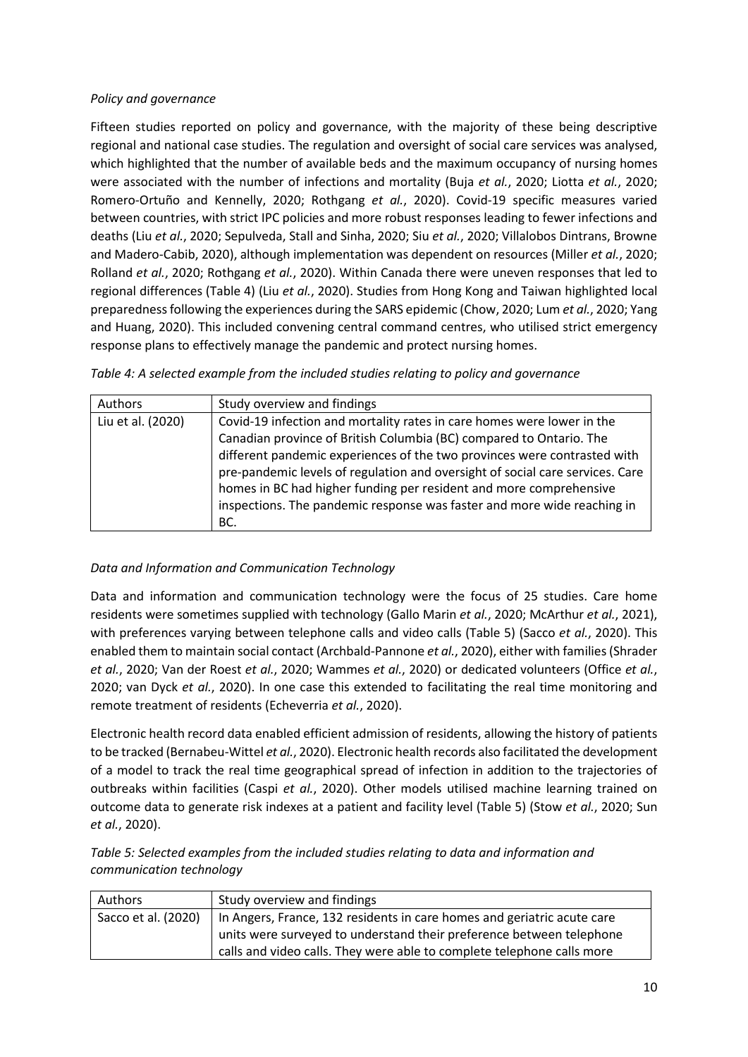*Policy and governance*

Fifteen studies reported on policy and governance, with the majority of these being descriptive regional and national case studies. The regulation and oversight of social care services was analysed, which highlighted that the number of available beds and the maximum occupancy of nursing homes were associated with the number of infections and mortality (Buja *et al.*, 2020; Liotta *et al.*, 2020; Romero-Ortuño and Kennelly, 2020; Rothgang *et al.*, 2020). Covid-19 specific measures varied between countries, with strict IPC policies and more robust responses leading to fewer infections and deaths (Liu *et al.*, 2020; Sepulveda, Stall and Sinha, 2020; Siu *et al.*, 2020; Villalobos Dintrans, Browne and Madero-Cabib, 2020), although implementation was dependent on resources (Miller *et al.*, 2020; Rolland *et al.*, 2020; Rothgang *et al.*, 2020). Within Canada there were uneven responses that led to regional differences (Table 4) (Liu *et al.*, 2020). Studies from Hong Kong and Taiwan highlighted local preparedness following the experiences during the SARS epidemic (Chow, 2020; Lum *et al.*, 2020; Yang and Huang, 2020). This included convening central command centres, who utilised strict emergency response plans to effectively manage the pandemic and protect nursing homes.

*Table 4: A selected example from the included studies relating to policy and governance*

| Authors | Study overview and findings |
| --- | --- |
| Liu et al. (2020) | Covid-19 infection and mortality rates in care homes were lower in the Canadian province of British Columbia (BC) compared to Ontario. The different pandemic experiences of the two provinces were contrasted with pre-pandemic levels of regulation and oversight of social care services. Care homes in BC had higher funding per resident and more comprehensive inspections. The pandemic response was faster and more wide reaching in BC. |

*Data and Information and Communication Technology*

Data and information and communication technology were the focus of 25 studies. Care home residents were sometimes supplied with technology (Gallo Marin *et al.*, 2020; McArthur *et al.*, 2021), with preferences varying between telephone calls and video calls (Table 5) (Sacco *et al.*, 2020). This enabled them to maintain social contact (Archbald-Pannone *et al.*, 2020), either with families (Shrader *et al.*, 2020; Van der Roest *et al.*, 2020; Wammes *et al.*, 2020) or dedicated volunteers (Office *et al.*, 2020; van Dyck *et al.*, 2020). In one case this extended to facilitating the real time monitoring and remote treatment of residents (Echeverria *et al.*, 2020).

Electronic health record data enabled efficient admission of residents, allowing the history of patients to be tracked (Bernabeu-Wittel *et al.*, 2020). Electronic health records also facilitated the development of a model to track the real time geographical spread of infection in addition to the trajectories of outbreaks within facilities (Caspi *et al.*, 2020). Other models utilised machine learning trained on outcome data to generate risk indexes at a patient and facility level (Table 5) (Stow *et al.*, 2020; Sun *et al.*, 2020).

*Table 5: Selected examples from the included studies relating to data and information and communication technology*

| Authors | Study overview and findings |
| --- | --- |
| Sacco et al. (2020) | In Angers, France, 132 residents in care homes and geriatric acute care units were surveyed to understand their preference between telephone calls and video calls. They were able to complete telephone calls more |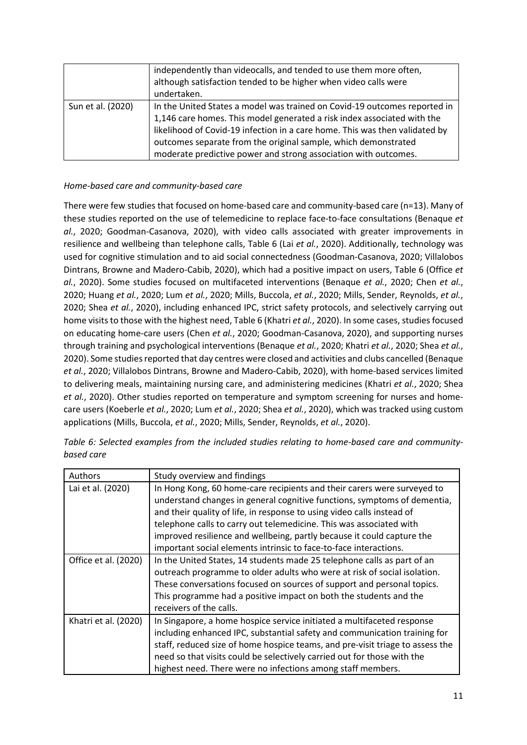| | |
|---|---|
| | independently than videocalls, and tended to use them more often, although satisfaction tended to be higher when video calls were undertaken. |
| Sun et al. (2020) | In the United States a model was trained on Covid-19 outcomes reported in 1,146 care homes. This model generated a risk index associated with the likelihood of Covid-19 infection in a care home. This was then validated by outcomes separate from the original sample, which demonstrated moderate predictive power and strong association with outcomes. |

*Home-based care and community-based care*

There were few studies that focused on home-based care and community-based care (n=13). Many of these studies reported on the use of telemedicine to replace face-to-face consultations (Benaque *et al.*, 2020; Goodman-Casanova, 2020), with video calls associated with greater improvements in resilience and wellbeing than telephone calls, Table 6 (Lai *et al.*, 2020). Additionally, technology was used for cognitive stimulation and to aid social connectedness (Goodman-Casanova, 2020; Villalobos Dintrans, Browne and Madero-Cabib, 2020), which had a positive impact on users, Table 6 (Office *et al.*, 2020). Some studies focused on multifaceted interventions (Benaque *et al.*, 2020; Chen *et al.*, 2020; Huang *et al.*, 2020; Lum *et al.*, 2020; Mills, Buccola, *et al.*, 2020; Mills, Sender, Reynolds, *et al.*, 2020; Shea *et al.*, 2020), including enhanced IPC, strict safety protocols, and selectively carrying out home visits to those with the highest need, Table 6 (Khatri *et al.*, 2020). In some cases, studies focused on educating home-care users (Chen *et al.*, 2020; Goodman-Casanova, 2020), and supporting nurses through training and psychological interventions (Benaque *et al.*, 2020; Khatri *et al.*, 2020; Shea *et al.*, 2020). Some studies reported that day centres were closed and activities and clubs cancelled (Benaque *et al.*, 2020; Villalobos Dintrans, Browne and Madero-Cabib, 2020), with home-based services limited to delivering meals, maintaining nursing care, and administering medicines (Khatri *et al.*, 2020; Shea *et al.*, 2020). Other studies reported on temperature and symptom screening for nurses and home-care users (Koeberle *et al.*, 2020; Lum *et al.*, 2020; Shea *et al.*, 2020), which was tracked using custom applications (Mills, Buccola, *et al.*, 2020; Mills, Sender, Reynolds, *et al.*, 2020).

*Table 6: Selected examples from the included studies relating to home-based care and community-based care*

| Authors | Study overview and findings |
|---|---|
| Lai et al. (2020) | In Hong Kong, 60 home-care recipients and their carers were surveyed to understand changes in general cognitive functions, symptoms of dementia, and their quality of life, in response to using video calls instead of telephone calls to carry out telemedicine. This was associated with improved resilience and wellbeing, partly because it could capture the important social elements intrinsic to face-to-face interactions. |
| Office et al. (2020) | In the United States, 14 students made 25 telephone calls as part of an outreach programme to older adults who were at risk of social isolation. These conversations focused on sources of support and personal topics. This programme had a positive impact on both the students and the receivers of the calls. |
| Khatri et al. (2020) | In Singapore, a home hospice service initiated a multifaceted response including enhanced IPC, substantial safety and communication training for staff, reduced size of home hospice teams, and pre-visit triage to assess the need so that visits could be selectively carried out for those with the highest need. There were no infections among staff members. |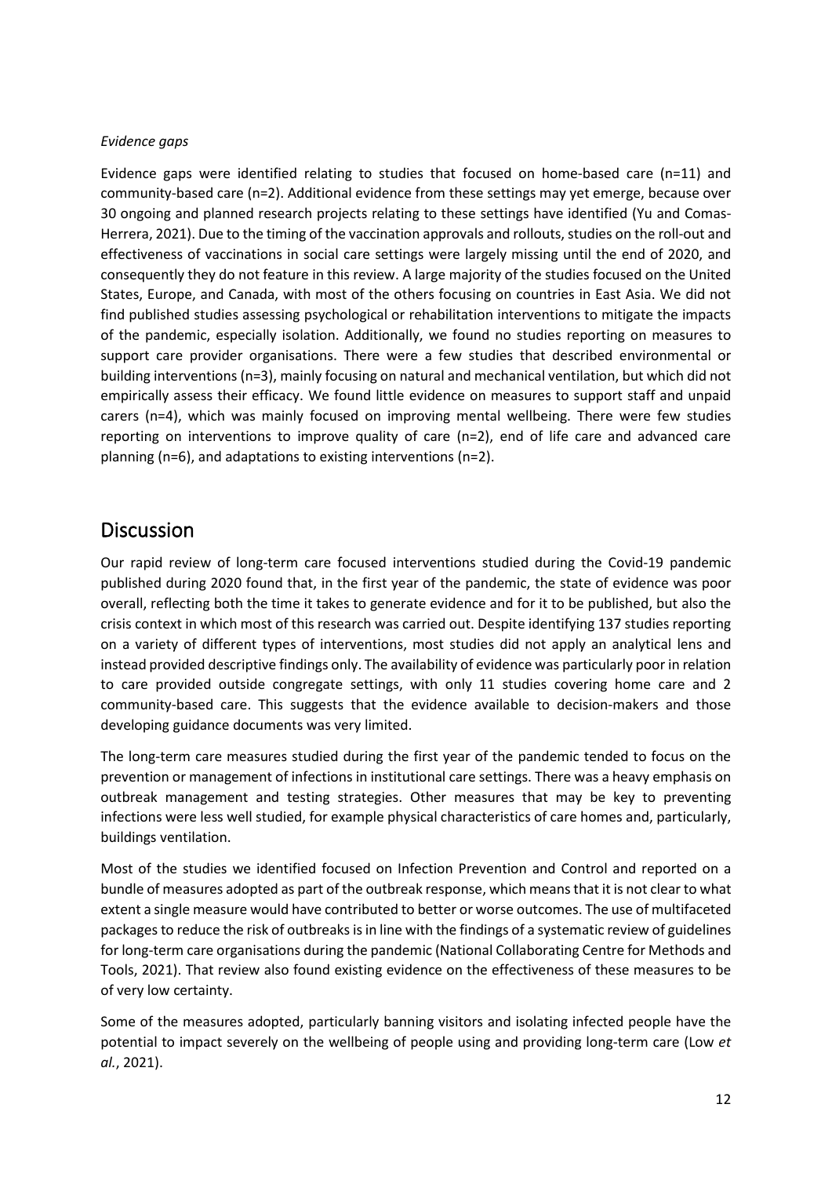*Evidence gaps*

Evidence gaps were identified relating to studies that focused on home-based care (n=11) and community-based care (n=2). Additional evidence from these settings may yet emerge, because over 30 ongoing and planned research projects relating to these settings have identified (Yu and Comas-Herrera, 2021). Due to the timing of the vaccination approvals and rollouts, studies on the roll-out and effectiveness of vaccinations in social care settings were largely missing until the end of 2020, and consequently they do not feature in this review. A large majority of the studies focused on the United States, Europe, and Canada, with most of the others focusing on countries in East Asia. We did not find published studies assessing psychological or rehabilitation interventions to mitigate the impacts of the pandemic, especially isolation. Additionally, we found no studies reporting on measures to support care provider organisations. There were a few studies that described environmental or building interventions (n=3), mainly focusing on natural and mechanical ventilation, but which did not empirically assess their efficacy. We found little evidence on measures to support staff and unpaid carers (n=4), which was mainly focused on improving mental wellbeing. There were few studies reporting on interventions to improve quality of care (n=2), end of life care and advanced care planning (n=6), and adaptations to existing interventions (n=2).

# Discussion

Our rapid review of long-term care focused interventions studied during the Covid-19 pandemic published during 2020 found that, in the first year of the pandemic, the state of evidence was poor overall, reflecting both the time it takes to generate evidence and for it to be published, but also the crisis context in which most of this research was carried out. Despite identifying 137 studies reporting on a variety of different types of interventions, most studies did not apply an analytical lens and instead provided descriptive findings only. The availability of evidence was particularly poor in relation to care provided outside congregate settings, with only 11 studies covering home care and 2 community-based care. This suggests that the evidence available to decision-makers and those developing guidance documents was very limited.

The long-term care measures studied during the first year of the pandemic tended to focus on the prevention or management of infections in institutional care settings. There was a heavy emphasis on outbreak management and testing strategies. Other measures that may be key to preventing infections were less well studied, for example physical characteristics of care homes and, particularly, buildings ventilation.

Most of the studies we identified focused on Infection Prevention and Control and reported on a bundle of measures adopted as part of the outbreak response, which means that it is not clear to what extent a single measure would have contributed to better or worse outcomes. The use of multifaceted packages to reduce the risk of outbreaks is in line with the findings of a systematic review of guidelines for long-term care organisations during the pandemic (National Collaborating Centre for Methods and Tools, 2021). That review also found existing evidence on the effectiveness of these measures to be of very low certainty.

Some of the measures adopted, particularly banning visitors and isolating infected people have the potential to impact severely on the wellbeing of people using and providing long-term care (Low *et al.*, 2021).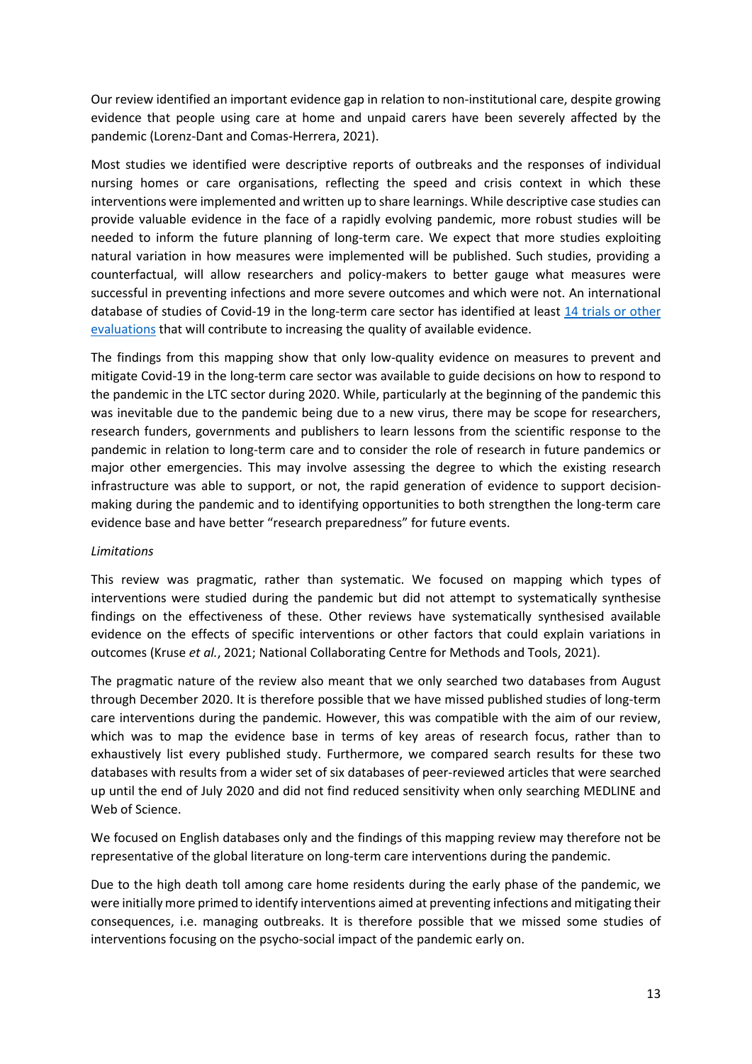Our review identified an important evidence gap in relation to non-institutional care, despite growing evidence that people using care at home and unpaid carers have been severely affected by the pandemic (Lorenz-Dant and Comas-Herrera, 2021).

Most studies we identified were descriptive reports of outbreaks and the responses of individual nursing homes or care organisations, reflecting the speed and crisis context in which these interventions were implemented and written up to share learnings. While descriptive case studies can provide valuable evidence in the face of a rapidly evolving pandemic, more robust studies will be needed to inform the future planning of long-term care. We expect that more studies exploiting natural variation in how measures were implemented will be published. Such studies, providing a counterfactual, will allow researchers and policy-makers to better gauge what measures were successful in preventing infections and more severe outcomes and which were not. An international database of studies of Covid-19 in the long-term care sector has identified at least [14 trials or other evaluations]() that will contribute to increasing the quality of available evidence.

The findings from this mapping show that only low-quality evidence on measures to prevent and mitigate Covid-19 in the long-term care sector was available to guide decisions on how to respond to the pandemic in the LTC sector during 2020. While, particularly at the beginning of the pandemic this was inevitable due to the pandemic being due to a new virus, there may be scope for researchers, research funders, governments and publishers to learn lessons from the scientific response to the pandemic in relation to long-term care and to consider the role of research in future pandemics or major other emergencies. This may involve assessing the degree to which the existing research infrastructure was able to support, or not, the rapid generation of evidence to support decision-making during the pandemic and to identifying opportunities to both strengthen the long-term care evidence base and have better "research preparedness" for future events.

*Limitations*

This review was pragmatic, rather than systematic. We focused on mapping which types of interventions were studied during the pandemic but did not attempt to systematically synthesise findings on the effectiveness of these. Other reviews have systematically synthesised available evidence on the effects of specific interventions or other factors that could explain variations in outcomes (Kruse *et al.*, 2021; National Collaborating Centre for Methods and Tools, 2021).

The pragmatic nature of the review also meant that we only searched two databases from August through December 2020. It is therefore possible that we have missed published studies of long-term care interventions during the pandemic. However, this was compatible with the aim of our review, which was to map the evidence base in terms of key areas of research focus, rather than to exhaustively list every published study. Furthermore, we compared search results for these two databases with results from a wider set of six databases of peer-reviewed articles that were searched up until the end of July 2020 and did not find reduced sensitivity when only searching MEDLINE and Web of Science.

We focused on English databases only and the findings of this mapping review may therefore not be representative of the global literature on long-term care interventions during the pandemic.

Due to the high death toll among care home residents during the early phase of the pandemic, we were initially more primed to identify interventions aimed at preventing infections and mitigating their consequences, i.e. managing outbreaks. It is therefore possible that we missed some studies of interventions focusing on the psycho-social impact of the pandemic early on.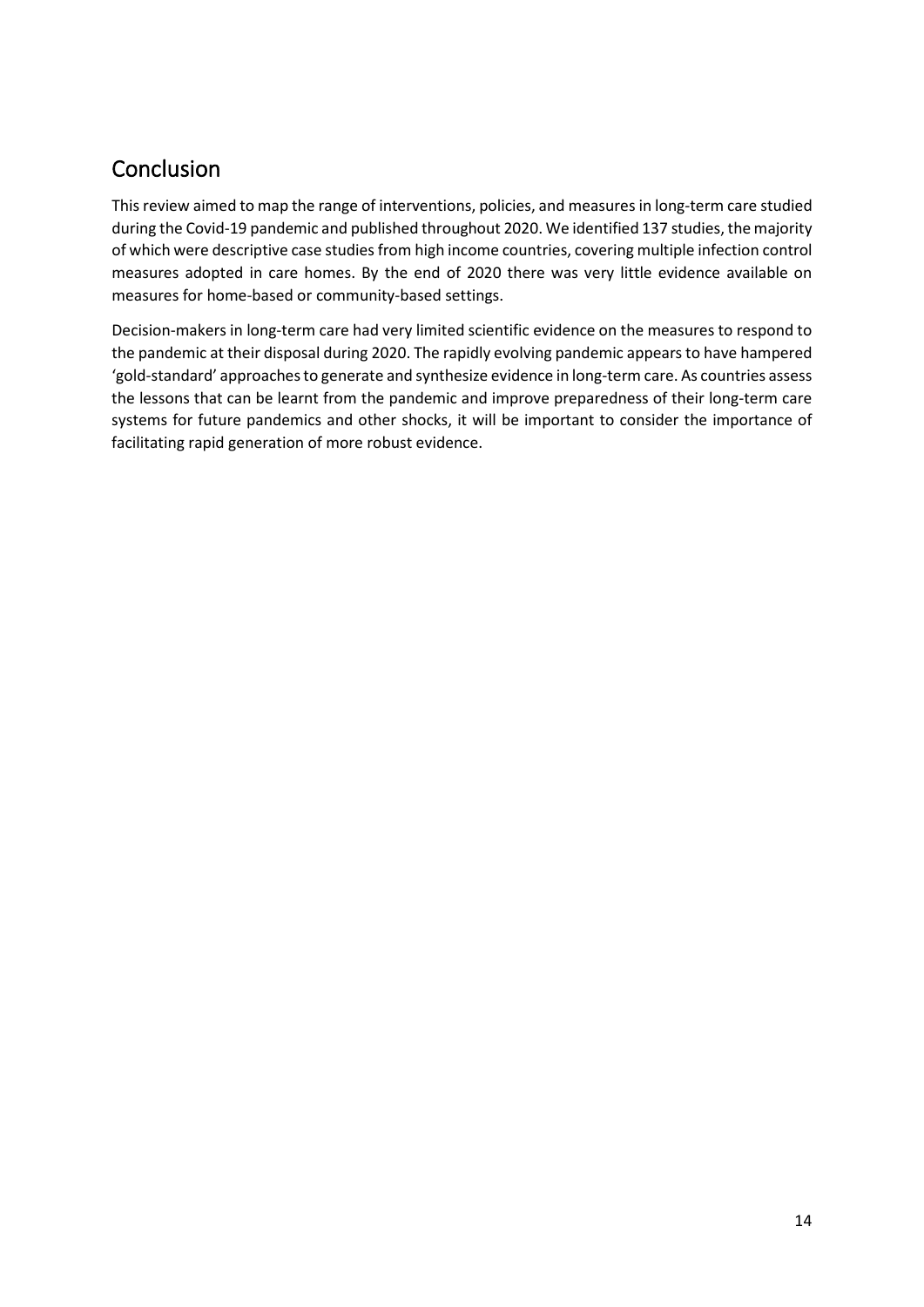## Conclusion

This review aimed to map the range of interventions, policies, and measures in long-term care studied during the Covid-19 pandemic and published throughout 2020. We identified 137 studies, the majority of which were descriptive case studies from high income countries, covering multiple infection control measures adopted in care homes. By the end of 2020 there was very little evidence available on measures for home-based or community-based settings.

Decision-makers in long-term care had very limited scientific evidence on the measures to respond to the pandemic at their disposal during 2020. The rapidly evolving pandemic appears to have hampered 'gold-standard' approaches to generate and synthesize evidence in long-term care. As countries assess the lessons that can be learnt from the pandemic and improve preparedness of their long-term care systems for future pandemics and other shocks, it will be important to consider the importance of facilitating rapid generation of more robust evidence.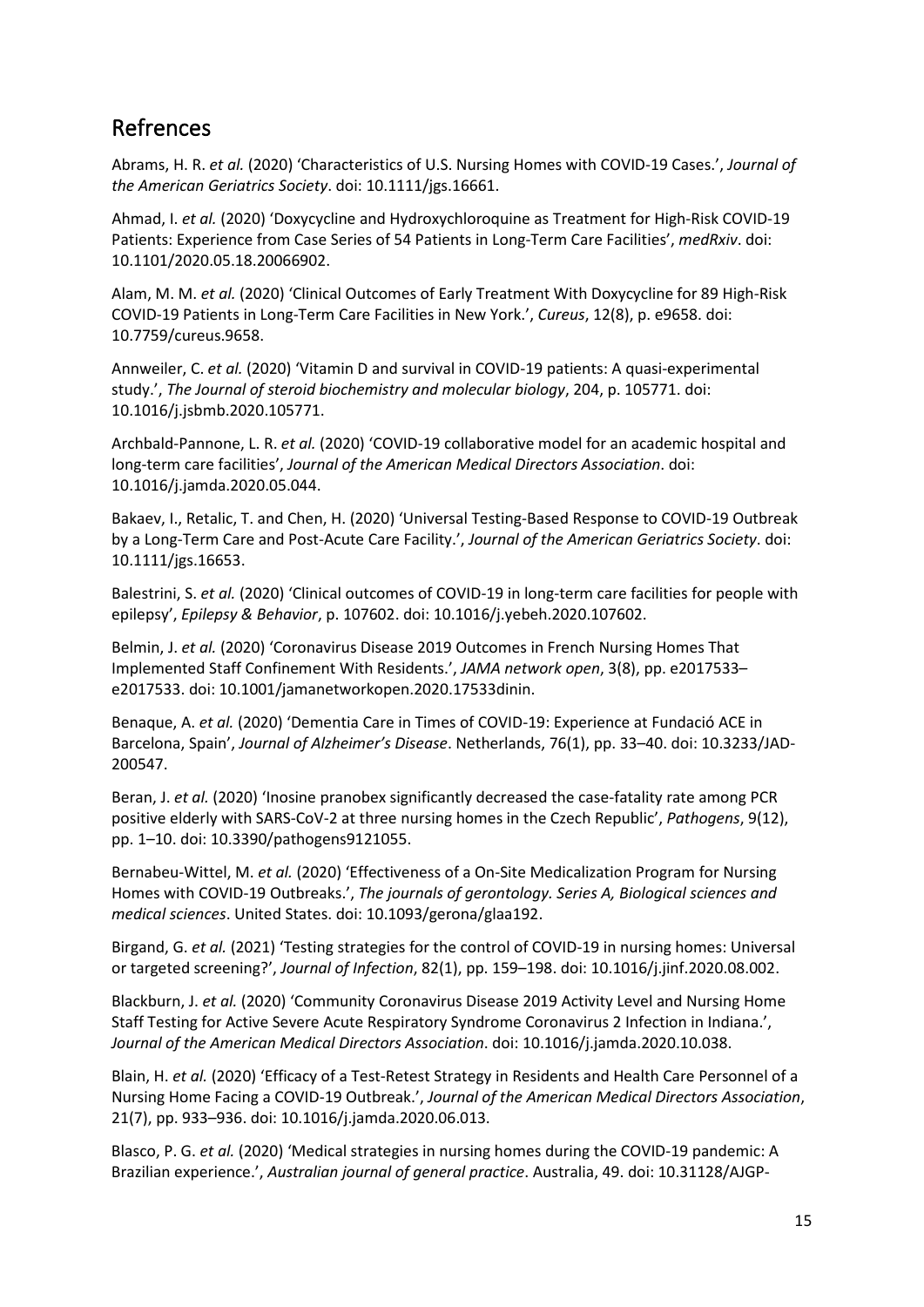## Refrences

Abrams, H. R. *et al.* (2020) 'Characteristics of U.S. Nursing Homes with COVID-19 Cases.', *Journal of the American Geriatrics Society*. doi: 10.1111/jgs.16661.

Ahmad, I. *et al.* (2020) 'Doxycycline and Hydroxychloroquine as Treatment for High-Risk COVID-19 Patients: Experience from Case Series of 54 Patients in Long-Term Care Facilities', *medRxiv*. doi: 10.1101/2020.05.18.20066902.

Alam, M. M. *et al.* (2020) 'Clinical Outcomes of Early Treatment With Doxycycline for 89 High-Risk COVID-19 Patients in Long-Term Care Facilities in New York.', *Cureus*, 12(8), p. e9658. doi: 10.7759/cureus.9658.

Annweiler, C. *et al.* (2020) 'Vitamin D and survival in COVID-19 patients: A quasi-experimental study.', *The Journal of steroid biochemistry and molecular biology*, 204, p. 105771. doi: 10.1016/j.jsbmb.2020.105771.

Archbald-Pannone, L. R. *et al.* (2020) 'COVID-19 collaborative model for an academic hospital and long-term care facilities', *Journal of the American Medical Directors Association*. doi: 10.1016/j.jamda.2020.05.044.

Bakaev, I., Retalic, T. and Chen, H. (2020) 'Universal Testing-Based Response to COVID-19 Outbreak by a Long-Term Care and Post-Acute Care Facility.', *Journal of the American Geriatrics Society*. doi: 10.1111/jgs.16653.

Balestrini, S. *et al.* (2020) 'Clinical outcomes of COVID-19 in long-term care facilities for people with epilepsy', *Epilepsy & Behavior*, p. 107602. doi: 10.1016/j.yebeh.2020.107602.

Belmin, J. *et al.* (2020) 'Coronavirus Disease 2019 Outcomes in French Nursing Homes That Implemented Staff Confinement With Residents.', *JAMA network open*, 3(8), pp. e2017533–e2017533. doi: 10.1001/jamanetworkopen.2020.17533dinin.

Benaque, A. *et al.* (2020) 'Dementia Care in Times of COVID-19: Experience at Fundació ACE in Barcelona, Spain', *Journal of Alzheimer's Disease*. Netherlands, 76(1), pp. 33–40. doi: 10.3233/JAD-200547.

Beran, J. *et al.* (2020) 'Inosine pranobex significantly decreased the case-fatality rate among PCR positive elderly with SARS-CoV-2 at three nursing homes in the Czech Republic', *Pathogens*, 9(12), pp. 1–10. doi: 10.3390/pathogens9121055.

Bernabeu-Wittel, M. *et al.* (2020) 'Effectiveness of a On-Site Medicalization Program for Nursing Homes with COVID-19 Outbreaks.', *The journals of gerontology. Series A, Biological sciences and medical sciences*. United States. doi: 10.1093/gerona/glaa192.

Birgand, G. *et al.* (2021) 'Testing strategies for the control of COVID-19 in nursing homes: Universal or targeted screening?', *Journal of Infection*, 82(1), pp. 159–198. doi: 10.1016/j.jinf.2020.08.002.

Blackburn, J. *et al.* (2020) 'Community Coronavirus Disease 2019 Activity Level and Nursing Home Staff Testing for Active Severe Acute Respiratory Syndrome Coronavirus 2 Infection in Indiana.', *Journal of the American Medical Directors Association*. doi: 10.1016/j.jamda.2020.10.038.

Blain, H. *et al.* (2020) 'Efficacy of a Test-Retest Strategy in Residents and Health Care Personnel of a Nursing Home Facing a COVID-19 Outbreak.', *Journal of the American Medical Directors Association*, 21(7), pp. 933–936. doi: 10.1016/j.jamda.2020.06.013.

Blasco, P. G. *et al.* (2020) 'Medical strategies in nursing homes during the COVID-19 pandemic: A Brazilian experience.', *Australian journal of general practice*. Australia, 49. doi: 10.31128/AJGP-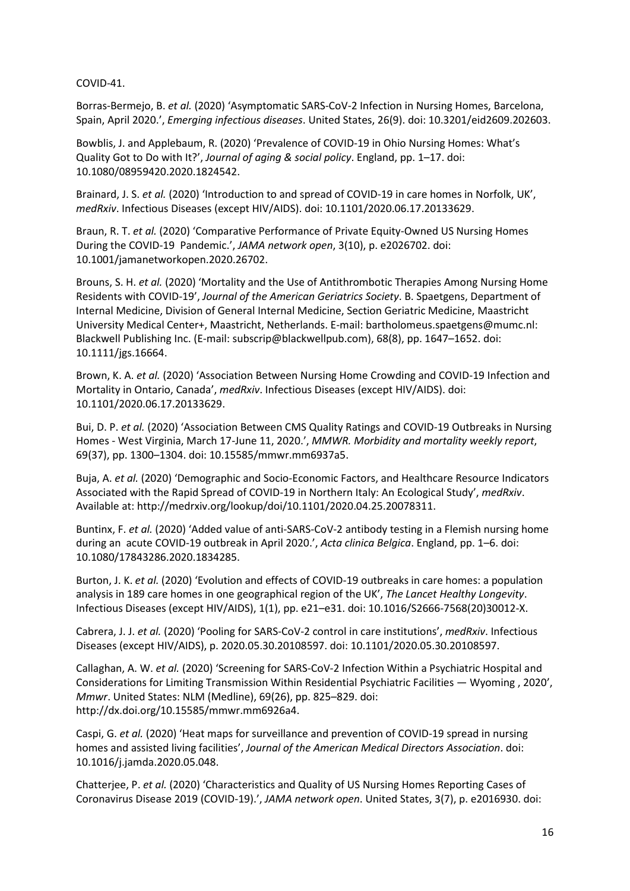COVID-41.

Borras-Bermejo, B. *et al.* (2020) 'Asymptomatic SARS-CoV-2 Infection in Nursing Homes, Barcelona, Spain, April 2020.', *Emerging infectious diseases*. United States, 26(9). doi: 10.3201/eid2609.202603.

Bowblis, J. and Applebaum, R. (2020) 'Prevalence of COVID-19 in Ohio Nursing Homes: What's Quality Got to Do with It?', *Journal of aging & social policy*. England, pp. 1–17. doi: 10.1080/08959420.2020.1824542.

Brainard, J. S. *et al.* (2020) 'Introduction to and spread of COVID-19 in care homes in Norfolk, UK', *medRxiv*. Infectious Diseases (except HIV/AIDS). doi: 10.1101/2020.06.17.20133629.

Braun, R. T. *et al.* (2020) 'Comparative Performance of Private Equity-Owned US Nursing Homes During the COVID-19 Pandemic.', *JAMA network open*, 3(10), p. e2026702. doi: 10.1001/jamanetworkopen.2020.26702.

Brouns, S. H. *et al.* (2020) 'Mortality and the Use of Antithrombotic Therapies Among Nursing Home Residents with COVID-19', *Journal of the American Geriatrics Society*. B. Spaetgens, Department of Internal Medicine, Division of General Internal Medicine, Section Geriatric Medicine, Maastricht University Medical Center+, Maastricht, Netherlands. E-mail: bartholomeus.spaetgens@mumc.nl: Blackwell Publishing Inc. (E-mail: subscrip@blackwellpub.com), 68(8), pp. 1647–1652. doi: 10.1111/jgs.16664.

Brown, K. A. *et al.* (2020) 'Association Between Nursing Home Crowding and COVID-19 Infection and Mortality in Ontario, Canada', *medRxiv*. Infectious Diseases (except HIV/AIDS). doi: 10.1101/2020.06.17.20133629.

Bui, D. P. *et al.* (2020) 'Association Between CMS Quality Ratings and COVID-19 Outbreaks in Nursing Homes - West Virginia, March 17-June 11, 2020.', *MMWR. Morbidity and mortality weekly report*, 69(37), pp. 1300–1304. doi: 10.15585/mmwr.mm6937a5.

Buja, A. *et al.* (2020) 'Demographic and Socio-Economic Factors, and Healthcare Resource Indicators Associated with the Rapid Spread of COVID-19 in Northern Italy: An Ecological Study', *medRxiv*. Available at: http://medrxiv.org/lookup/doi/10.1101/2020.04.25.20078311.

Buntinx, F. *et al.* (2020) 'Added value of anti-SARS-CoV-2 antibody testing in a Flemish nursing home during an acute COVID-19 outbreak in April 2020.', *Acta clinica Belgica*. England, pp. 1–6. doi: 10.1080/17843286.2020.1834285.

Burton, J. K. *et al.* (2020) 'Evolution and effects of COVID-19 outbreaks in care homes: a population analysis in 189 care homes in one geographical region of the UK', *The Lancet Healthy Longevity*. Infectious Diseases (except HIV/AIDS), 1(1), pp. e21–e31. doi: 10.1016/S2666-7568(20)30012-X.

Cabrera, J. J. *et al.* (2020) 'Pooling for SARS-CoV-2 control in care institutions', *medRxiv*. Infectious Diseases (except HIV/AIDS), p. 2020.05.30.20108597. doi: 10.1101/2020.05.30.20108597.

Callaghan, A. W. *et al.* (2020) 'Screening for SARS-CoV-2 Infection Within a Psychiatric Hospital and Considerations for Limiting Transmission Within Residential Psychiatric Facilities — Wyoming , 2020', *Mmwr*. United States: NLM (Medline), 69(26), pp. 825–829. doi: http://dx.doi.org/10.15585/mmwr.mm6926a4.

Caspi, G. *et al.* (2020) 'Heat maps for surveillance and prevention of COVID-19 spread in nursing homes and assisted living facilities', *Journal of the American Medical Directors Association*. doi: 10.1016/j.jamda.2020.05.048.

Chatterjee, P. *et al.* (2020) 'Characteristics and Quality of US Nursing Homes Reporting Cases of Coronavirus Disease 2019 (COVID-19).', *JAMA network open*. United States, 3(7), p. e2016930. doi: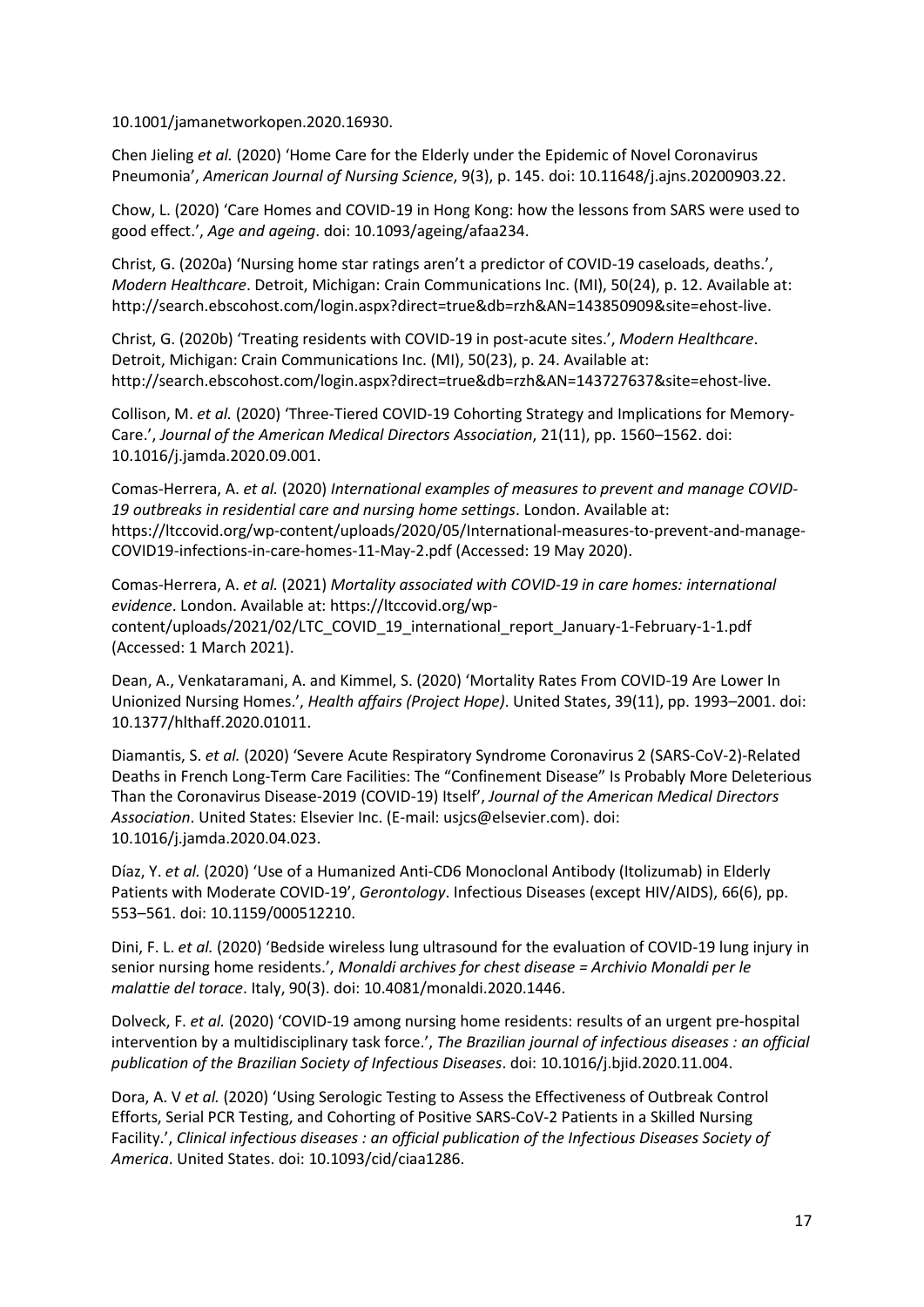10.1001/jamanetworkopen.2020.16930.

Chen Jieling *et al.* (2020) 'Home Care for the Elderly under the Epidemic of Novel Coronavirus Pneumonia', *American Journal of Nursing Science*, 9(3), p. 145. doi: 10.11648/j.ajns.20200903.22.

Chow, L. (2020) 'Care Homes and COVID-19 in Hong Kong: how the lessons from SARS were used to good effect.', *Age and ageing*. doi: 10.1093/ageing/afaa234.

Christ, G. (2020a) 'Nursing home star ratings aren't a predictor of COVID-19 caseloads, deaths.', *Modern Healthcare*. Detroit, Michigan: Crain Communications Inc. (MI), 50(24), p. 12. Available at: http://search.ebscohost.com/login.aspx?direct=true&db=rzh&AN=143850909&site=ehost-live.

Christ, G. (2020b) 'Treating residents with COVID-19 in post-acute sites.', *Modern Healthcare*. Detroit, Michigan: Crain Communications Inc. (MI), 50(23), p. 24. Available at: http://search.ebscohost.com/login.aspx?direct=true&db=rzh&AN=143727637&site=ehost-live.

Collison, M. *et al.* (2020) 'Three-Tiered COVID-19 Cohorting Strategy and Implications for Memory-Care.', *Journal of the American Medical Directors Association*, 21(11), pp. 1560–1562. doi: 10.1016/j.jamda.2020.09.001.

Comas-Herrera, A. *et al.* (2020) *International examples of measures to prevent and manage COVID-19 outbreaks in residential care and nursing home settings*. London. Available at: https://ltccovid.org/wp-content/uploads/2020/05/International-measures-to-prevent-and-manage-COVID19-infections-in-care-homes-11-May-2.pdf (Accessed: 19 May 2020).

Comas-Herrera, A. *et al.* (2021) *Mortality associated with COVID-19 in care homes: international evidence*. London. Available at: https://ltccovid.org/wp-content/uploads/2021/02/LTC_COVID_19_international_report_January-1-February-1-1.pdf (Accessed: 1 March 2021).

Dean, A., Venkataramani, A. and Kimmel, S. (2020) 'Mortality Rates From COVID-19 Are Lower In Unionized Nursing Homes.', *Health affairs (Project Hope)*. United States, 39(11), pp. 1993–2001. doi: 10.1377/hlthaff.2020.01011.

Diamantis, S. *et al.* (2020) 'Severe Acute Respiratory Syndrome Coronavirus 2 (SARS-CoV-2)-Related Deaths in French Long-Term Care Facilities: The "Confinement Disease" Is Probably More Deleterious Than the Coronavirus Disease-2019 (COVID-19) Itself', *Journal of the American Medical Directors Association*. United States: Elsevier Inc. (E-mail: usjcs@elsevier.com). doi: 10.1016/j.jamda.2020.04.023.

Díaz, Y. *et al.* (2020) 'Use of a Humanized Anti-CD6 Monoclonal Antibody (Itolizumab) in Elderly Patients with Moderate COVID-19', *Gerontology*. Infectious Diseases (except HIV/AIDS), 66(6), pp. 553–561. doi: 10.1159/000512210.

Dini, F. L. *et al.* (2020) 'Bedside wireless lung ultrasound for the evaluation of COVID-19 lung injury in senior nursing home residents.', *Monaldi archives for chest disease = Archivio Monaldi per le malattie del torace*. Italy, 90(3). doi: 10.4081/monaldi.2020.1446.

Dolveck, F. *et al.* (2020) 'COVID-19 among nursing home residents: results of an urgent pre-hospital intervention by a multidisciplinary task force.', *The Brazilian journal of infectious diseases : an official publication of the Brazilian Society of Infectious Diseases*. doi: 10.1016/j.bjid.2020.11.004.

Dora, A. V *et al.* (2020) 'Using Serologic Testing to Assess the Effectiveness of Outbreak Control Efforts, Serial PCR Testing, and Cohorting of Positive SARS-CoV-2 Patients in a Skilled Nursing Facility.', *Clinical infectious diseases : an official publication of the Infectious Diseases Society of America*. United States. doi: 10.1093/cid/ciaa1286.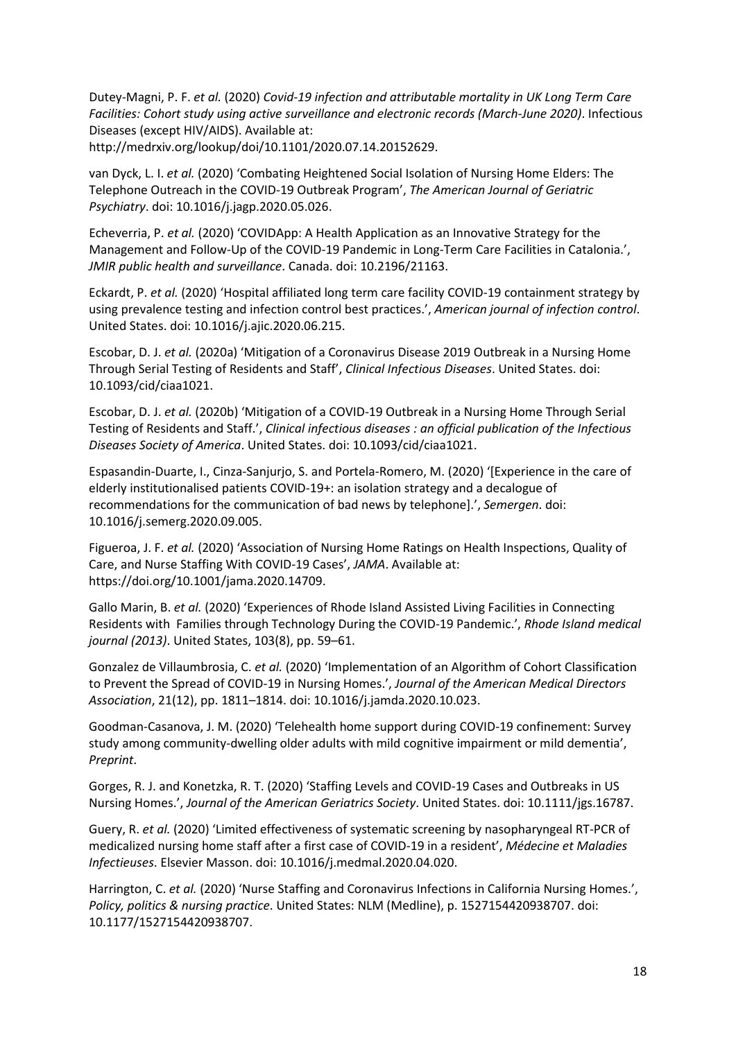Dutey-Magni, P. F. *et al.* (2020) *Covid-19 infection and attributable mortality in UK Long Term Care Facilities: Cohort study using active surveillance and electronic records (March-June 2020)*. Infectious Diseases (except HIV/AIDS). Available at: http://medrxiv.org/lookup/doi/10.1101/2020.07.14.20152629.

van Dyck, L. I. *et al.* (2020) 'Combating Heightened Social Isolation of Nursing Home Elders: The Telephone Outreach in the COVID-19 Outbreak Program', *The American Journal of Geriatric Psychiatry*. doi: 10.1016/j.jagp.2020.05.026.

Echeverria, P. *et al.* (2020) 'COVIDApp: A Health Application as an Innovative Strategy for the Management and Follow-Up of the COVID-19 Pandemic in Long-Term Care Facilities in Catalonia.', *JMIR public health and surveillance*. Canada. doi: 10.2196/21163.

Eckardt, P. *et al.* (2020) 'Hospital affiliated long term care facility COVID-19 containment strategy by using prevalence testing and infection control best practices.', *American journal of infection control*. United States. doi: 10.1016/j.ajic.2020.06.215.

Escobar, D. J. *et al.* (2020a) 'Mitigation of a Coronavirus Disease 2019 Outbreak in a Nursing Home Through Serial Testing of Residents and Staff', *Clinical Infectious Diseases*. United States. doi: 10.1093/cid/ciaa1021.

Escobar, D. J. *et al.* (2020b) 'Mitigation of a COVID-19 Outbreak in a Nursing Home Through Serial Testing of Residents and Staff.', *Clinical infectious diseases : an official publication of the Infectious Diseases Society of America*. United States. doi: 10.1093/cid/ciaa1021.

Espasandin-Duarte, I., Cinza-Sanjurjo, S. and Portela-Romero, M. (2020) '[Experience in the care of elderly institutionalised patients COVID-19+: an isolation strategy and a decalogue of recommendations for the communication of bad news by telephone].', *Semergen*. doi: 10.1016/j.semerg.2020.09.005.

Figueroa, J. F. *et al.* (2020) 'Association of Nursing Home Ratings on Health Inspections, Quality of Care, and Nurse Staffing With COVID-19 Cases', *JAMA*. Available at: https://doi.org/10.1001/jama.2020.14709.

Gallo Marin, B. *et al.* (2020) 'Experiences of Rhode Island Assisted Living Facilities in Connecting Residents with Families through Technology During the COVID-19 Pandemic.', *Rhode Island medical journal (2013)*. United States, 103(8), pp. 59–61.

Gonzalez de Villaumbrosia, C. *et al.* (2020) 'Implementation of an Algorithm of Cohort Classification to Prevent the Spread of COVID-19 in Nursing Homes.', *Journal of the American Medical Directors Association*, 21(12), pp. 1811–1814. doi: 10.1016/j.jamda.2020.10.023.

Goodman-Casanova, J. M. (2020) 'Telehealth home support during COVID-19 confinement: Survey study among community-dwelling older adults with mild cognitive impairment or mild dementia', *Preprint*.

Gorges, R. J. and Konetzka, R. T. (2020) 'Staffing Levels and COVID-19 Cases and Outbreaks in US Nursing Homes.', *Journal of the American Geriatrics Society*. United States. doi: 10.1111/jgs.16787.

Guery, R. *et al.* (2020) 'Limited effectiveness of systematic screening by nasopharyngeal RT-PCR of medicalized nursing home staff after a first case of COVID-19 in a resident', *Médecine et Maladies Infectieuses*. Elsevier Masson. doi: 10.1016/j.medmal.2020.04.020.

Harrington, C. *et al.* (2020) 'Nurse Staffing and Coronavirus Infections in California Nursing Homes.', *Policy, politics & nursing practice*. United States: NLM (Medline), p. 1527154420938707. doi: 10.1177/1527154420938707.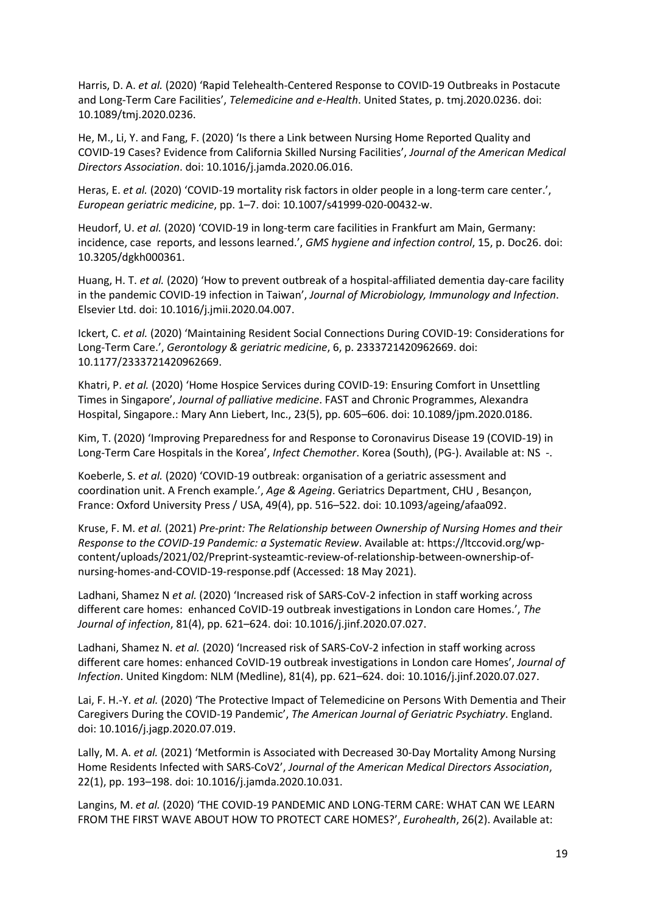Harris, D. A. *et al.* (2020) 'Rapid Telehealth-Centered Response to COVID-19 Outbreaks in Postacute and Long-Term Care Facilities', *Telemedicine and e-Health*. United States, p. tmj.2020.0236. doi: 10.1089/tmj.2020.0236.

He, M., Li, Y. and Fang, F. (2020) 'Is there a Link between Nursing Home Reported Quality and COVID-19 Cases? Evidence from California Skilled Nursing Facilities', *Journal of the American Medical Directors Association*. doi: 10.1016/j.jamda.2020.06.016.

Heras, E. *et al.* (2020) 'COVID-19 mortality risk factors in older people in a long-term care center.', *European geriatric medicine*, pp. 1–7. doi: 10.1007/s41999-020-00432-w.

Heudorf, U. *et al.* (2020) 'COVID-19 in long-term care facilities in Frankfurt am Main, Germany: incidence, case reports, and lessons learned.', *GMS hygiene and infection control*, 15, p. Doc26. doi: 10.3205/dgkh000361.

Huang, H. T. *et al.* (2020) 'How to prevent outbreak of a hospital-affiliated dementia day-care facility in the pandemic COVID-19 infection in Taiwan', *Journal of Microbiology, Immunology and Infection*. Elsevier Ltd. doi: 10.1016/j.jmii.2020.04.007.

Ickert, C. *et al.* (2020) 'Maintaining Resident Social Connections During COVID-19: Considerations for Long-Term Care.', *Gerontology & geriatric medicine*, 6, p. 2333721420962669. doi: 10.1177/2333721420962669.

Khatri, P. *et al.* (2020) 'Home Hospice Services during COVID-19: Ensuring Comfort in Unsettling Times in Singapore', *Journal of palliative medicine*. FAST and Chronic Programmes, Alexandra Hospital, Singapore.: Mary Ann Liebert, Inc., 23(5), pp. 605–606. doi: 10.1089/jpm.2020.0186.

Kim, T. (2020) 'Improving Preparedness for and Response to Coronavirus Disease 19 (COVID-19) in Long-Term Care Hospitals in the Korea', *Infect Chemother*. Korea (South), (PG-). Available at: NS -.

Koeberle, S. *et al.* (2020) 'COVID-19 outbreak: organisation of a geriatric assessment and coordination unit. A French example.', *Age & Ageing*. Geriatrics Department, CHU , Besançon, France: Oxford University Press / USA, 49(4), pp. 516–522. doi: 10.1093/ageing/afaa092.

Kruse, F. M. *et al.* (2021) *Pre-print: The Relationship between Ownership of Nursing Homes and their Response to the COVID-19 Pandemic: a Systematic Review*. Available at: https://ltccovid.org/wp-content/uploads/2021/02/Preprint-systeamtic-review-of-relationship-between-ownership-of-nursing-homes-and-COVID-19-response.pdf (Accessed: 18 May 2021).

Ladhani, Shamez N *et al.* (2020) 'Increased risk of SARS-CoV-2 infection in staff working across different care homes: enhanced CoVID-19 outbreak investigations in London care Homes.', *The Journal of infection*, 81(4), pp. 621–624. doi: 10.1016/j.jinf.2020.07.027.

Ladhani, Shamez N. *et al.* (2020) 'Increased risk of SARS-CoV-2 infection in staff working across different care homes: enhanced CoVID-19 outbreak investigations in London care Homes', *Journal of Infection*. United Kingdom: NLM (Medline), 81(4), pp. 621–624. doi: 10.1016/j.jinf.2020.07.027.

Lai, F. H.-Y. *et al.* (2020) 'The Protective Impact of Telemedicine on Persons With Dementia and Their Caregivers During the COVID-19 Pandemic', *The American Journal of Geriatric Psychiatry*. England. doi: 10.1016/j.jagp.2020.07.019.

Lally, M. A. *et al.* (2021) 'Metformin is Associated with Decreased 30-Day Mortality Among Nursing Home Residents Infected with SARS-CoV2', *Journal of the American Medical Directors Association*, 22(1), pp. 193–198. doi: 10.1016/j.jamda.2020.10.031.

Langins, M. *et al.* (2020) 'THE COVID-19 PANDEMIC AND LONG-TERM CARE: WHAT CAN WE LEARN FROM THE FIRST WAVE ABOUT HOW TO PROTECT CARE HOMES?', *Eurohealth*, 26(2). Available at: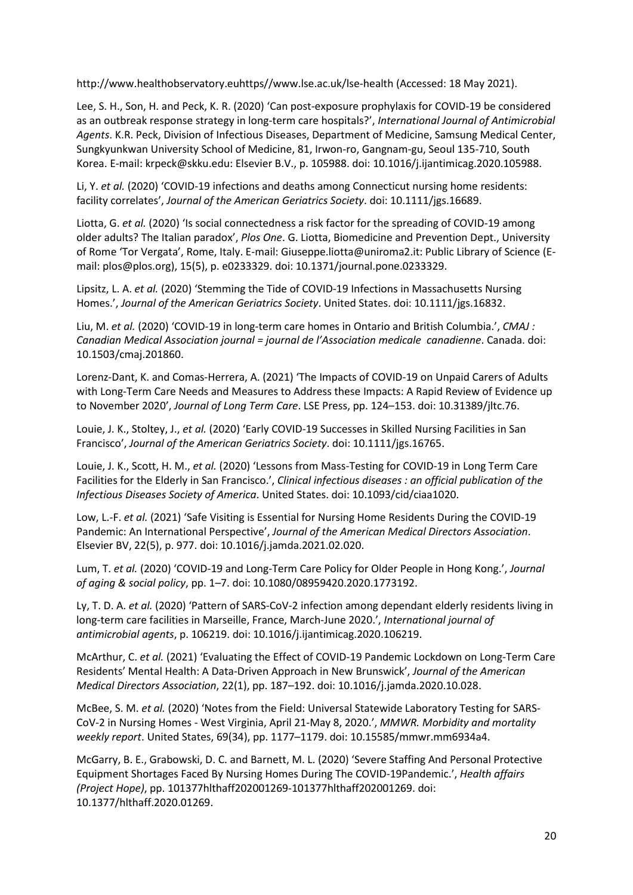http://www.healthobservatory.euhttps//www.lse.ac.uk/lse-health (Accessed: 18 May 2021).

Lee, S. H., Son, H. and Peck, K. R. (2020) 'Can post-exposure prophylaxis for COVID-19 be considered as an outbreak response strategy in long-term care hospitals?', *International Journal of Antimicrobial Agents*. K.R. Peck, Division of Infectious Diseases, Department of Medicine, Samsung Medical Center, Sungkyunkwan University School of Medicine, 81, Irwon-ro, Gangnam-gu, Seoul 135-710, South Korea. E-mail: krpeck@skku.edu: Elsevier B.V., p. 105988. doi: 10.1016/j.ijantimicag.2020.105988.

Li, Y. *et al.* (2020) 'COVID-19 infections and deaths among Connecticut nursing home residents: facility correlates', *Journal of the American Geriatrics Society*. doi: 10.1111/jgs.16689.

Liotta, G. *et al.* (2020) 'Is social connectedness a risk factor for the spreading of COVID-19 among older adults? The Italian paradox', *Plos One*. G. Liotta, Biomedicine and Prevention Dept., University of Rome 'Tor Vergata', Rome, Italy. E-mail: Giuseppe.liotta@uniroma2.it: Public Library of Science (E-mail: plos@plos.org), 15(5), p. e0233329. doi: 10.1371/journal.pone.0233329.

Lipsitz, L. A. *et al.* (2020) 'Stemming the Tide of COVID-19 Infections in Massachusetts Nursing Homes.', *Journal of the American Geriatrics Society*. United States. doi: 10.1111/jgs.16832.

Liu, M. *et al.* (2020) 'COVID-19 in long-term care homes in Ontario and British Columbia.', *CMAJ : Canadian Medical Association journal = journal de l'Association medicale canadienne*. Canada. doi: 10.1503/cmaj.201860.

Lorenz-Dant, K. and Comas-Herrera, A. (2021) 'The Impacts of COVID-19 on Unpaid Carers of Adults with Long-Term Care Needs and Measures to Address these Impacts: A Rapid Review of Evidence up to November 2020', *Journal of Long Term Care*. LSE Press, pp. 124–153. doi: 10.31389/jltc.76.

Louie, J. K., Stoltey, J., *et al.* (2020) 'Early COVID-19 Successes in Skilled Nursing Facilities in San Francisco', *Journal of the American Geriatrics Society*. doi: 10.1111/jgs.16765.

Louie, J. K., Scott, H. M., *et al.* (2020) 'Lessons from Mass-Testing for COVID-19 in Long Term Care Facilities for the Elderly in San Francisco.', *Clinical infectious diseases : an official publication of the Infectious Diseases Society of America*. United States. doi: 10.1093/cid/ciaa1020.

Low, L.-F. *et al.* (2021) 'Safe Visiting is Essential for Nursing Home Residents During the COVID-19 Pandemic: An International Perspective', *Journal of the American Medical Directors Association*. Elsevier BV, 22(5), p. 977. doi: 10.1016/j.jamda.2021.02.020.

Lum, T. *et al.* (2020) 'COVID-19 and Long-Term Care Policy for Older People in Hong Kong.', *Journal of aging & social policy*, pp. 1–7. doi: 10.1080/08959420.2020.1773192.

Ly, T. D. A. *et al.* (2020) 'Pattern of SARS-CoV-2 infection among dependant elderly residents living in long-term care facilities in Marseille, France, March-June 2020.', *International journal of antimicrobial agents*, p. 106219. doi: 10.1016/j.ijantimicag.2020.106219.

McArthur, C. *et al.* (2021) 'Evaluating the Effect of COVID-19 Pandemic Lockdown on Long-Term Care Residents' Mental Health: A Data-Driven Approach in New Brunswick', *Journal of the American Medical Directors Association*, 22(1), pp. 187–192. doi: 10.1016/j.jamda.2020.10.028.

McBee, S. M. *et al.* (2020) 'Notes from the Field: Universal Statewide Laboratory Testing for SARS-CoV-2 in Nursing Homes - West Virginia, April 21-May 8, 2020.', *MMWR. Morbidity and mortality weekly report*. United States, 69(34), pp. 1177–1179. doi: 10.15585/mmwr.mm6934a4.

McGarry, B. E., Grabowski, D. C. and Barnett, M. L. (2020) 'Severe Staffing And Personal Protective Equipment Shortages Faced By Nursing Homes During The COVID-19Pandemic.', *Health affairs (Project Hope)*, pp. 101377hlthaff202001269-101377hlthaff202001269. doi: 10.1377/hlthaff.2020.01269.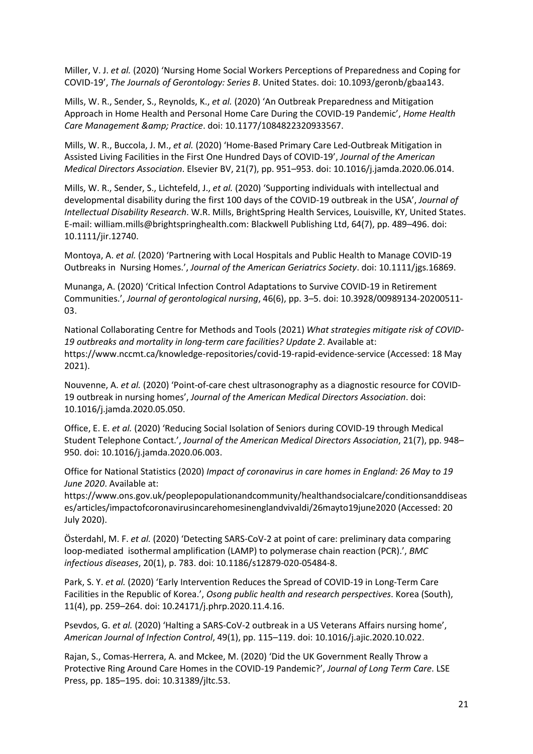Miller, V. J. *et al.* (2020) 'Nursing Home Social Workers Perceptions of Preparedness and Coping for COVID-19', *The Journals of Gerontology: Series B*. United States. doi: 10.1093/geronb/gbaa143.

Mills, W. R., Sender, S., Reynolds, K., *et al.* (2020) 'An Outbreak Preparedness and Mitigation Approach in Home Health and Personal Home Care During the COVID-19 Pandemic', *Home Health Care Management &amp; Practice*. doi: 10.1177/1084822320933567.

Mills, W. R., Buccola, J. M., *et al.* (2020) 'Home-Based Primary Care Led-Outbreak Mitigation in Assisted Living Facilities in the First One Hundred Days of COVID-19', *Journal of the American Medical Directors Association*. Elsevier BV, 21(7), pp. 951–953. doi: 10.1016/j.jamda.2020.06.014.

Mills, W. R., Sender, S., Lichtefeld, J., *et al.* (2020) 'Supporting individuals with intellectual and developmental disability during the first 100 days of the COVID-19 outbreak in the USA', *Journal of Intellectual Disability Research*. W.R. Mills, BrightSpring Health Services, Louisville, KY, United States. E-mail: william.mills@brightspringhealth.com: Blackwell Publishing Ltd, 64(7), pp. 489–496. doi: 10.1111/jir.12740.

Montoya, A. *et al.* (2020) 'Partnering with Local Hospitals and Public Health to Manage COVID-19 Outbreaks in Nursing Homes.', *Journal of the American Geriatrics Society*. doi: 10.1111/jgs.16869.

Munanga, A. (2020) 'Critical Infection Control Adaptations to Survive COVID-19 in Retirement Communities.', *Journal of gerontological nursing*, 46(6), pp. 3–5. doi: 10.3928/00989134-20200511-03.

National Collaborating Centre for Methods and Tools (2021) *What strategies mitigate risk of COVID-19 outbreaks and mortality in long-term care facilities? Update 2*. Available at: https://www.nccmt.ca/knowledge-repositories/covid-19-rapid-evidence-service (Accessed: 18 May 2021).

Nouvenne, A. *et al.* (2020) 'Point-of-care chest ultrasonography as a diagnostic resource for COVID-19 outbreak in nursing homes', *Journal of the American Medical Directors Association*. doi: 10.1016/j.jamda.2020.05.050.

Office, E. E. *et al.* (2020) 'Reducing Social Isolation of Seniors during COVID-19 through Medical Student Telephone Contact.', *Journal of the American Medical Directors Association*, 21(7), pp. 948–950. doi: 10.1016/j.jamda.2020.06.003.

Office for National Statistics (2020) *Impact of coronavirus in care homes in England: 26 May to 19 June 2020*. Available at: https://www.ons.gov.uk/peoplepopulationandcommunity/healthandsocialcare/conditionsanddiseases/articles/impactofcoronavirusincarehomesinenglandvivaldi/26mayto19june2020 (Accessed: 20 July 2020).

Österdahl, M. F. *et al.* (2020) 'Detecting SARS-CoV-2 at point of care: preliminary data comparing loop-mediated isothermal amplification (LAMP) to polymerase chain reaction (PCR).', *BMC infectious diseases*, 20(1), p. 783. doi: 10.1186/s12879-020-05484-8.

Park, S. Y. *et al.* (2020) 'Early Intervention Reduces the Spread of COVID-19 in Long-Term Care Facilities in the Republic of Korea.', *Osong public health and research perspectives*. Korea (South), 11(4), pp. 259–264. doi: 10.24171/j.phrp.2020.11.4.16.

Psevdos, G. *et al.* (2020) 'Halting a SARS-CoV-2 outbreak in a US Veterans Affairs nursing home', *American Journal of Infection Control*, 49(1), pp. 115–119. doi: 10.1016/j.ajic.2020.10.022.

Rajan, S., Comas-Herrera, A. and Mckee, M. (2020) 'Did the UK Government Really Throw a Protective Ring Around Care Homes in the COVID-19 Pandemic?', *Journal of Long Term Care*. LSE Press, pp. 185–195. doi: 10.31389/jltc.53.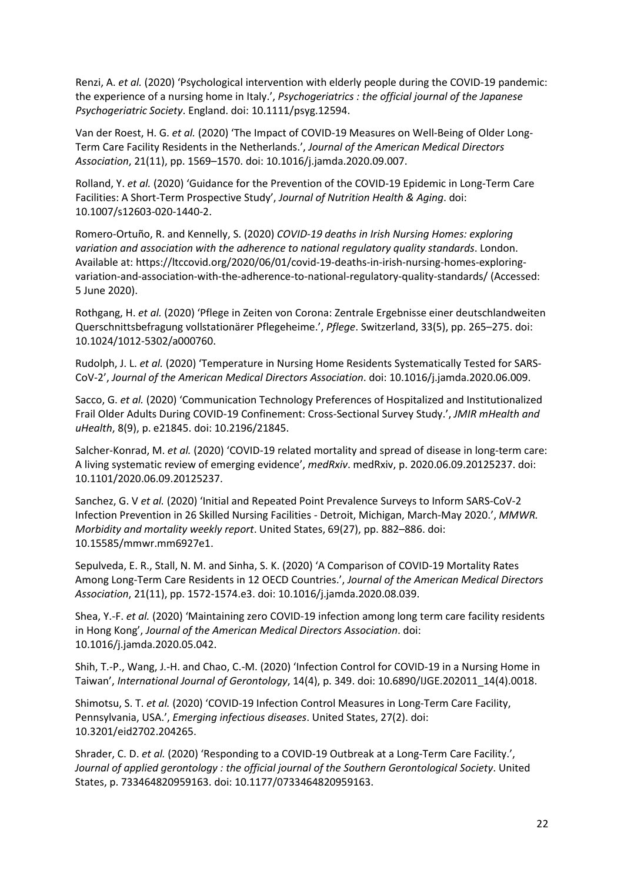Renzi, A. *et al.* (2020) 'Psychological intervention with elderly people during the COVID-19 pandemic: the experience of a nursing home in Italy.', *Psychogeriatrics : the official journal of the Japanese Psychogeriatric Society*. England. doi: 10.1111/psyg.12594.

Van der Roest, H. G. *et al.* (2020) 'The Impact of COVID-19 Measures on Well-Being of Older Long-Term Care Facility Residents in the Netherlands.', *Journal of the American Medical Directors Association*, 21(11), pp. 1569–1570. doi: 10.1016/j.jamda.2020.09.007.

Rolland, Y. *et al.* (2020) 'Guidance for the Prevention of the COVID-19 Epidemic in Long-Term Care Facilities: A Short-Term Prospective Study', *Journal of Nutrition Health & Aging*. doi: 10.1007/s12603-020-1440-2.

Romero-Ortuño, R. and Kennelly, S. (2020) *COVID-19 deaths in Irish Nursing Homes: exploring variation and association with the adherence to national regulatory quality standards*. London. Available at: https://ltccovid.org/2020/06/01/covid-19-deaths-in-irish-nursing-homes-exploring-variation-and-association-with-the-adherence-to-national-regulatory-quality-standards/ (Accessed: 5 June 2020).

Rothgang, H. *et al.* (2020) 'Pflege in Zeiten von Corona: Zentrale Ergebnisse einer deutschlandweiten Querschnittsbefragung vollstationärer Pflegeheime.', *Pflege*. Switzerland, 33(5), pp. 265–275. doi: 10.1024/1012-5302/a000760.

Rudolph, J. L. *et al.* (2020) 'Temperature in Nursing Home Residents Systematically Tested for SARS-CoV-2', *Journal of the American Medical Directors Association*. doi: 10.1016/j.jamda.2020.06.009.

Sacco, G. *et al.* (2020) 'Communication Technology Preferences of Hospitalized and Institutionalized Frail Older Adults During COVID-19 Confinement: Cross-Sectional Survey Study.', *JMIR mHealth and uHealth*, 8(9), p. e21845. doi: 10.2196/21845.

Salcher-Konrad, M. *et al.* (2020) 'COVID-19 related mortality and spread of disease in long-term care: A living systematic review of emerging evidence', *medRxiv*. medRxiv, p. 2020.06.09.20125237. doi: 10.1101/2020.06.09.20125237.

Sanchez, G. V *et al.* (2020) 'Initial and Repeated Point Prevalence Surveys to Inform SARS-CoV-2 Infection Prevention in 26 Skilled Nursing Facilities - Detroit, Michigan, March-May 2020.', *MMWR. Morbidity and mortality weekly report*. United States, 69(27), pp. 882–886. doi: 10.15585/mmwr.mm6927e1.

Sepulveda, E. R., Stall, N. M. and Sinha, S. K. (2020) 'A Comparison of COVID-19 Mortality Rates Among Long-Term Care Residents in 12 OECD Countries.', *Journal of the American Medical Directors Association*, 21(11), pp. 1572-1574.e3. doi: 10.1016/j.jamda.2020.08.039.

Shea, Y.-F. *et al.* (2020) 'Maintaining zero COVID-19 infection among long term care facility residents in Hong Kong', *Journal of the American Medical Directors Association*. doi: 10.1016/j.jamda.2020.05.042.

Shih, T.-P., Wang, J.-H. and Chao, C.-M. (2020) 'Infection Control for COVID-19 in a Nursing Home in Taiwan', *International Journal of Gerontology*, 14(4), p. 349. doi: 10.6890/IJGE.202011_14(4).0018.

Shimotsu, S. T. *et al.* (2020) 'COVID-19 Infection Control Measures in Long-Term Care Facility, Pennsylvania, USA.', *Emerging infectious diseases*. United States, 27(2). doi: 10.3201/eid2702.204265.

Shrader, C. D. *et al.* (2020) 'Responding to a COVID-19 Outbreak at a Long-Term Care Facility.', *Journal of applied gerontology : the official journal of the Southern Gerontological Society*. United States, p. 733464820959163. doi: 10.1177/0733464820959163.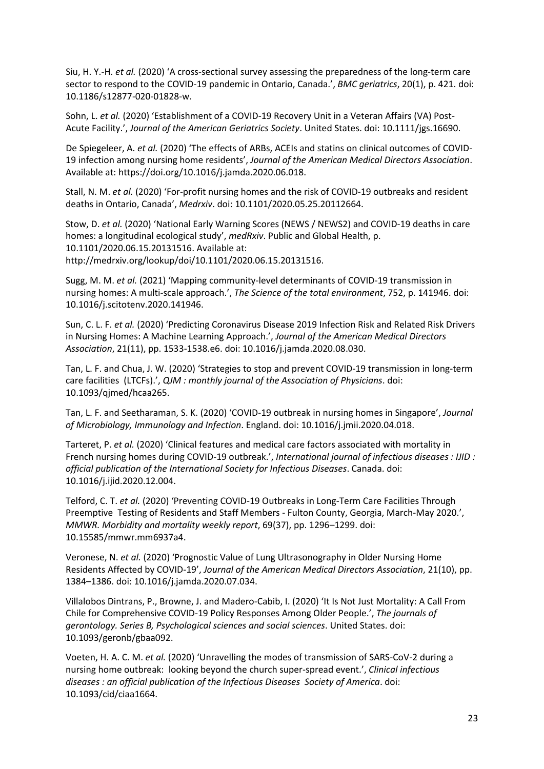Siu, H. Y.-H. *et al.* (2020) 'A cross-sectional survey assessing the preparedness of the long-term care sector to respond to the COVID-19 pandemic in Ontario, Canada.', *BMC geriatrics*, 20(1), p. 421. doi: 10.1186/s12877-020-01828-w.

Sohn, L. *et al.* (2020) 'Establishment of a COVID-19 Recovery Unit in a Veteran Affairs (VA) Post-Acute Facility.', *Journal of the American Geriatrics Society*. United States. doi: 10.1111/jgs.16690.

De Spiegeleer, A. *et al.* (2020) 'The effects of ARBs, ACEIs and statins on clinical outcomes of COVID-19 infection among nursing home residents', *Journal of the American Medical Directors Association*. Available at: https://doi.org/10.1016/j.jamda.2020.06.018.

Stall, N. M. *et al.* (2020) 'For-profit nursing homes and the risk of COVID-19 outbreaks and resident deaths in Ontario, Canada', *Medrxiv*. doi: 10.1101/2020.05.25.20112664.

Stow, D. *et al.* (2020) 'National Early Warning Scores (NEWS / NEWS2) and COVID-19 deaths in care homes: a longitudinal ecological study', *medRxiv*. Public and Global Health, p. 10.1101/2020.06.15.20131516. Available at: http://medrxiv.org/lookup/doi/10.1101/2020.06.15.20131516.

Sugg, M. M. *et al.* (2021) 'Mapping community-level determinants of COVID-19 transmission in nursing homes: A multi-scale approach.', *The Science of the total environment*, 752, p. 141946. doi: 10.1016/j.scitotenv.2020.141946.

Sun, C. L. F. *et al.* (2020) 'Predicting Coronavirus Disease 2019 Infection Risk and Related Risk Drivers in Nursing Homes: A Machine Learning Approach.', *Journal of the American Medical Directors Association*, 21(11), pp. 1533-1538.e6. doi: 10.1016/j.jamda.2020.08.030.

Tan, L. F. and Chua, J. W. (2020) 'Strategies to stop and prevent COVID-19 transmission in long-term care facilities (LTCFs).', *QJM : monthly journal of the Association of Physicians*. doi: 10.1093/qjmed/hcaa265.

Tan, L. F. and Seetharaman, S. K. (2020) 'COVID-19 outbreak in nursing homes in Singapore', *Journal of Microbiology, Immunology and Infection*. England. doi: 10.1016/j.jmii.2020.04.018.

Tarteret, P. *et al.* (2020) 'Clinical features and medical care factors associated with mortality in French nursing homes during COVID-19 outbreak.', *International journal of infectious diseases : IJID : official publication of the International Society for Infectious Diseases*. Canada. doi: 10.1016/j.ijid.2020.12.004.

Telford, C. T. *et al.* (2020) 'Preventing COVID-19 Outbreaks in Long-Term Care Facilities Through Preemptive Testing of Residents and Staff Members - Fulton County, Georgia, March-May 2020.', *MMWR. Morbidity and mortality weekly report*, 69(37), pp. 1296–1299. doi: 10.15585/mmwr.mm6937a4.

Veronese, N. *et al.* (2020) 'Prognostic Value of Lung Ultrasonography in Older Nursing Home Residents Affected by COVID-19', *Journal of the American Medical Directors Association*, 21(10), pp. 1384–1386. doi: 10.1016/j.jamda.2020.07.034.

Villalobos Dintrans, P., Browne, J. and Madero-Cabib, I. (2020) 'It Is Not Just Mortality: A Call From Chile for Comprehensive COVID-19 Policy Responses Among Older People.', *The journals of gerontology. Series B, Psychological sciences and social sciences*. United States. doi: 10.1093/geronb/gbaa092.

Voeten, H. A. C. M. *et al.* (2020) 'Unravelling the modes of transmission of SARS-CoV-2 during a nursing home outbreak: looking beyond the church super-spread event.', *Clinical infectious diseases : an official publication of the Infectious Diseases Society of America*. doi: 10.1093/cid/ciaa1664.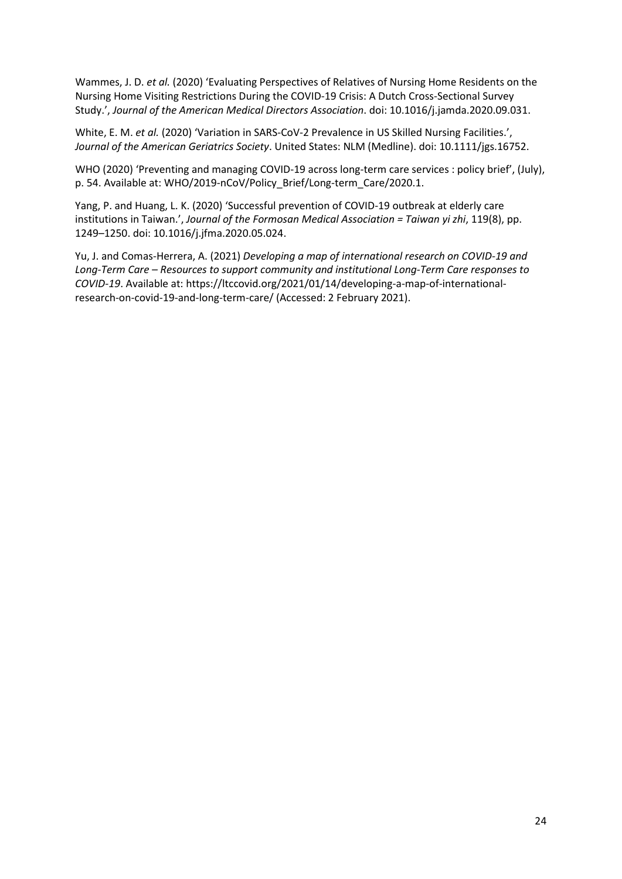Wammes, J. D. *et al.* (2020) 'Evaluating Perspectives of Relatives of Nursing Home Residents on the Nursing Home Visiting Restrictions During the COVID-19 Crisis: A Dutch Cross-Sectional Survey Study.', *Journal of the American Medical Directors Association*. doi: 10.1016/j.jamda.2020.09.031.

White, E. M. *et al.* (2020) 'Variation in SARS-CoV-2 Prevalence in US Skilled Nursing Facilities.', *Journal of the American Geriatrics Society*. United States: NLM (Medline). doi: 10.1111/jgs.16752.

WHO (2020) 'Preventing and managing COVID-19 across long-term care services : policy brief', (July), p. 54. Available at: WHO/2019-nCoV/Policy_Brief/Long-term_Care/2020.1.

Yang, P. and Huang, L. K. (2020) 'Successful prevention of COVID-19 outbreak at elderly care institutions in Taiwan.', *Journal of the Formosan Medical Association = Taiwan yi zhi*, 119(8), pp. 1249–1250. doi: 10.1016/j.jfma.2020.05.024.

Yu, J. and Comas-Herrera, A. (2021) *Developing a map of international research on COVID-19 and Long-Term Care – Resources to support community and institutional Long-Term Care responses to COVID-19*. Available at: https://ltccovid.org/2021/01/14/developing-a-map-of-international-research-on-covid-19-and-long-term-care/ (Accessed: 2 February 2021).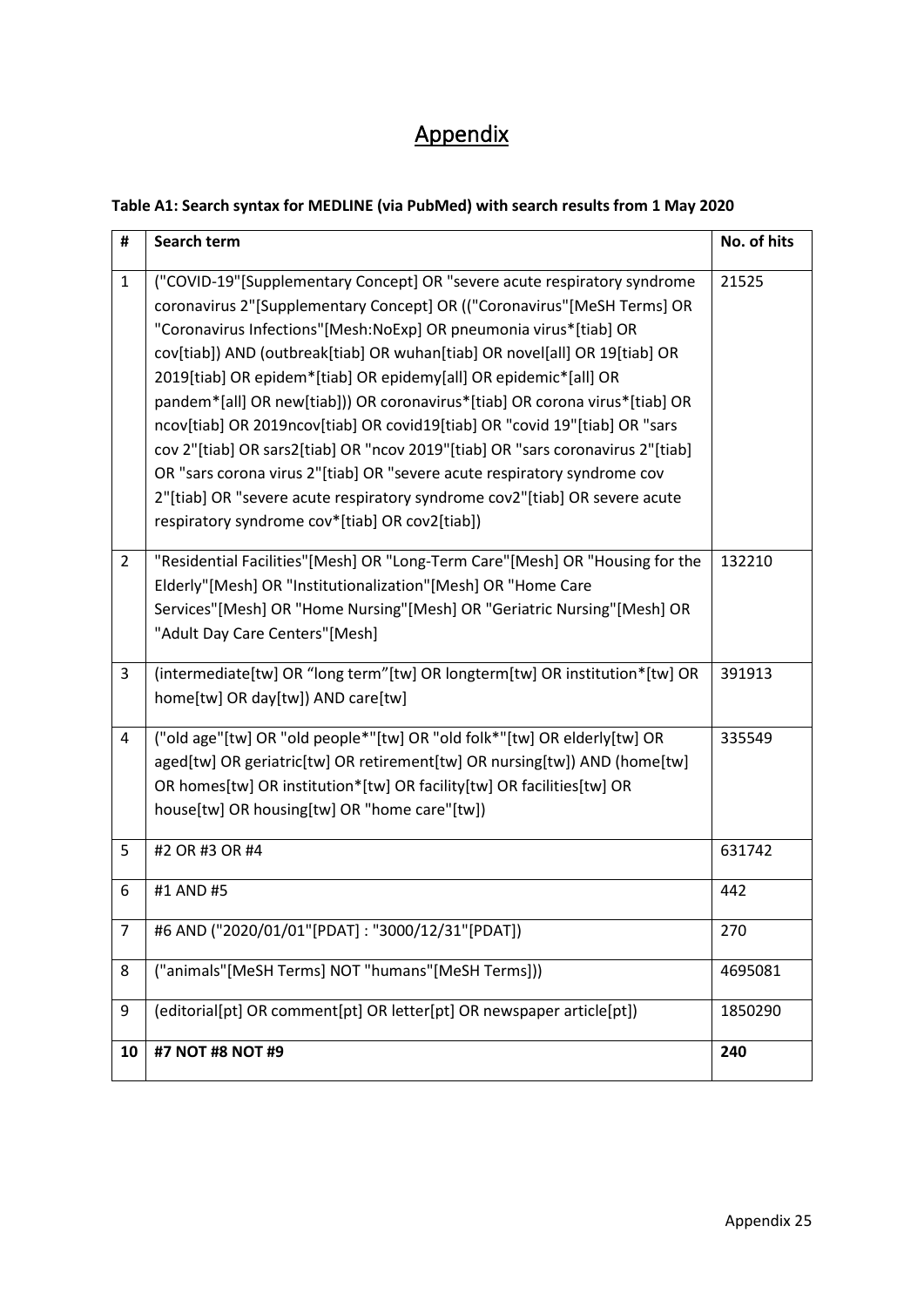# Appendix

**Table A1: Search syntax for MEDLINE (via PubMed) with search results from 1 May 2020**

| # | Search term | No. of hits |
|---|---|---|
| 1 | ("COVID-19"[Supplementary Concept] OR "severe acute respiratory syndrome coronavirus 2"[Supplementary Concept] OR (("Coronavirus"[MeSH Terms] OR "Coronavirus Infections"[Mesh:NoExp] OR pneumonia virus*[tiab] OR cov[tiab]) AND (outbreak[tiab] OR wuhan[tiab] OR novel[all] OR 19[tiab] OR 2019[tiab] OR epidem*[tiab] OR epidemy[all] OR epidemic*[all] OR pandem*[all] OR new[tiab])) OR coronavirus*[tiab] OR corona virus*[tiab] OR ncov[tiab] OR 2019ncov[tiab] OR covid19[tiab] OR "covid 19"[tiab] OR "sars cov 2"[tiab] OR sars2[tiab] OR "ncov 2019"[tiab] OR "sars coronavirus 2"[tiab] OR "sars corona virus 2"[tiab] OR "severe acute respiratory syndrome cov 2"[tiab] OR "severe acute respiratory syndrome cov2"[tiab] OR severe acute respiratory syndrome cov*[tiab] OR cov2[tiab]) | 21525 |
| 2 | "Residential Facilities"[Mesh] OR "Long-Term Care"[Mesh] OR "Housing for the Elderly"[Mesh] OR "Institutionalization"[Mesh] OR "Home Care Services"[Mesh] OR "Home Nursing"[Mesh] OR "Geriatric Nursing"[Mesh] OR "Adult Day Care Centers"[Mesh] | 132210 |
| 3 | (intermediate[tw] OR "long term"[tw] OR longterm[tw] OR institution*[tw] OR home[tw] OR day[tw]) AND care[tw] | 391913 |
| 4 | ("old age"[tw] OR "old people*"[tw] OR "old folk*"[tw] OR elderly[tw] OR aged[tw] OR geriatric[tw] OR retirement[tw] OR nursing[tw]) AND (home[tw] OR homes[tw] OR institution*[tw] OR facility[tw] OR facilities[tw] OR house[tw] OR housing[tw] OR "home care"[tw]) | 335549 |
| 5 | #2 OR #3 OR #4 | 631742 |
| 6 | #1 AND #5 | 442 |
| 7 | #6 AND ("2020/01/01"[PDAT] : "3000/12/31"[PDAT]) | 270 |
| 8 | ("animals"[MeSH Terms] NOT "humans"[MeSH Terms])) | 4695081 |
| 9 | (editorial[pt] OR comment[pt] OR letter[pt] OR newspaper article[pt]) | 1850290 |
| **10** | **#7 NOT #8 NOT #9** | **240** |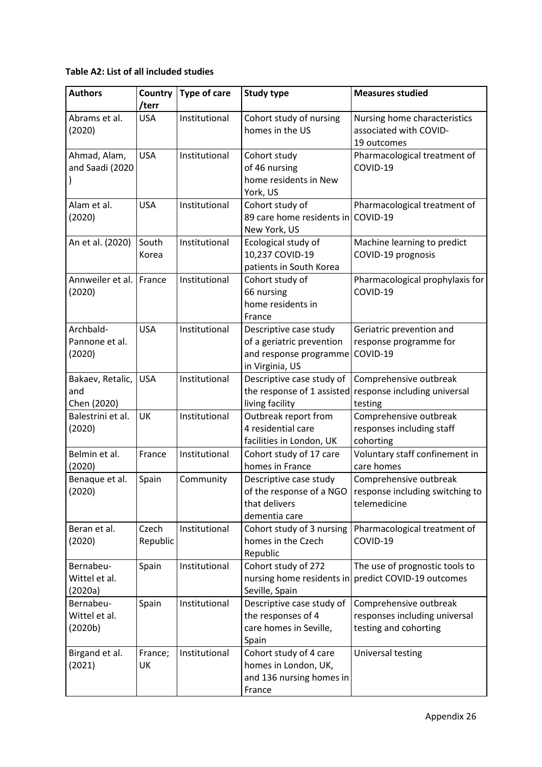**Table A2: List of all included studies**

| Authors | Country /terr | Type of care | Study type | Measures studied |
|---|---|---|---|---|
| Abrams et al. (2020) | USA | Institutional | Cohort study of nursing homes in the US | Nursing home characteristics associated with COVID-19 outcomes |
| Ahmad, Alam, and Saadi (2020) | USA | Institutional | Cohort study of 46 nursing home residents in New York, US | Pharmacological treatment of COVID-19 |
| Alam et al. (2020) | USA | Institutional | Cohort study of 89 care home residents in New York, US | Pharmacological treatment of COVID-19 |
| An et al. (2020) | South Korea | Institutional | Ecological study of 10,237 COVID-19 patients in South Korea | Machine learning to predict COVID-19 prognosis |
| Annweiler et al. (2020) | France | Institutional | Cohort study of 66 nursing home residents in France | Pharmacological prophylaxis for COVID-19 |
| Archbald-Pannone et al. (2020) | USA | Institutional | Descriptive case study of a geriatric prevention and response programme in Virginia, US | Geriatric prevention and response programme for COVID-19 |
| Bakaev, Retalic, and Chen (2020) | USA | Institutional | Descriptive case study of the response of 1 assisted living facility | Comprehensive outbreak response including universal testing |
| Balestrini et al. (2020) | UK | Institutional | Outbreak report from 4 residential care facilities in London, UK | Comprehensive outbreak responses including staff cohorting |
| Belmin et al. (2020) | France | Institutional | Cohort study of 17 care homes in France | Voluntary staff confinement in care homes |
| Benaque et al. (2020) | Spain | Community | Descriptive case study of the response of a NGO that delivers dementia care | Comprehensive outbreak response including switching to telemedicine |
| Beran et al. (2020) | Czech Republic | Institutional | Cohort study of 3 nursing homes in the Czech Republic | Pharmacological treatment of COVID-19 |
| Bernabeu-Wittel et al. (2020a) | Spain | Institutional | Cohort study of 272 nursing home residents in Seville, Spain | The use of prognostic tools to predict COVID-19 outcomes |
| Bernabeu-Wittel et al. (2020b) | Spain | Institutional | Descriptive case study of the responses of 4 care homes in Seville, Spain | Comprehensive outbreak responses including universal testing and cohorting |
| Birgand et al. (2021) | France; UK | Institutional | Cohort study of 4 care homes in London, UK, and 136 nursing homes in France | Universal testing |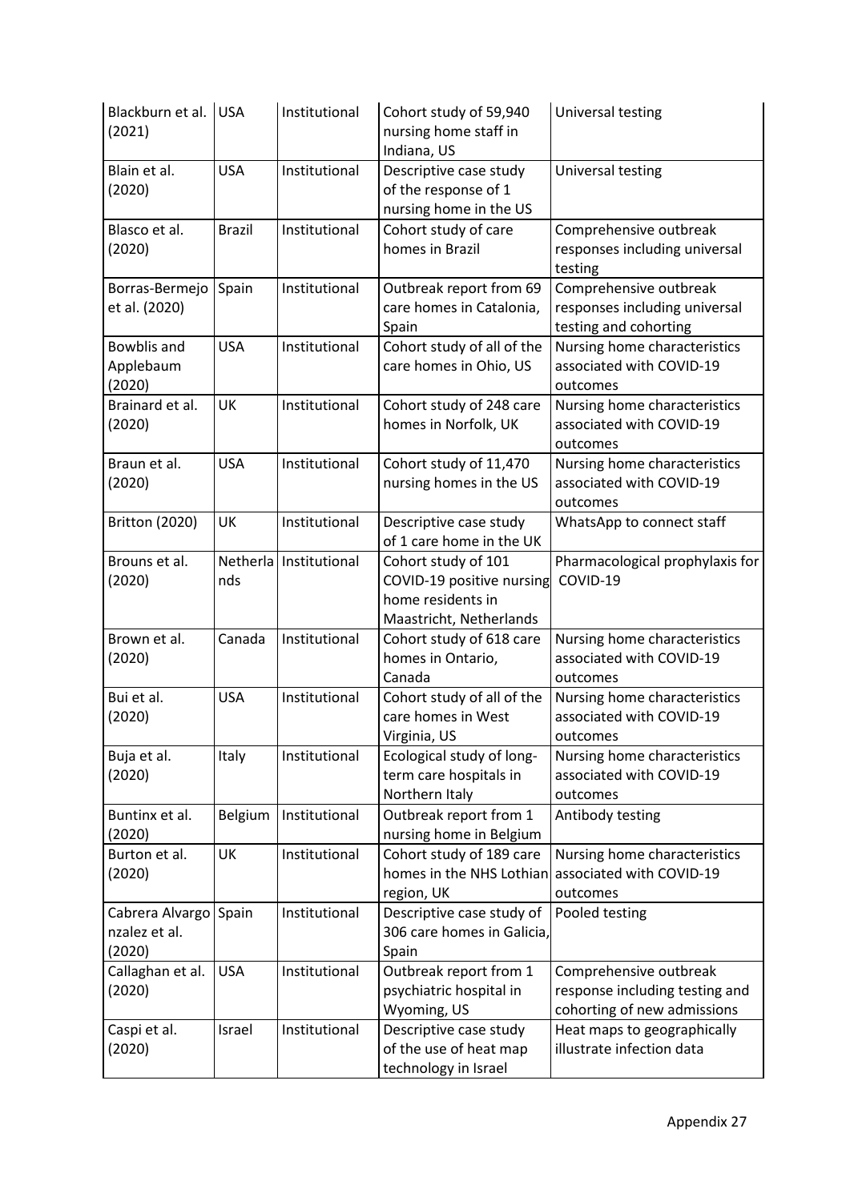| Blackburn et al. (2021) | USA | Institutional | Cohort study of 59,940 nursing home staff in Indiana, US | Universal testing |
|---|---|---|---|---|
| Blain et al. (2020) | USA | Institutional | Descriptive case study of the response of 1 nursing home in the US | Universal testing |
| Blasco et al. (2020) | Brazil | Institutional | Cohort study of care homes in Brazil | Comprehensive outbreak responses including universal testing |
| Borras-Bermejo et al. (2020) | Spain | Institutional | Outbreak report from 69 care homes in Catalonia, Spain | Comprehensive outbreak responses including universal testing and cohorting |
| Bowblis and Applebaum (2020) | USA | Institutional | Cohort study of all of the care homes in Ohio, US | Nursing home characteristics associated with COVID-19 outcomes |
| Brainard et al. (2020) | UK | Institutional | Cohort study of 248 care homes in Norfolk, UK | Nursing home characteristics associated with COVID-19 outcomes |
| Braun et al. (2020) | USA | Institutional | Cohort study of 11,470 nursing homes in the US | Nursing home characteristics associated with COVID-19 outcomes |
| Britton (2020) | UK | Institutional | Descriptive case study of 1 care home in the UK | WhatsApp to connect staff |
| Brouns et al. (2020) | Netherlands | Institutional | Cohort study of 101 COVID-19 positive nursing home residents in Maastricht, Netherlands | Pharmacological prophylaxis for COVID-19 |
| Brown et al. (2020) | Canada | Institutional | Cohort study of 618 care homes in Ontario, Canada | Nursing home characteristics associated with COVID-19 outcomes |
| Bui et al. (2020) | USA | Institutional | Cohort study of all of the care homes in West Virginia, US | Nursing home characteristics associated with COVID-19 outcomes |
| Buja et al. (2020) | Italy | Institutional | Ecological study of long-term care hospitals in Northern Italy | Nursing home characteristics associated with COVID-19 outcomes |
| Buntinx et al. (2020) | Belgium | Institutional | Outbreak report from 1 nursing home in Belgium | Antibody testing |
| Burton et al. (2020) | UK | Institutional | Cohort study of 189 care homes in the NHS Lothian region, UK | Nursing home characteristics associated with COVID-19 outcomes |
| Cabrera Alvargonzalez et al. (2020) | Spain | Institutional | Descriptive case study of 306 care homes in Galicia, Spain | Pooled testing |
| Callaghan et al. (2020) | USA | Institutional | Outbreak report from 1 psychiatric hospital in Wyoming, US | Comprehensive outbreak response including testing and cohorting of new admissions |
| Caspi et al. (2020) | Israel | Institutional | Descriptive case study of the use of heat map technology in Israel | Heat maps to geographically illustrate infection data |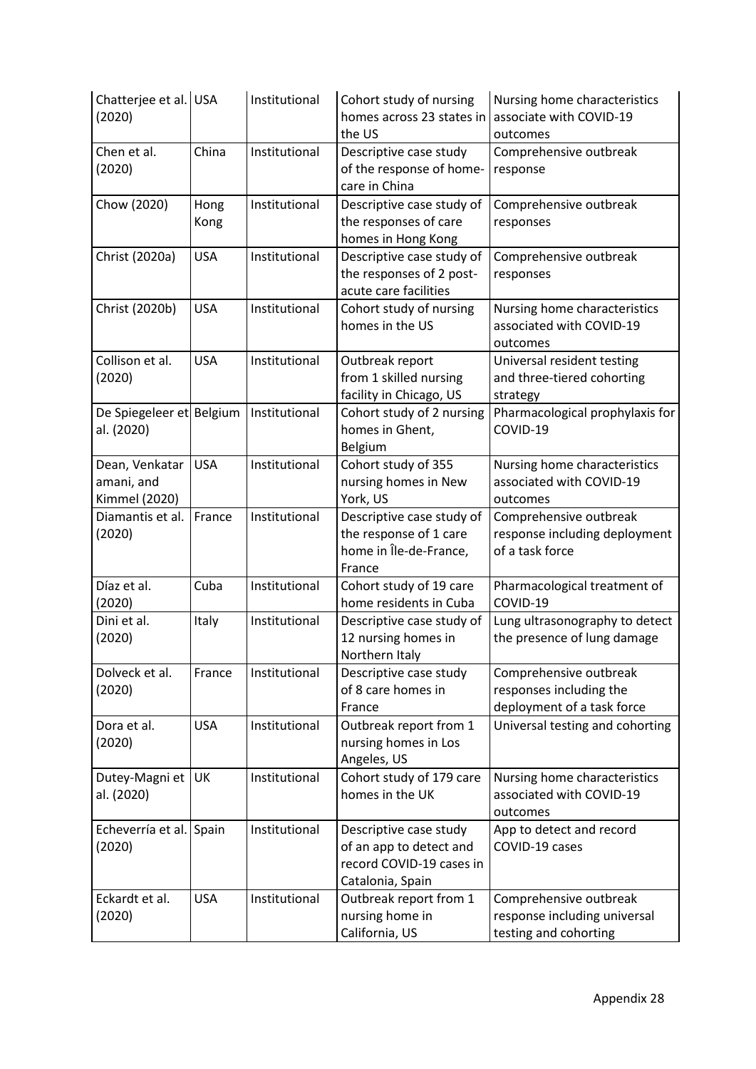| Chatterjee et al. (2020) | USA | Institutional | Cohort study of nursing homes across 23 states in the US | Nursing home characteristics associate with COVID-19 outcomes |
|---|---|---|---|---|
| Chen et al. (2020) | China | Institutional | Descriptive case study of the response of home-care in China | Comprehensive outbreak response |
| Chow (2020) | Hong Kong | Institutional | Descriptive case study of the responses of care homes in Hong Kong | Comprehensive outbreak responses |
| Christ (2020a) | USA | Institutional | Descriptive case study of the responses of 2 post-acute care facilities | Comprehensive outbreak responses |
| Christ (2020b) | USA | Institutional | Cohort study of nursing homes in the US | Nursing home characteristics associated with COVID-19 outcomes |
| Collison et al. (2020) | USA | Institutional | Outbreak report from 1 skilled nursing facility in Chicago, US | Universal resident testing and three-tiered cohorting strategy |
| De Spiegeleer et al. (2020) | Belgium | Institutional | Cohort study of 2 nursing homes in Ghent, Belgium | Pharmacological prophylaxis for COVID-19 |
| Dean, Venkataramani, and Kimmel (2020) | USA | Institutional | Cohort study of 355 nursing homes in New York, US | Nursing home characteristics associated with COVID-19 outcomes |
| Diamantis et al. (2020) | France | Institutional | Descriptive case study of the response of 1 care home in Île-de-France, France | Comprehensive outbreak response including deployment of a task force |
| Díaz et al. (2020) | Cuba | Institutional | Cohort study of 19 care home residents in Cuba | Pharmacological treatment of COVID-19 |
| Dini et al. (2020) | Italy | Institutional | Descriptive case study of 12 nursing homes in Northern Italy | Lung ultrasonography to detect the presence of lung damage |
| Dolveck et al. (2020) | France | Institutional | Descriptive case study of 8 care homes in France | Comprehensive outbreak responses including the deployment of a task force |
| Dora et al. (2020) | USA | Institutional | Outbreak report from 1 nursing homes in Los Angeles, US | Universal testing and cohorting |
| Dutey-Magni et al. (2020) | UK | Institutional | Cohort study of 179 care homes in the UK | Nursing home characteristics associated with COVID-19 outcomes |
| Echeverría et al. (2020) | Spain | Institutional | Descriptive case study of an app to detect and record COVID-19 cases in Catalonia, Spain | App to detect and record COVID-19 cases |
| Eckardt et al. (2020) | USA | Institutional | Outbreak report from 1 nursing home in California, US | Comprehensive outbreak response including universal testing and cohorting |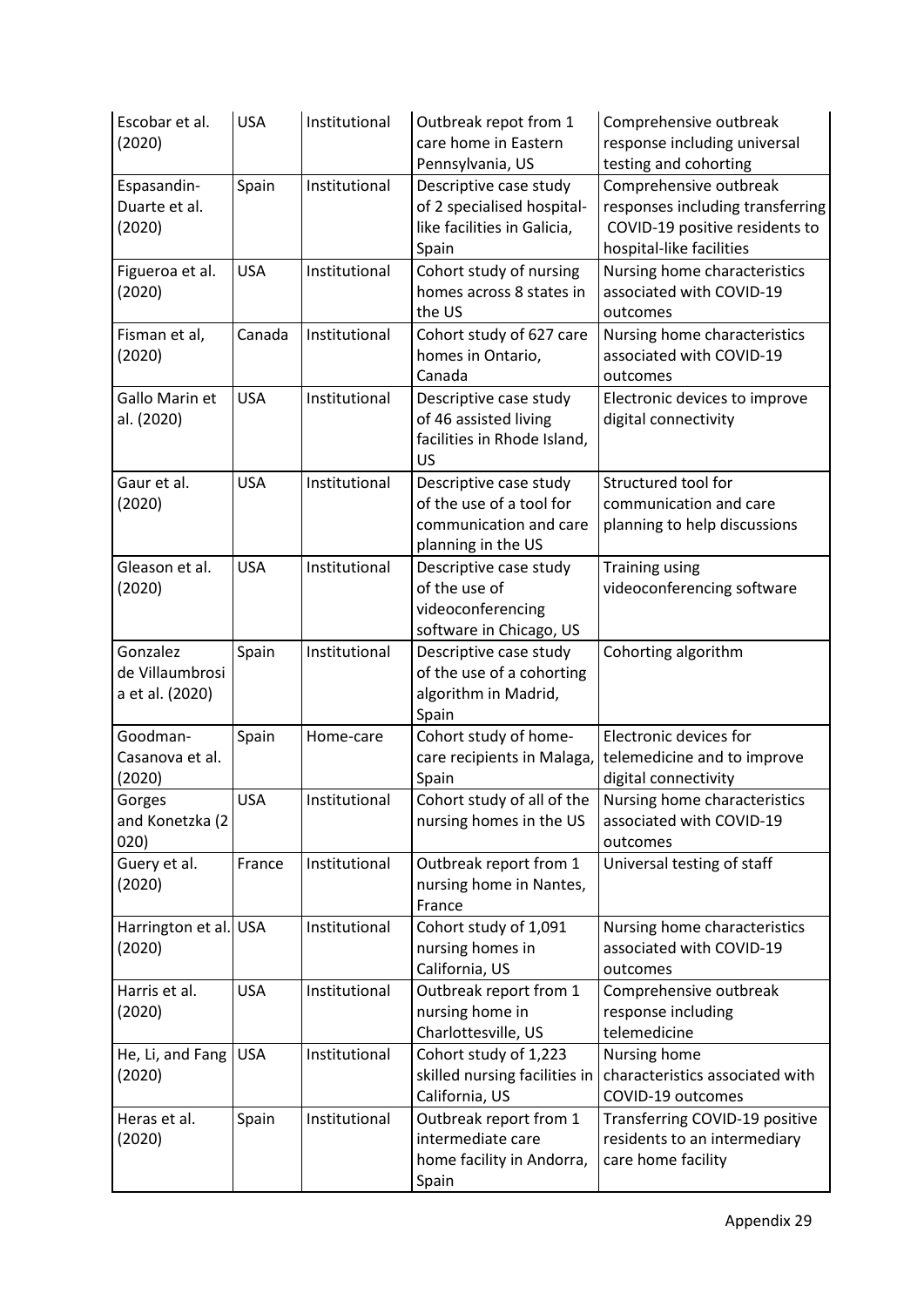| Escobar et al. (2020) | USA | Institutional | Outbreak repot from 1 care home in Eastern Pennsylvania, US | Comprehensive outbreak response including universal testing and cohorting |
|---|---|---|---|---|
| Espasandin-Duarte et al. (2020) | Spain | Institutional | Descriptive case study of 2 specialised hospital-like facilities in Galicia, Spain | Comprehensive outbreak responses including transferring COVID-19 positive residents to hospital-like facilities |
| Figueroa et al. (2020) | USA | Institutional | Cohort study of nursing homes across 8 states in the US | Nursing home characteristics associated with COVID-19 outcomes |
| Fisman et al, (2020) | Canada | Institutional | Cohort study of 627 care homes in Ontario, Canada | Nursing home characteristics associated with COVID-19 outcomes |
| Gallo Marin et al. (2020) | USA | Institutional | Descriptive case study of 46 assisted living facilities in Rhode Island, US | Electronic devices to improve digital connectivity |
| Gaur et al. (2020) | USA | Institutional | Descriptive case study of the use of a tool for communication and care planning in the US | Structured tool for communication and care planning to help discussions |
| Gleason et al. (2020) | USA | Institutional | Descriptive case study of the use of videoconferencing software in Chicago, US | Training using videoconferencing software |
| Gonzalez de Villaumbrosia et al. (2020) | Spain | Institutional | Descriptive case study of the use of a cohorting algorithm in Madrid, Spain | Cohorting algorithm |
| Goodman-Casanova et al. (2020) | Spain | Home-care | Cohort study of home-care recipients in Malaga, Spain | Electronic devices for telemedicine and to improve digital connectivity |
| Gorges and Konetzka (2020) | USA | Institutional | Cohort study of all of the nursing homes in the US | Nursing home characteristics associated with COVID-19 outcomes |
| Guery et al. (2020) | France | Institutional | Outbreak report from 1 nursing home in Nantes, France | Universal testing of staff |
| Harrington et al. (2020) | USA | Institutional | Cohort study of 1,091 nursing homes in California, US | Nursing home characteristics associated with COVID-19 outcomes |
| Harris et al. (2020) | USA | Institutional | Outbreak report from 1 nursing home in Charlottesville, US | Comprehensive outbreak response including telemedicine |
| He, Li, and Fang (2020) | USA | Institutional | Cohort study of 1,223 skilled nursing facilities in California, US | Nursing home characteristics associated with COVID-19 outcomes |
| Heras et al. (2020) | Spain | Institutional | Outbreak report from 1 intermediate care home facility in Andorra, Spain | Transferring COVID-19 positive residents to an intermediary care home facility |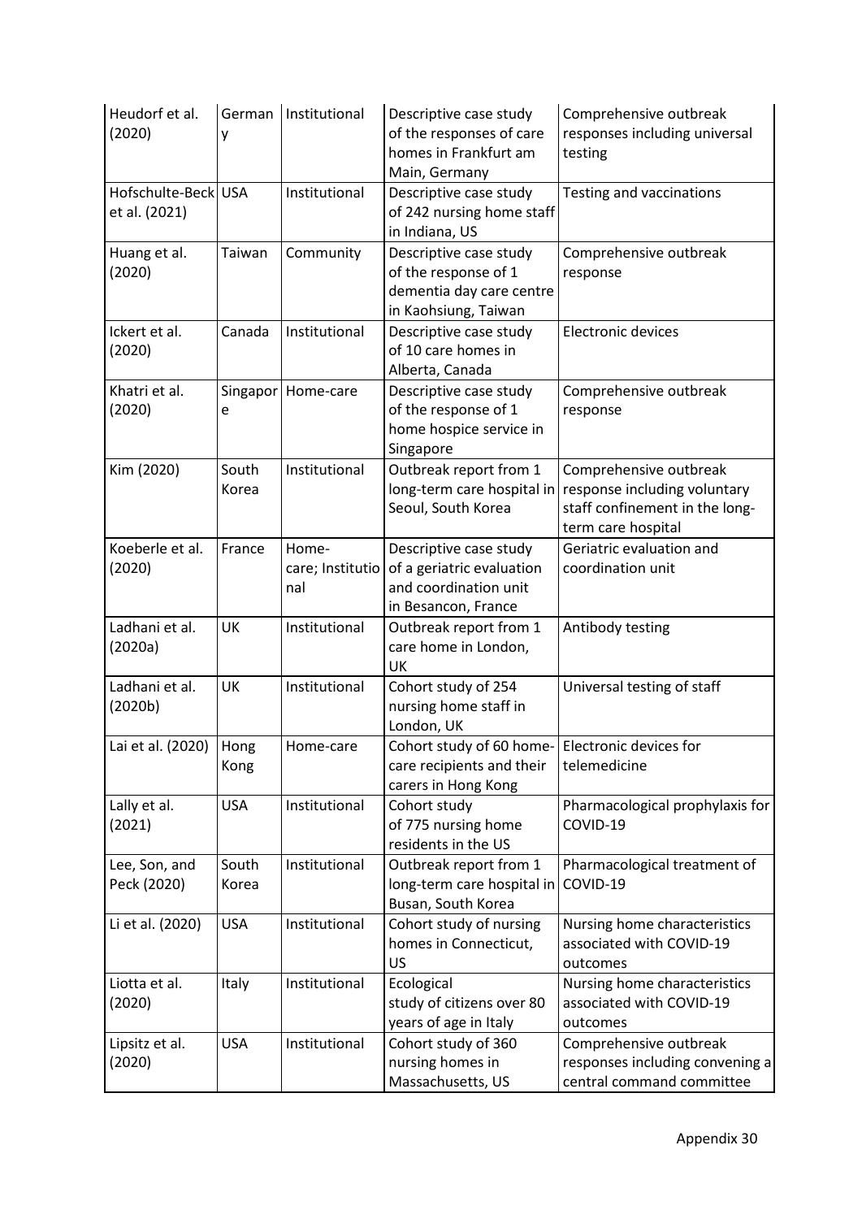| Heudorf et al. (2020) | Germany | Institutional | Descriptive case study of the responses of care homes in Frankfurt am Main, Germany | Comprehensive outbreak responses including universal testing |
|---|---|---|---|---|
| Hofschulte-Beck et al. (2021) | USA | Institutional | Descriptive case study of 242 nursing home staff in Indiana, US | Testing and vaccinations |
| Huang et al. (2020) | Taiwan | Community | Descriptive case study of the response of 1 dementia day care centre in Kaohsiung, Taiwan | Comprehensive outbreak response |
| Ickert et al. (2020) | Canada | Institutional | Descriptive case study of 10 care homes in Alberta, Canada | Electronic devices |
| Khatri et al. (2020) | Singapore | Home-care | Descriptive case study of the response of 1 home hospice service in Singapore | Comprehensive outbreak response |
| Kim (2020) | South Korea | Institutional | Outbreak report from 1 long-term care hospital in Seoul, South Korea | Comprehensive outbreak response including voluntary staff confinement in the long-term care hospital |
| Koeberle et al. (2020) | France | Home-care; Institutional | Descriptive case study of a geriatric evaluation and coordination unit in Besancon, France | Geriatric evaluation and coordination unit |
| Ladhani et al. (2020a) | UK | Institutional | Outbreak report from 1 care home in London, UK | Antibody testing |
| Ladhani et al. (2020b) | UK | Institutional | Cohort study of 254 nursing home staff in London, UK | Universal testing of staff |
| Lai et al. (2020) | Hong Kong | Home-care | Cohort study of 60 home-care recipients and their carers in Hong Kong | Electronic devices for telemedicine |
| Lally et al. (2021) | USA | Institutional | Cohort study of 775 nursing home residents in the US | Pharmacological prophylaxis for COVID-19 |
| Lee, Son, and Peck (2020) | South Korea | Institutional | Outbreak report from 1 long-term care hospital in Busan, South Korea | Pharmacological treatment of COVID-19 |
| Li et al. (2020) | USA | Institutional | Cohort study of nursing homes in Connecticut, US | Nursing home characteristics associated with COVID-19 outcomes |
| Liotta et al. (2020) | Italy | Institutional | Ecological study of citizens over 80 years of age in Italy | Nursing home characteristics associated with COVID-19 outcomes |
| Lipsitz et al. (2020) | USA | Institutional | Cohort study of 360 nursing homes in Massachusetts, US | Comprehensive outbreak responses including convening a central command committee |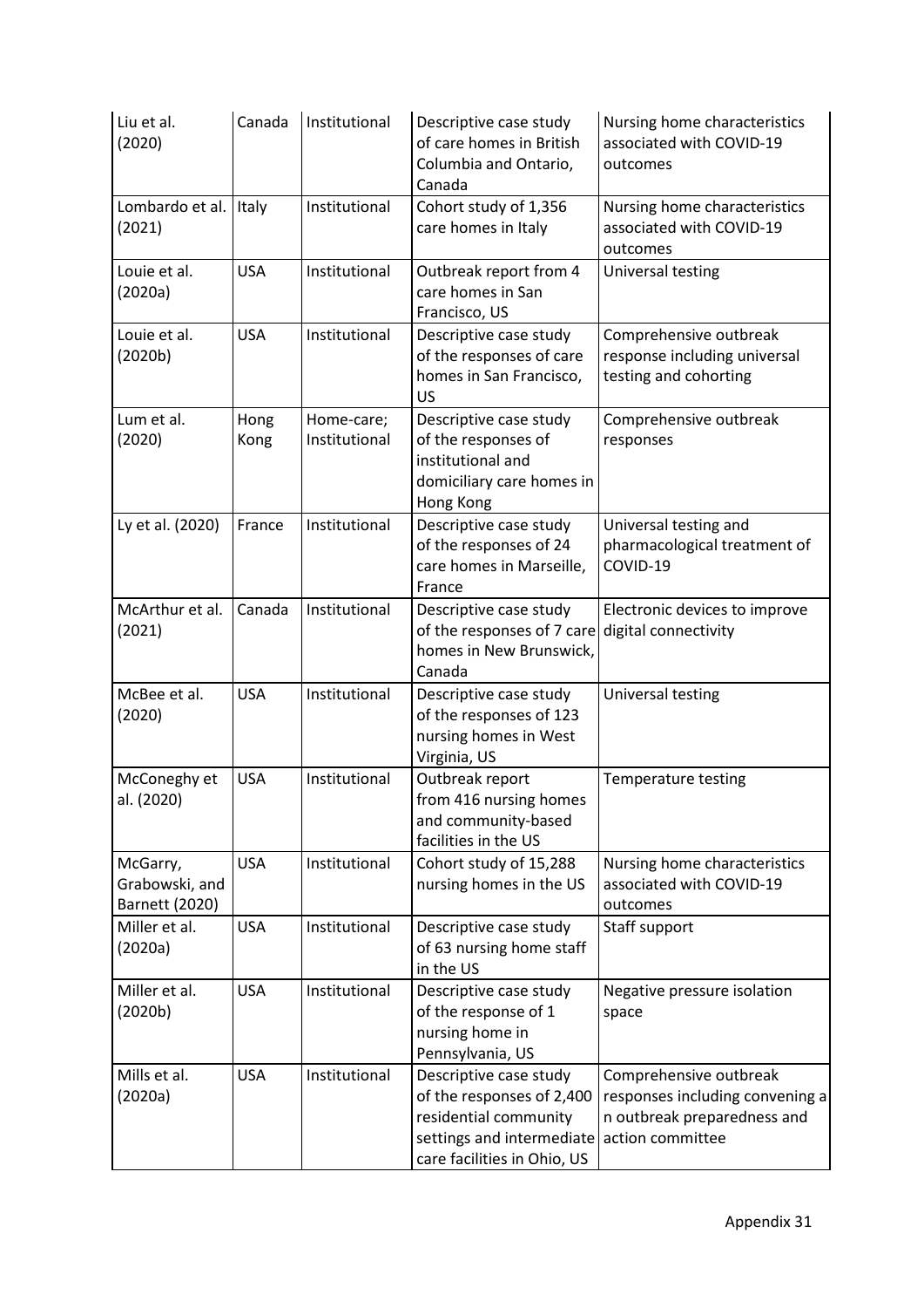| | | | | |
|---|---|---|---|---|
| Liu et al. (2020) | Canada | Institutional | Descriptive case study of care homes in British Columbia and Ontario, Canada | Nursing home characteristics associated with COVID-19 outcomes |
| Lombardo et al. (2021) | Italy | Institutional | Cohort study of 1,356 care homes in Italy | Nursing home characteristics associated with COVID-19 outcomes |
| Louie et al. (2020a) | USA | Institutional | Outbreak report from 4 care homes in San Francisco, US | Universal testing |
| Louie et al. (2020b) | USA | Institutional | Descriptive case study of the responses of care homes in San Francisco, US | Comprehensive outbreak response including universal testing and cohorting |
| Lum et al. (2020) | Hong Kong | Home-care; Institutional | Descriptive case study of the responses of institutional and domiciliary care homes in Hong Kong | Comprehensive outbreak responses |
| Ly et al. (2020) | France | Institutional | Descriptive case study of the responses of 24 care homes in Marseille, France | Universal testing and pharmacological treatment of COVID-19 |
| McArthur et al. (2021) | Canada | Institutional | Descriptive case study of the responses of 7 care homes in New Brunswick, Canada | Electronic devices to improve digital connectivity |
| McBee et al. (2020) | USA | Institutional | Descriptive case study of the responses of 123 nursing homes in West Virginia, US | Universal testing |
| McConeghy et al. (2020) | USA | Institutional | Outbreak report from 416 nursing homes and community-based facilities in the US | Temperature testing |
| McGarry, Grabowski, and Barnett (2020) | USA | Institutional | Cohort study of 15,288 nursing homes in the US | Nursing home characteristics associated with COVID-19 outcomes |
| Miller et al. (2020a) | USA | Institutional | Descriptive case study of 63 nursing home staff in the US | Staff support |
| Miller et al. (2020b) | USA | Institutional | Descriptive case study of the response of 1 nursing home in Pennsylvania, US | Negative pressure isolation space |
| Mills et al. (2020a) | USA | Institutional | Descriptive case study of the responses of 2,400 residential community settings and intermediate care facilities in Ohio, US | Comprehensive outbreak responses including convening a n outbreak preparedness and action committee |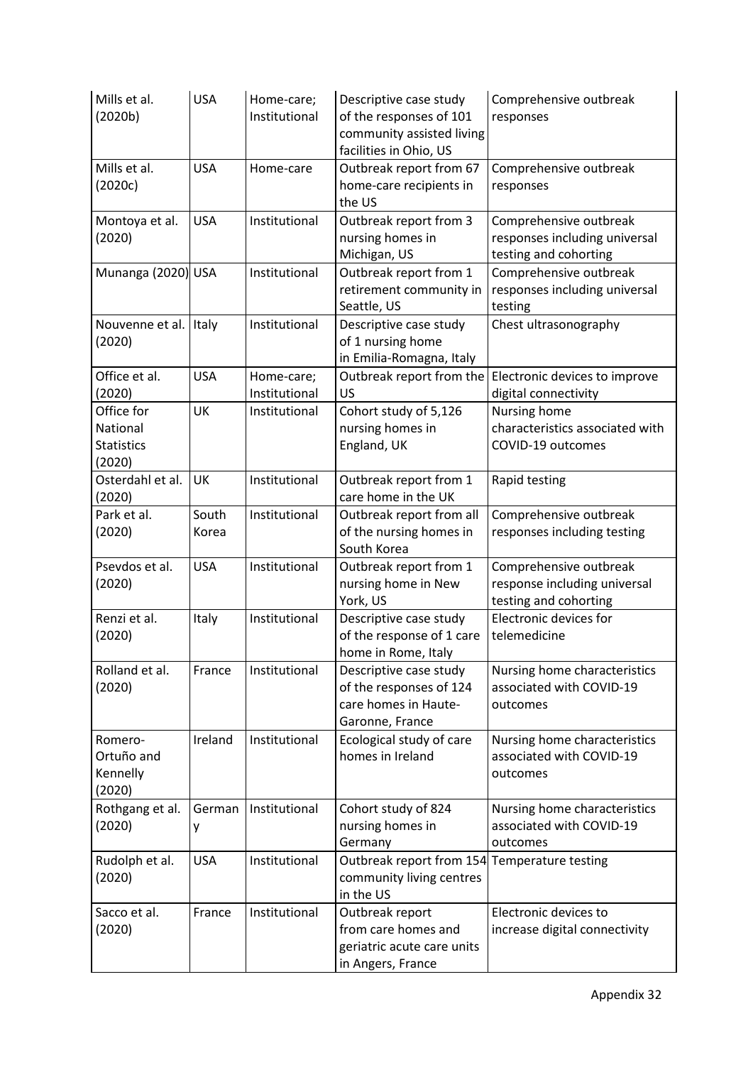| Mills et al. (2020b) | USA | Home-care; Institutional | Descriptive case study of the responses of 101 community assisted living facilities in Ohio, US | Comprehensive outbreak responses |
|---|---|---|---|---|
| Mills et al. (2020c) | USA | Home-care | Outbreak report from 67 home-care recipients in the US | Comprehensive outbreak responses |
| Montoya et al. (2020) | USA | Institutional | Outbreak report from 3 nursing homes in Michigan, US | Comprehensive outbreak responses including universal testing and cohorting |
| Munanga (2020) | USA | Institutional | Outbreak report from 1 retirement community in Seattle, US | Comprehensive outbreak responses including universal testing |
| Nouvenne et al. (2020) | Italy | Institutional | Descriptive case study of 1 nursing home in Emilia-Romagna, Italy | Chest ultrasonography |
| Office et al. (2020) | USA | Home-care; Institutional | Outbreak report from the US | Electronic devices to improve digital connectivity |
| Office for National Statistics (2020) | UK | Institutional | Cohort study of 5,126 nursing homes in England, UK | Nursing home characteristics associated with COVID-19 outcomes |
| Osterdahl et al. (2020) | UK | Institutional | Outbreak report from 1 care home in the UK | Rapid testing |
| Park et al. (2020) | South Korea | Institutional | Outbreak report from all of the nursing homes in South Korea | Comprehensive outbreak responses including testing |
| Psevdos et al. (2020) | USA | Institutional | Outbreak report from 1 nursing home in New York, US | Comprehensive outbreak response including universal testing and cohorting |
| Renzi et al. (2020) | Italy | Institutional | Descriptive case study of the response of 1 care home in Rome, Italy | Electronic devices for telemedicine |
| Rolland et al. (2020) | France | Institutional | Descriptive case study of the responses of 124 care homes in Haute-Garonne, France | Nursing home characteristics associated with COVID-19 outcomes |
| Romero-Ortuño and Kennelly (2020) | Ireland | Institutional | Ecological study of care homes in Ireland | Nursing home characteristics associated with COVID-19 outcomes |
| Rothgang et al. (2020) | Germany | Institutional | Cohort study of 824 nursing homes in Germany | Nursing home characteristics associated with COVID-19 outcomes |
| Rudolph et al. (2020) | USA | Institutional | Outbreak report from 154 community living centres in the US | Temperature testing |
| Sacco et al. (2020) | France | Institutional | Outbreak report from care homes and geriatric acute care units in Angers, France | Electronic devices to increase digital connectivity |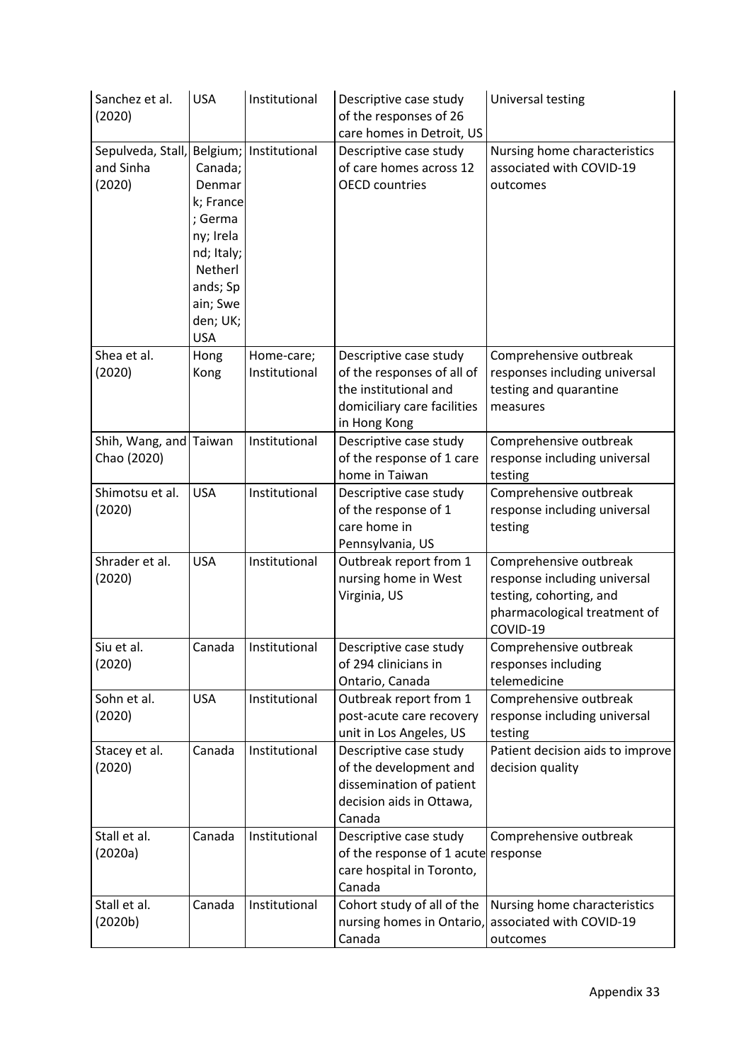| Sanchez et al. (2020) | USA | Institutional | Descriptive case study of the responses of 26 care homes in Detroit, US | Universal testing |
|---|---|---|---|---|
| Sepulveda, Stall, and Sinha (2020) | Belgium; Canada; Denmark; France; Germany; Ireland; Italy; Netherlands; Spain; Sweden; UK; USA | Institutional | Descriptive case study of care homes across 12 OECD countries | Nursing home characteristics associated with COVID-19 outcomes |
| Shea et al. (2020) | Hong Kong | Home-care; Institutional | Descriptive case study of the responses of all of the institutional and domiciliary care facilities in Hong Kong | Comprehensive outbreak responses including universal testing and quarantine measures |
| Shih, Wang, and Chao (2020) | Taiwan | Institutional | Descriptive case study of the response of 1 care home in Taiwan | Comprehensive outbreak response including universal testing |
| Shimotsu et al. (2020) | USA | Institutional | Descriptive case study of the response of 1 care home in Pennsylvania, US | Comprehensive outbreak response including universal testing |
| Shrader et al. (2020) | USA | Institutional | Outbreak report from 1 nursing home in West Virginia, US | Comprehensive outbreak response including universal testing, cohorting, and pharmacological treatment of COVID-19 |
| Siu et al. (2020) | Canada | Institutional | Descriptive case study of 294 clinicians in Ontario, Canada | Comprehensive outbreak responses including telemedicine |
| Sohn et al. (2020) | USA | Institutional | Outbreak report from 1 post-acute care recovery unit in Los Angeles, US | Comprehensive outbreak response including universal testing |
| Stacey et al. (2020) | Canada | Institutional | Descriptive case study of the development and dissemination of patient decision aids in Ottawa, Canada | Patient decision aids to improve decision quality |
| Stall et al. (2020a) | Canada | Institutional | Descriptive case study of the response of 1 acute care hospital in Toronto, Canada | Comprehensive outbreak response |
| Stall et al. (2020b) | Canada | Institutional | Cohort study of all of the nursing homes in Ontario, Canada | Nursing home characteristics associated with COVID-19 outcomes |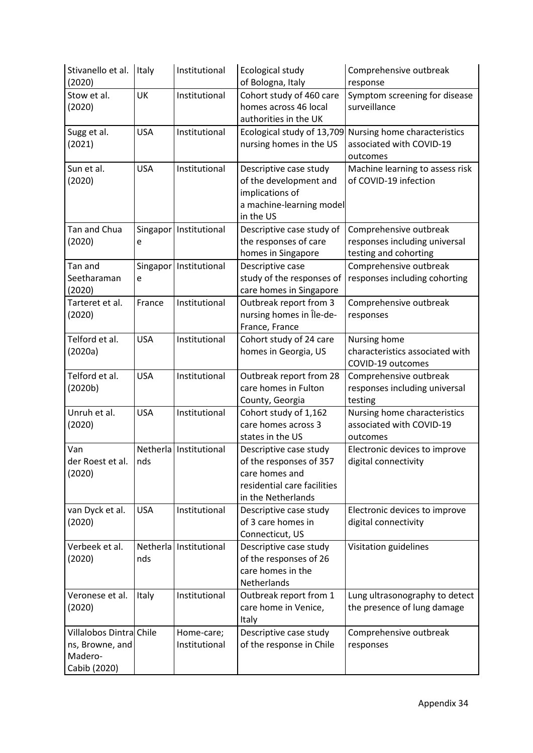| Stivanello et al. (2020) | Italy | Institutional | Ecological study of Bologna, Italy | Comprehensive outbreak response |
|---|---|---|---|---|
| Stow et al. (2020) | UK | Institutional | Cohort study of 460 care homes across 46 local authorities in the UK | Symptom screening for disease surveillance |
| Sugg et al. (2021) | USA | Institutional | Ecological study of 13,709 nursing homes in the US | Nursing home characteristics associated with COVID-19 outcomes |
| Sun et al. (2020) | USA | Institutional | Descriptive case study of the development and implications of a machine-learning model in the US | Machine learning to assess risk of COVID-19 infection |
| Tan and Chua (2020) | Singapore | Institutional | Descriptive case study of the responses of care homes in Singapore | Comprehensive outbreak responses including universal testing and cohorting |
| Tan and Seetharaman (2020) | Singapore | Institutional | Descriptive case study of the responses of care homes in Singapore | Comprehensive outbreak responses including cohorting |
| Tarteret et al. (2020) | France | Institutional | Outbreak report from 3 nursing homes in Île-de-France, France | Comprehensive outbreak responses |
| Telford et al. (2020a) | USA | Institutional | Cohort study of 24 care homes in Georgia, US | Nursing home characteristics associated with COVID-19 outcomes |
| Telford et al. (2020b) | USA | Institutional | Outbreak report from 28 care homes in Fulton County, Georgia | Comprehensive outbreak responses including universal testing |
| Unruh et al. (2020) | USA | Institutional | Cohort study of 1,162 care homes across 3 states in the US | Nursing home characteristics associated with COVID-19 outcomes |
| Van der Roest et al. (2020) | Netherlands | Institutional | Descriptive case study of the responses of 357 care homes and residential care facilities in the Netherlands | Electronic devices to improve digital connectivity |
| van Dyck et al. (2020) | USA | Institutional | Descriptive case study of 3 care homes in Connecticut, US | Electronic devices to improve digital connectivity |
| Verbeek et al. (2020) | Netherlands | Institutional | Descriptive case study of the responses of 26 care homes in the Netherlands | Visitation guidelines |
| Veronese et al. (2020) | Italy | Institutional | Outbreak report from 1 care home in Venice, Italy | Lung ultrasonography to detect the presence of lung damage |
| Villalobos Dintrans, Browne, and Madero-Cabib (2020) | Chile | Home-care; Institutional | Descriptive case study of the response in Chile | Comprehensive outbreak responses |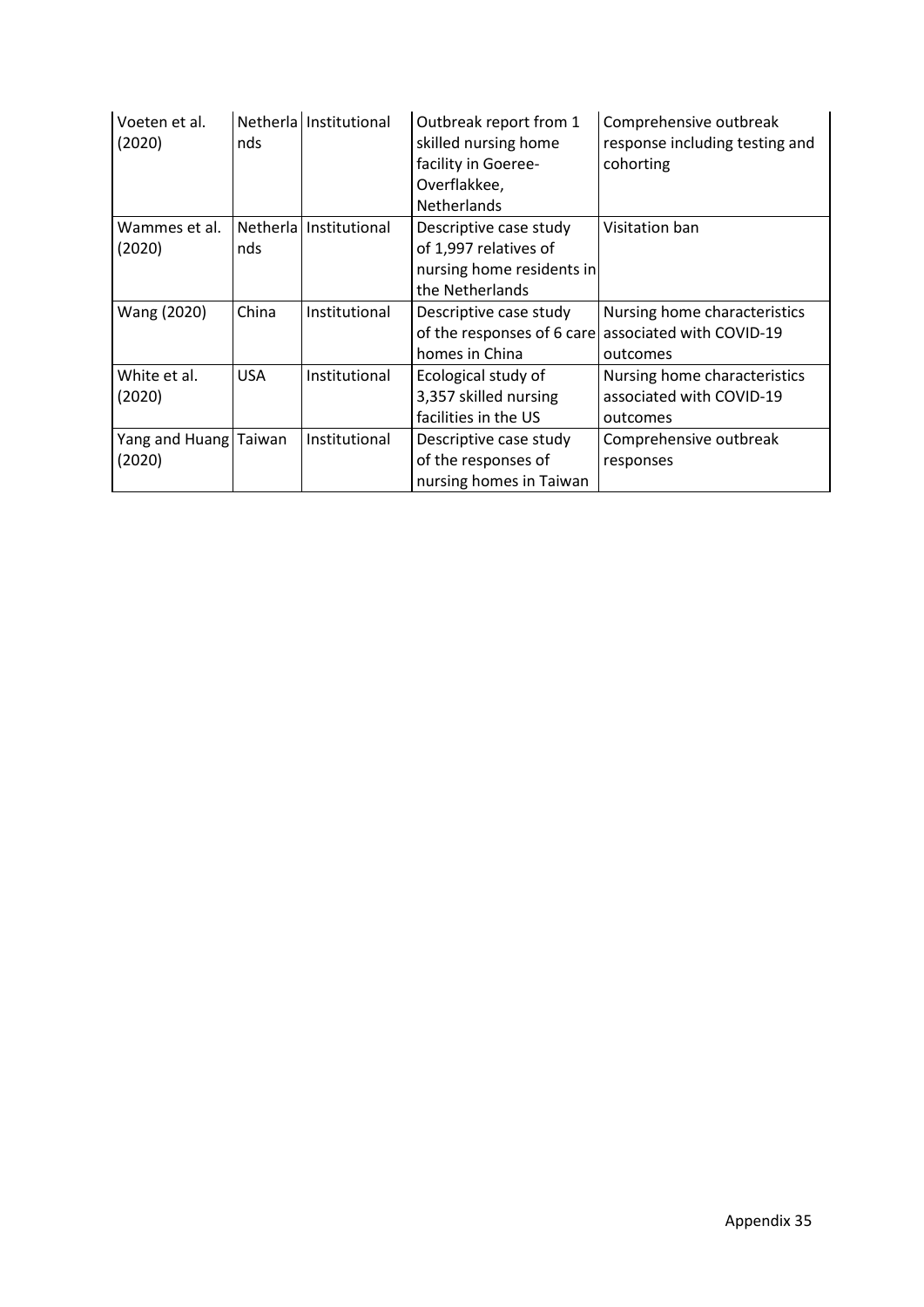| | | | | |
|---|---|---|---|---|
| Voeten et al. (2020) | Netherlands | Institutional | Outbreak report from 1 skilled nursing home facility in Goeree-Overflakkee, Netherlands | Comprehensive outbreak response including testing and cohorting |
| Wammes et al. (2020) | Netherlands | Institutional | Descriptive case study of 1,997 relatives of nursing home residents in the Netherlands | Visitation ban |
| Wang (2020) | China | Institutional | Descriptive case study of the responses of 6 care homes in China | Nursing home characteristics associated with COVID-19 outcomes |
| White et al. (2020) | USA | Institutional | Ecological study of 3,357 skilled nursing facilities in the US | Nursing home characteristics associated with COVID-19 outcomes |
| Yang and Huang (2020) | Taiwan | Institutional | Descriptive case study of the responses of nursing homes in Taiwan | Comprehensive outbreak responses |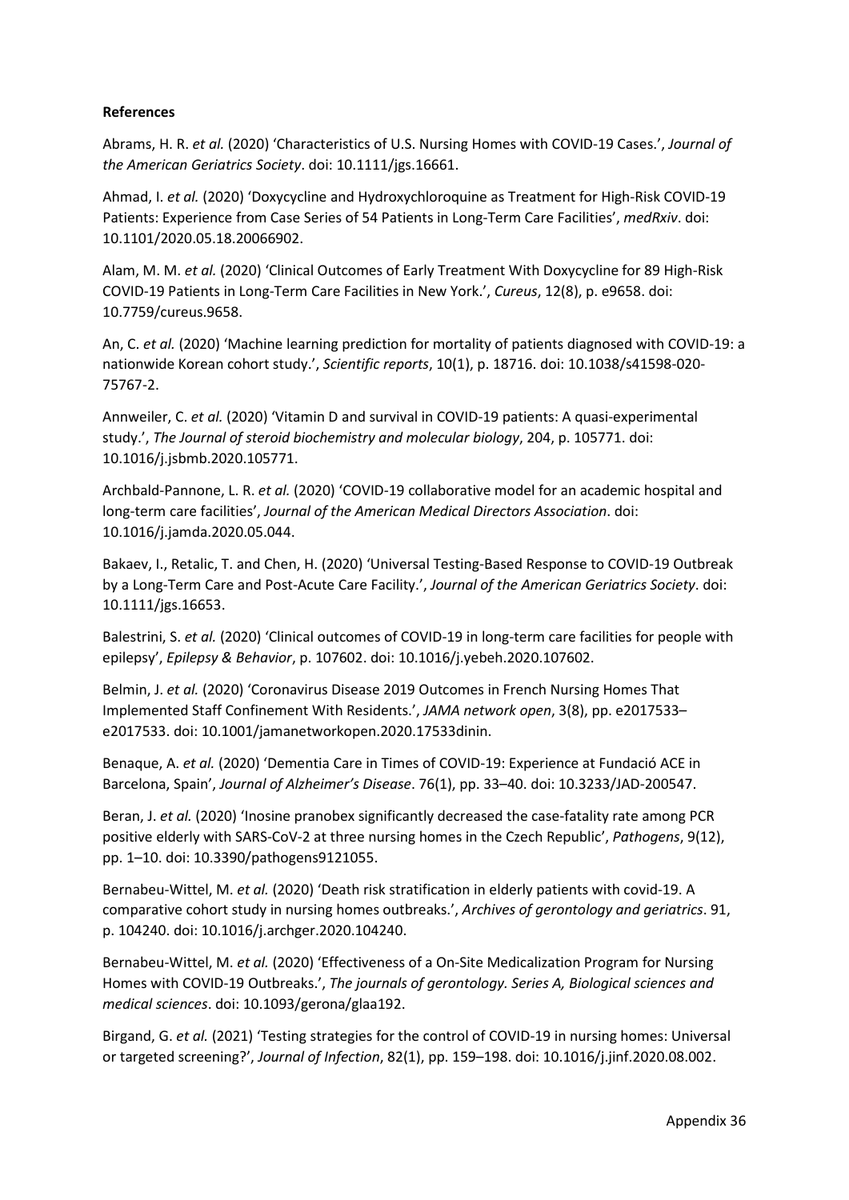**References**

Abrams, H. R. *et al.* (2020) 'Characteristics of U.S. Nursing Homes with COVID-19 Cases.', *Journal of the American Geriatrics Society*. doi: 10.1111/jgs.16661.

Ahmad, I. *et al.* (2020) 'Doxycycline and Hydroxychloroquine as Treatment for High-Risk COVID-19 Patients: Experience from Case Series of 54 Patients in Long-Term Care Facilities', *medRxiv*. doi: 10.1101/2020.05.18.20066902.

Alam, M. M. *et al.* (2020) 'Clinical Outcomes of Early Treatment With Doxycycline for 89 High-Risk COVID-19 Patients in Long-Term Care Facilities in New York.', *Cureus*, 12(8), p. e9658. doi: 10.7759/cureus.9658.

An, C. *et al.* (2020) 'Machine learning prediction for mortality of patients diagnosed with COVID-19: a nationwide Korean cohort study.', *Scientific reports*, 10(1), p. 18716. doi: 10.1038/s41598-020-75767-2.

Annweiler, C. *et al.* (2020) 'Vitamin D and survival in COVID-19 patients: A quasi-experimental study.', *The Journal of steroid biochemistry and molecular biology*, 204, p. 105771. doi: 10.1016/j.jsbmb.2020.105771.

Archbald-Pannone, L. R. *et al.* (2020) 'COVID-19 collaborative model for an academic hospital and long-term care facilities', *Journal of the American Medical Directors Association*. doi: 10.1016/j.jamda.2020.05.044.

Bakaev, I., Retalic, T. and Chen, H. (2020) 'Universal Testing-Based Response to COVID-19 Outbreak by a Long-Term Care and Post-Acute Care Facility.', *Journal of the American Geriatrics Society*. doi: 10.1111/jgs.16653.

Balestrini, S. *et al.* (2020) 'Clinical outcomes of COVID-19 in long-term care facilities for people with epilepsy', *Epilepsy & Behavior*, p. 107602. doi: 10.1016/j.yebeh.2020.107602.

Belmin, J. *et al.* (2020) 'Coronavirus Disease 2019 Outcomes in French Nursing Homes That Implemented Staff Confinement With Residents.', *JAMA network open*, 3(8), pp. e2017533–e2017533. doi: 10.1001/jamanetworkopen.2020.17533dinin.

Benaque, A. *et al.* (2020) 'Dementia Care in Times of COVID-19: Experience at Fundació ACE in Barcelona, Spain', *Journal of Alzheimer's Disease*. 76(1), pp. 33–40. doi: 10.3233/JAD-200547.

Beran, J. *et al.* (2020) 'Inosine pranobex significantly decreased the case-fatality rate among PCR positive elderly with SARS-CoV-2 at three nursing homes in the Czech Republic', *Pathogens*, 9(12), pp. 1–10. doi: 10.3390/pathogens9121055.

Bernabeu-Wittel, M. *et al.* (2020) 'Death risk stratification in elderly patients with covid-19. A comparative cohort study in nursing homes outbreaks.', *Archives of gerontology and geriatrics*. 91, p. 104240. doi: 10.1016/j.archger.2020.104240.

Bernabeu-Wittel, M. *et al.* (2020) 'Effectiveness of a On-Site Medicalization Program for Nursing Homes with COVID-19 Outbreaks.', *The journals of gerontology. Series A, Biological sciences and medical sciences*. doi: 10.1093/gerona/glaa192.

Birgand, G. *et al.* (2021) 'Testing strategies for the control of COVID-19 in nursing homes: Universal or targeted screening?', *Journal of Infection*, 82(1), pp. 159–198. doi: 10.1016/j.jinf.2020.08.002.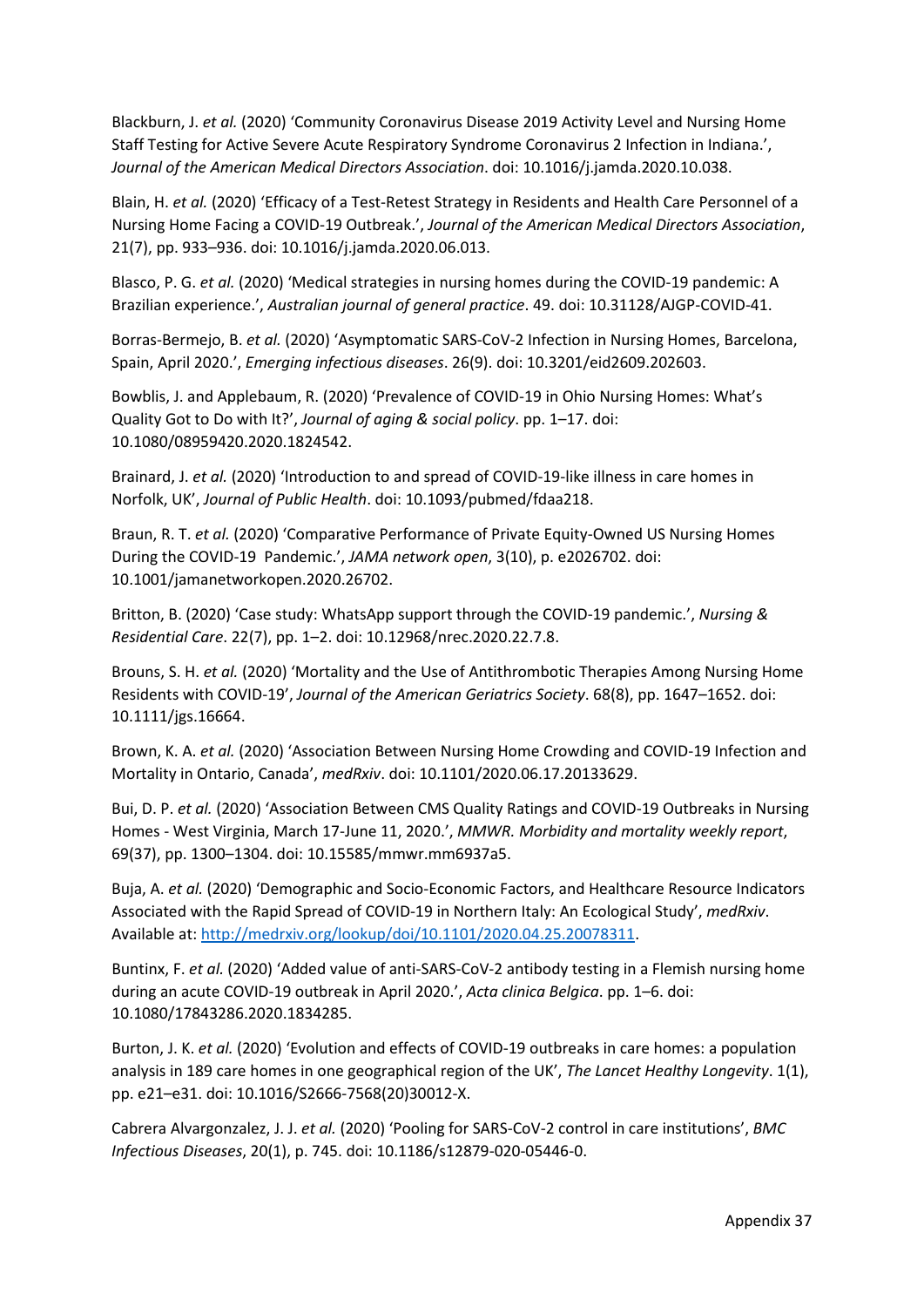Blackburn, J. *et al.* (2020) 'Community Coronavirus Disease 2019 Activity Level and Nursing Home Staff Testing for Active Severe Acute Respiratory Syndrome Coronavirus 2 Infection in Indiana.', *Journal of the American Medical Directors Association*. doi: 10.1016/j.jamda.2020.10.038.

Blain, H. *et al.* (2020) 'Efficacy of a Test-Retest Strategy in Residents and Health Care Personnel of a Nursing Home Facing a COVID-19 Outbreak.', *Journal of the American Medical Directors Association*, 21(7), pp. 933–936. doi: 10.1016/j.jamda.2020.06.013.

Blasco, P. G. *et al.* (2020) 'Medical strategies in nursing homes during the COVID-19 pandemic: A Brazilian experience.', *Australian journal of general practice*. 49. doi: 10.31128/AJGP-COVID-41.

Borras-Bermejo, B. *et al.* (2020) 'Asymptomatic SARS-CoV-2 Infection in Nursing Homes, Barcelona, Spain, April 2020.', *Emerging infectious diseases*. 26(9). doi: 10.3201/eid2609.202603.

Bowblis, J. and Applebaum, R. (2020) 'Prevalence of COVID-19 in Ohio Nursing Homes: What's Quality Got to Do with It?', *Journal of aging & social policy*. pp. 1–17. doi: 10.1080/08959420.2020.1824542.

Brainard, J. *et al.* (2020) 'Introduction to and spread of COVID-19-like illness in care homes in Norfolk, UK', *Journal of Public Health*. doi: 10.1093/pubmed/fdaa218.

Braun, R. T. *et al.* (2020) 'Comparative Performance of Private Equity-Owned US Nursing Homes During the COVID-19 Pandemic.', *JAMA network open*, 3(10), p. e2026702. doi: 10.1001/jamanetworkopen.2020.26702.

Britton, B. (2020) 'Case study: WhatsApp support through the COVID-19 pandemic.', *Nursing & Residential Care*. 22(7), pp. 1–2. doi: 10.12968/nrec.2020.22.7.8.

Brouns, S. H. *et al.* (2020) 'Mortality and the Use of Antithrombotic Therapies Among Nursing Home Residents with COVID-19', *Journal of the American Geriatrics Society*. 68(8), pp. 1647–1652. doi: 10.1111/jgs.16664.

Brown, K. A. *et al.* (2020) 'Association Between Nursing Home Crowding and COVID-19 Infection and Mortality in Ontario, Canada', *medRxiv*. doi: 10.1101/2020.06.17.20133629.

Bui, D. P. *et al.* (2020) 'Association Between CMS Quality Ratings and COVID-19 Outbreaks in Nursing Homes - West Virginia, March 17-June 11, 2020.', *MMWR. Morbidity and mortality weekly report*, 69(37), pp. 1300–1304. doi: 10.15585/mmwr.mm6937a5.

Buja, A. *et al.* (2020) 'Demographic and Socio-Economic Factors, and Healthcare Resource Indicators Associated with the Rapid Spread of COVID-19 in Northern Italy: An Ecological Study', *medRxiv*. Available at: http://medrxiv.org/lookup/doi/10.1101/2020.04.25.20078311.

Buntinx, F. *et al.* (2020) 'Added value of anti-SARS-CoV-2 antibody testing in a Flemish nursing home during an acute COVID-19 outbreak in April 2020.', *Acta clinica Belgica*. pp. 1–6. doi: 10.1080/17843286.2020.1834285.

Burton, J. K. *et al.* (2020) 'Evolution and effects of COVID-19 outbreaks in care homes: a population analysis in 189 care homes in one geographical region of the UK', *The Lancet Healthy Longevity*. 1(1), pp. e21–e31. doi: 10.1016/S2666-7568(20)30012-X.

Cabrera Alvargonzalez, J. J. *et al.* (2020) 'Pooling for SARS-CoV-2 control in care institutions', *BMC Infectious Diseases*, 20(1), p. 745. doi: 10.1186/s12879-020-05446-0.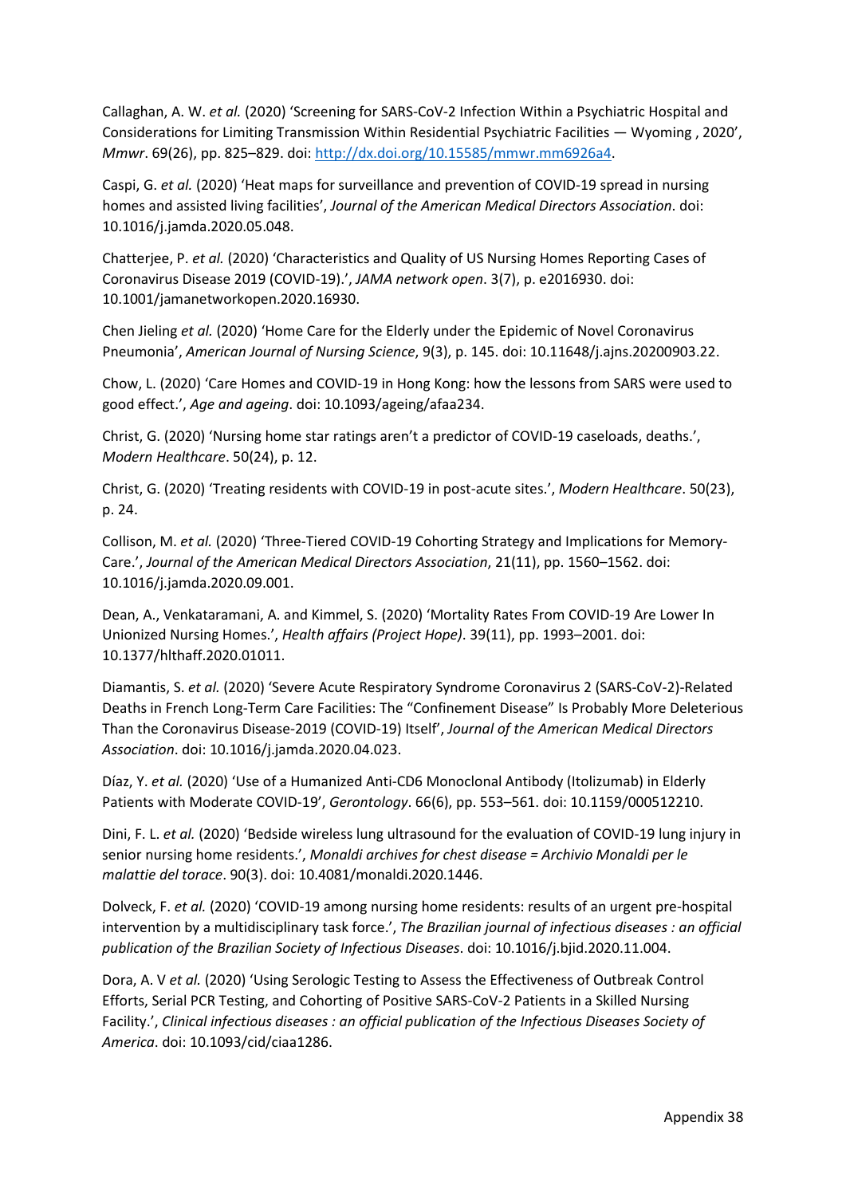Callaghan, A. W. *et al.* (2020) 'Screening for SARS-CoV-2 Infection Within a Psychiatric Hospital and Considerations for Limiting Transmission Within Residential Psychiatric Facilities — Wyoming , 2020', *Mmwr*. 69(26), pp. 825–829. doi: http://dx.doi.org/10.15585/mmwr.mm6926a4.

Caspi, G. *et al.* (2020) 'Heat maps for surveillance and prevention of COVID-19 spread in nursing homes and assisted living facilities', *Journal of the American Medical Directors Association*. doi: 10.1016/j.jamda.2020.05.048.

Chatterjee, P. *et al.* (2020) 'Characteristics and Quality of US Nursing Homes Reporting Cases of Coronavirus Disease 2019 (COVID-19).', *JAMA network open*. 3(7), p. e2016930. doi: 10.1001/jamanetworkopen.2020.16930.

Chen Jieling *et al.* (2020) 'Home Care for the Elderly under the Epidemic of Novel Coronavirus Pneumonia', *American Journal of Nursing Science*, 9(3), p. 145. doi: 10.11648/j.ajns.20200903.22.

Chow, L. (2020) 'Care Homes and COVID-19 in Hong Kong: how the lessons from SARS were used to good effect.', *Age and ageing*. doi: 10.1093/ageing/afaa234.

Christ, G. (2020) 'Nursing home star ratings aren't a predictor of COVID-19 caseloads, deaths.', *Modern Healthcare*. 50(24), p. 12.

Christ, G. (2020) 'Treating residents with COVID-19 in post-acute sites.', *Modern Healthcare*. 50(23), p. 24.

Collison, M. *et al.* (2020) 'Three-Tiered COVID-19 Cohorting Strategy and Implications for Memory-Care.', *Journal of the American Medical Directors Association*, 21(11), pp. 1560–1562. doi: 10.1016/j.jamda.2020.09.001.

Dean, A., Venkataramani, A. and Kimmel, S. (2020) 'Mortality Rates From COVID-19 Are Lower In Unionized Nursing Homes.', *Health affairs (Project Hope)*. 39(11), pp. 1993–2001. doi: 10.1377/hlthaff.2020.01011.

Diamantis, S. *et al.* (2020) 'Severe Acute Respiratory Syndrome Coronavirus 2 (SARS-CoV-2)-Related Deaths in French Long-Term Care Facilities: The "Confinement Disease" Is Probably More Deleterious Than the Coronavirus Disease-2019 (COVID-19) Itself', *Journal of the American Medical Directors Association*. doi: 10.1016/j.jamda.2020.04.023.

Díaz, Y. *et al.* (2020) 'Use of a Humanized Anti-CD6 Monoclonal Antibody (Itolizumab) in Elderly Patients with Moderate COVID-19', *Gerontology*. 66(6), pp. 553–561. doi: 10.1159/000512210.

Dini, F. L. *et al.* (2020) 'Bedside wireless lung ultrasound for the evaluation of COVID-19 lung injury in senior nursing home residents.', *Monaldi archives for chest disease = Archivio Monaldi per le malattie del torace*. 90(3). doi: 10.4081/monaldi.2020.1446.

Dolveck, F. *et al.* (2020) 'COVID-19 among nursing home residents: results of an urgent pre-hospital intervention by a multidisciplinary task force.', *The Brazilian journal of infectious diseases : an official publication of the Brazilian Society of Infectious Diseases*. doi: 10.1016/j.bjid.2020.11.004.

Dora, A. V *et al.* (2020) 'Using Serologic Testing to Assess the Effectiveness of Outbreak Control Efforts, Serial PCR Testing, and Cohorting of Positive SARS-CoV-2 Patients in a Skilled Nursing Facility.', *Clinical infectious diseases : an official publication of the Infectious Diseases Society of America*. doi: 10.1093/cid/ciaa1286.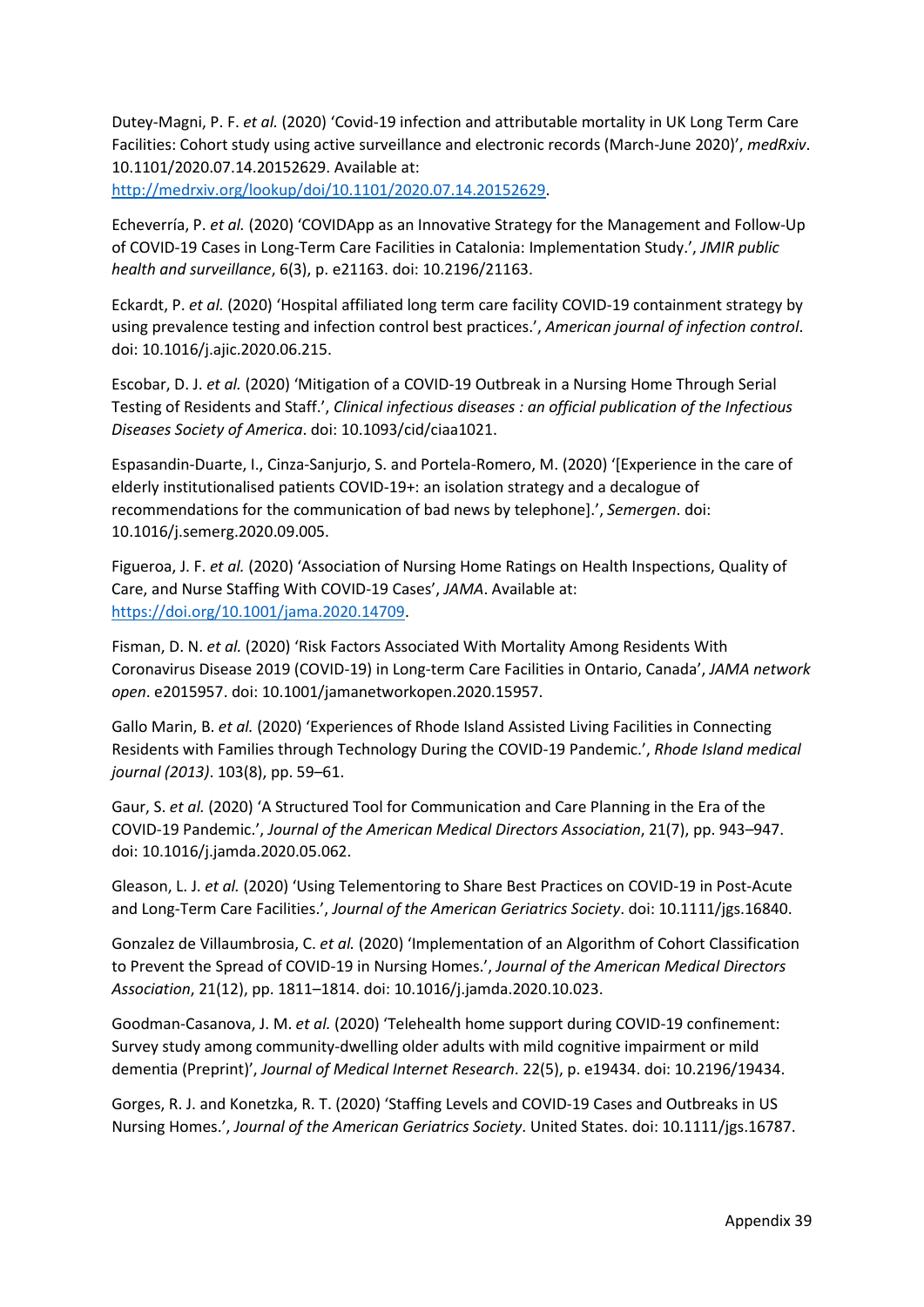Dutey-Magni, P. F. *et al.* (2020) 'Covid-19 infection and attributable mortality in UK Long Term Care Facilities: Cohort study using active surveillance and electronic records (March-June 2020)', *medRxiv*. 10.1101/2020.07.14.20152629. Available at: [http://medrxiv.org/lookup/doi/10.1101/2020.07.14.20152629](http://medrxiv.org/lookup/doi/10.1101/2020.07.14.20152629).

Echeverría, P. *et al.* (2020) 'COVIDApp as an Innovative Strategy for the Management and Follow-Up of COVID-19 Cases in Long-Term Care Facilities in Catalonia: Implementation Study.', *JMIR public health and surveillance*, 6(3), p. e21163. doi: 10.2196/21163.

Eckardt, P. *et al.* (2020) 'Hospital affiliated long term care facility COVID-19 containment strategy by using prevalence testing and infection control best practices.', *American journal of infection control*. doi: 10.1016/j.ajic.2020.06.215.

Escobar, D. J. *et al.* (2020) 'Mitigation of a COVID-19 Outbreak in a Nursing Home Through Serial Testing of Residents and Staff.', *Clinical infectious diseases : an official publication of the Infectious Diseases Society of America*. doi: 10.1093/cid/ciaa1021.

Espasandin-Duarte, I., Cinza-Sanjurjo, S. and Portela-Romero, M. (2020) '[Experience in the care of elderly institutionalised patients COVID-19+: an isolation strategy and a decalogue of recommendations for the communication of bad news by telephone].', *Semergen*. doi: 10.1016/j.semerg.2020.09.005.

Figueroa, J. F. *et al.* (2020) 'Association of Nursing Home Ratings on Health Inspections, Quality of Care, and Nurse Staffing With COVID-19 Cases', *JAMA*. Available at: [https://doi.org/10.1001/jama.2020.14709](https://doi.org/10.1001/jama.2020.14709).

Fisman, D. N. *et al.* (2020) 'Risk Factors Associated With Mortality Among Residents With Coronavirus Disease 2019 (COVID-19) in Long-term Care Facilities in Ontario, Canada', *JAMA network open*. e2015957. doi: 10.1001/jamanetworkopen.2020.15957.

Gallo Marin, B. *et al.* (2020) 'Experiences of Rhode Island Assisted Living Facilities in Connecting Residents with Families through Technology During the COVID-19 Pandemic.', *Rhode Island medical journal (2013)*. 103(8), pp. 59–61.

Gaur, S. *et al.* (2020) 'A Structured Tool for Communication and Care Planning in the Era of the COVID-19 Pandemic.', *Journal of the American Medical Directors Association*, 21(7), pp. 943–947. doi: 10.1016/j.jamda.2020.05.062.

Gleason, L. J. *et al.* (2020) 'Using Telementoring to Share Best Practices on COVID-19 in Post-Acute and Long-Term Care Facilities.', *Journal of the American Geriatrics Society*. doi: 10.1111/jgs.16840.

Gonzalez de Villaumbrosia, C. *et al.* (2020) 'Implementation of an Algorithm of Cohort Classification to Prevent the Spread of COVID-19 in Nursing Homes.', *Journal of the American Medical Directors Association*, 21(12), pp. 1811–1814. doi: 10.1016/j.jamda.2020.10.023.

Goodman-Casanova, J. M. *et al.* (2020) 'Telehealth home support during COVID-19 confinement: Survey study among community-dwelling older adults with mild cognitive impairment or mild dementia (Preprint)', *Journal of Medical Internet Research*. 22(5), p. e19434. doi: 10.2196/19434.

Gorges, R. J. and Konetzka, R. T. (2020) 'Staffing Levels and COVID-19 Cases and Outbreaks in US Nursing Homes.', *Journal of the American Geriatrics Society*. United States. doi: 10.1111/jgs.16787.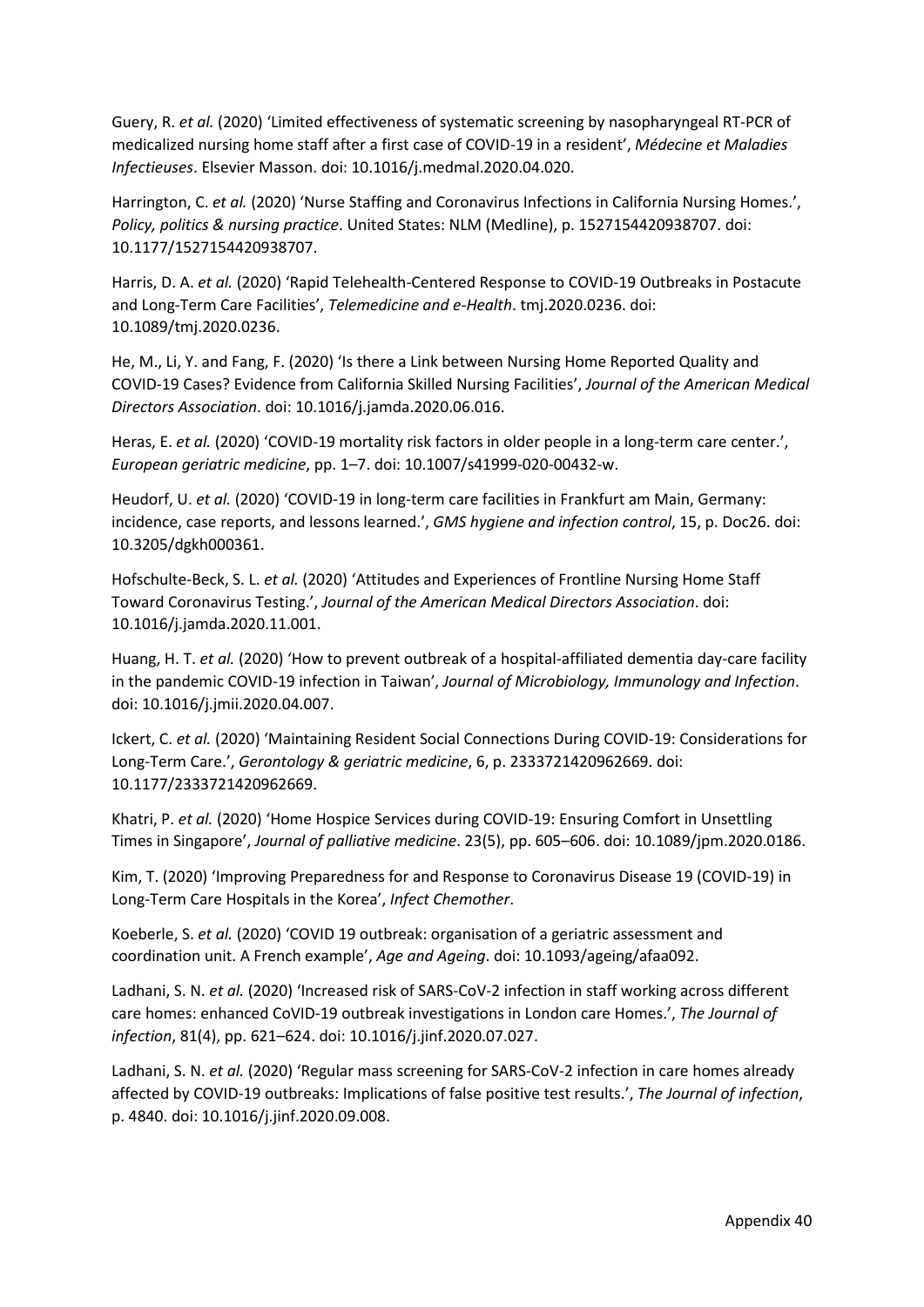Guery, R. *et al.* (2020) 'Limited effectiveness of systematic screening by nasopharyngeal RT-PCR of medicalized nursing home staff after a first case of COVID-19 in a resident', *Médecine et Maladies Infectieuses*. Elsevier Masson. doi: 10.1016/j.medmal.2020.04.020.

Harrington, C. *et al.* (2020) 'Nurse Staffing and Coronavirus Infections in California Nursing Homes.', *Policy, politics & nursing practice*. United States: NLM (Medline), p. 1527154420938707. doi: 10.1177/1527154420938707.

Harris, D. A. *et al.* (2020) 'Rapid Telehealth-Centered Response to COVID-19 Outbreaks in Postacute and Long-Term Care Facilities', *Telemedicine and e-Health*. tmj.2020.0236. doi: 10.1089/tmj.2020.0236.

He, M., Li, Y. and Fang, F. (2020) 'Is there a Link between Nursing Home Reported Quality and COVID-19 Cases? Evidence from California Skilled Nursing Facilities', *Journal of the American Medical Directors Association*. doi: 10.1016/j.jamda.2020.06.016.

Heras, E. *et al.* (2020) 'COVID-19 mortality risk factors in older people in a long-term care center.', *European geriatric medicine*, pp. 1–7. doi: 10.1007/s41999-020-00432-w.

Heudorf, U. *et al.* (2020) 'COVID-19 in long-term care facilities in Frankfurt am Main, Germany: incidence, case reports, and lessons learned.', *GMS hygiene and infection control*, 15, p. Doc26. doi: 10.3205/dgkh000361.

Hofschulte-Beck, S. L. *et al.* (2020) 'Attitudes and Experiences of Frontline Nursing Home Staff Toward Coronavirus Testing.', *Journal of the American Medical Directors Association*. doi: 10.1016/j.jamda.2020.11.001.

Huang, H. T. *et al.* (2020) 'How to prevent outbreak of a hospital-affiliated dementia day-care facility in the pandemic COVID-19 infection in Taiwan', *Journal of Microbiology, Immunology and Infection*. doi: 10.1016/j.jmii.2020.04.007.

Ickert, C. *et al.* (2020) 'Maintaining Resident Social Connections During COVID-19: Considerations for Long-Term Care.', *Gerontology & geriatric medicine*, 6, p. 2333721420962669. doi: 10.1177/2333721420962669.

Khatri, P. *et al.* (2020) 'Home Hospice Services during COVID-19: Ensuring Comfort in Unsettling Times in Singapore', *Journal of palliative medicine*. 23(5), pp. 605–606. doi: 10.1089/jpm.2020.0186.

Kim, T. (2020) 'Improving Preparedness for and Response to Coronavirus Disease 19 (COVID-19) in Long-Term Care Hospitals in the Korea', *Infect Chemother*.

Koeberle, S. *et al.* (2020) 'COVID 19 outbreak: organisation of a geriatric assessment and coordination unit. A French example', *Age and Ageing*. doi: 10.1093/ageing/afaa092.

Ladhani, S. N. *et al.* (2020) 'Increased risk of SARS-CoV-2 infection in staff working across different care homes: enhanced CoVID-19 outbreak investigations in London care Homes.', *The Journal of infection*, 81(4), pp. 621–624. doi: 10.1016/j.jinf.2020.07.027.

Ladhani, S. N. *et al.* (2020) 'Regular mass screening for SARS-CoV-2 infection in care homes already affected by COVID-19 outbreaks: Implications of false positive test results.', *The Journal of infection*, p. 4840. doi: 10.1016/j.jinf.2020.09.008.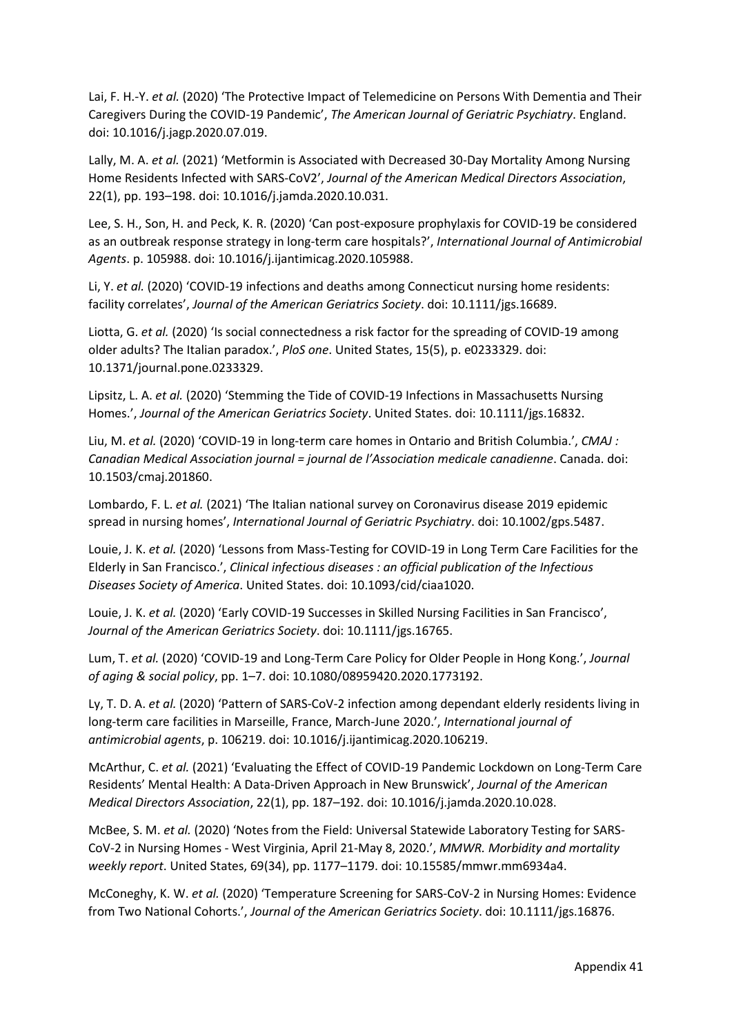Lai, F. H.-Y. *et al.* (2020) 'The Protective Impact of Telemedicine on Persons With Dementia and Their Caregivers During the COVID-19 Pandemic', *The American Journal of Geriatric Psychiatry*. England. doi: 10.1016/j.jagp.2020.07.019.

Lally, M. A. *et al.* (2021) 'Metformin is Associated with Decreased 30-Day Mortality Among Nursing Home Residents Infected with SARS-CoV2', *Journal of the American Medical Directors Association*, 22(1), pp. 193–198. doi: 10.1016/j.jamda.2020.10.031.

Lee, S. H., Son, H. and Peck, K. R. (2020) 'Can post-exposure prophylaxis for COVID-19 be considered as an outbreak response strategy in long-term care hospitals?', *International Journal of Antimicrobial Agents*. p. 105988. doi: 10.1016/j.ijantimicag.2020.105988.

Li, Y. *et al.* (2020) 'COVID-19 infections and deaths among Connecticut nursing home residents: facility correlates', *Journal of the American Geriatrics Society*. doi: 10.1111/jgs.16689.

Liotta, G. *et al.* (2020) 'Is social connectedness a risk factor for the spreading of COVID-19 among older adults? The Italian paradox.', *PloS one*. United States, 15(5), p. e0233329. doi: 10.1371/journal.pone.0233329.

Lipsitz, L. A. *et al.* (2020) 'Stemming the Tide of COVID-19 Infections in Massachusetts Nursing Homes.', *Journal of the American Geriatrics Society*. United States. doi: 10.1111/jgs.16832.

Liu, M. *et al.* (2020) 'COVID-19 in long-term care homes in Ontario and British Columbia.', *CMAJ : Canadian Medical Association journal = journal de l'Association medicale canadienne*. Canada. doi: 10.1503/cmaj.201860.

Lombardo, F. L. *et al.* (2021) 'The Italian national survey on Coronavirus disease 2019 epidemic spread in nursing homes', *International Journal of Geriatric Psychiatry*. doi: 10.1002/gps.5487.

Louie, J. K. *et al.* (2020) 'Lessons from Mass-Testing for COVID-19 in Long Term Care Facilities for the Elderly in San Francisco.', *Clinical infectious diseases : an official publication of the Infectious Diseases Society of America*. United States. doi: 10.1093/cid/ciaa1020.

Louie, J. K. *et al.* (2020) 'Early COVID-19 Successes in Skilled Nursing Facilities in San Francisco', *Journal of the American Geriatrics Society*. doi: 10.1111/jgs.16765.

Lum, T. *et al.* (2020) 'COVID-19 and Long-Term Care Policy for Older People in Hong Kong.', *Journal of aging & social policy*, pp. 1–7. doi: 10.1080/08959420.2020.1773192.

Ly, T. D. A. *et al.* (2020) 'Pattern of SARS-CoV-2 infection among dependant elderly residents living in long-term care facilities in Marseille, France, March-June 2020.', *International journal of antimicrobial agents*, p. 106219. doi: 10.1016/j.ijantimicag.2020.106219.

McArthur, C. *et al.* (2021) 'Evaluating the Effect of COVID-19 Pandemic Lockdown on Long-Term Care Residents' Mental Health: A Data-Driven Approach in New Brunswick', *Journal of the American Medical Directors Association*, 22(1), pp. 187–192. doi: 10.1016/j.jamda.2020.10.028.

McBee, S. M. *et al.* (2020) 'Notes from the Field: Universal Statewide Laboratory Testing for SARS-CoV-2 in Nursing Homes - West Virginia, April 21-May 8, 2020.', *MMWR. Morbidity and mortality weekly report*. United States, 69(34), pp. 1177–1179. doi: 10.15585/mmwr.mm6934a4.

McConeghy, K. W. *et al.* (2020) 'Temperature Screening for SARS-CoV-2 in Nursing Homes: Evidence from Two National Cohorts.', *Journal of the American Geriatrics Society*. doi: 10.1111/jgs.16876.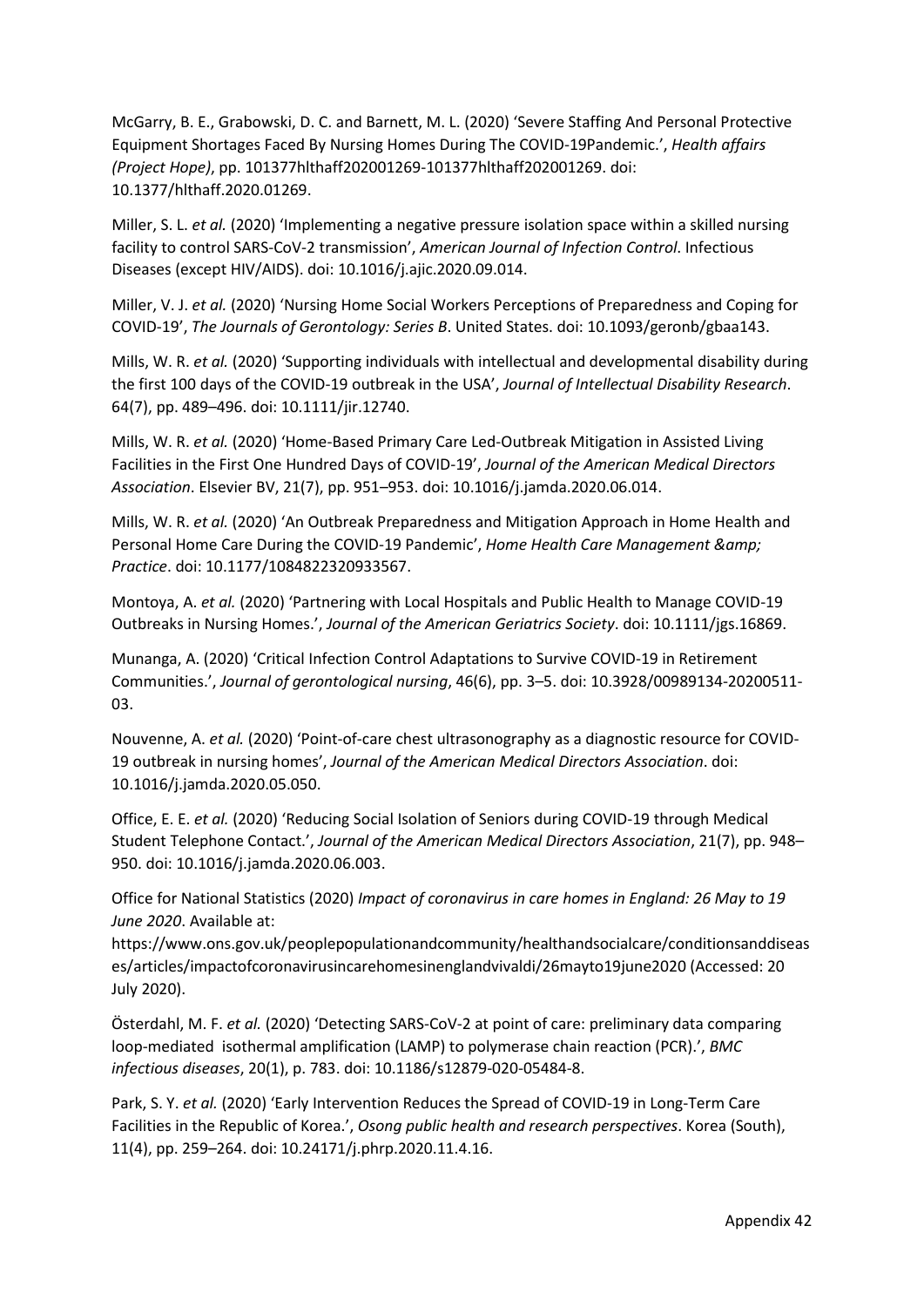McGarry, B. E., Grabowski, D. C. and Barnett, M. L. (2020) 'Severe Staffing And Personal Protective Equipment Shortages Faced By Nursing Homes During The COVID-19Pandemic.', *Health affairs (Project Hope)*, pp. 101377hlthaff202001269-101377hlthaff202001269. doi: 10.1377/hlthaff.2020.01269.

Miller, S. L. *et al.* (2020) 'Implementing a negative pressure isolation space within a skilled nursing facility to control SARS-CoV-2 transmission', *American Journal of Infection Control*. Infectious Diseases (except HIV/AIDS). doi: 10.1016/j.ajic.2020.09.014.

Miller, V. J. *et al.* (2020) 'Nursing Home Social Workers Perceptions of Preparedness and Coping for COVID-19', *The Journals of Gerontology: Series B*. United States. doi: 10.1093/geronb/gbaa143.

Mills, W. R. *et al.* (2020) 'Supporting individuals with intellectual and developmental disability during the first 100 days of the COVID-19 outbreak in the USA', *Journal of Intellectual Disability Research*. 64(7), pp. 489–496. doi: 10.1111/jir.12740.

Mills, W. R. *et al.* (2020) 'Home-Based Primary Care Led-Outbreak Mitigation in Assisted Living Facilities in the First One Hundred Days of COVID-19', *Journal of the American Medical Directors Association*. Elsevier BV, 21(7), pp. 951–953. doi: 10.1016/j.jamda.2020.06.014.

Mills, W. R. *et al.* (2020) 'An Outbreak Preparedness and Mitigation Approach in Home Health and Personal Home Care During the COVID-19 Pandemic', *Home Health Care Management &amp; Practice*. doi: 10.1177/1084822320933567.

Montoya, A. *et al.* (2020) 'Partnering with Local Hospitals and Public Health to Manage COVID-19 Outbreaks in Nursing Homes.', *Journal of the American Geriatrics Society*. doi: 10.1111/jgs.16869.

Munanga, A. (2020) 'Critical Infection Control Adaptations to Survive COVID-19 in Retirement Communities.', *Journal of gerontological nursing*, 46(6), pp. 3–5. doi: 10.3928/00989134-20200511-03.

Nouvenne, A. *et al.* (2020) 'Point-of-care chest ultrasonography as a diagnostic resource for COVID-19 outbreak in nursing homes', *Journal of the American Medical Directors Association*. doi: 10.1016/j.jamda.2020.05.050.

Office, E. E. *et al.* (2020) 'Reducing Social Isolation of Seniors during COVID-19 through Medical Student Telephone Contact.', *Journal of the American Medical Directors Association*, 21(7), pp. 948–950. doi: 10.1016/j.jamda.2020.06.003.

Office for National Statistics (2020) *Impact of coronavirus in care homes in England: 26 May to 19 June 2020*. Available at: https://www.ons.gov.uk/peoplepopulationandcommunity/healthandsocialcare/conditionsanddiseases/articles/impactofcoronavirusincarehomesinenglandvivaldi/26mayto19june2020 (Accessed: 20 July 2020).

Österdahl, M. F. *et al.* (2020) 'Detecting SARS-CoV-2 at point of care: preliminary data comparing loop-mediated isothermal amplification (LAMP) to polymerase chain reaction (PCR).', *BMC infectious diseases*, 20(1), p. 783. doi: 10.1186/s12879-020-05484-8.

Park, S. Y. *et al.* (2020) 'Early Intervention Reduces the Spread of COVID-19 in Long-Term Care Facilities in the Republic of Korea.', *Osong public health and research perspectives*. Korea (South), 11(4), pp. 259–264. doi: 10.24171/j.phrp.2020.11.4.16.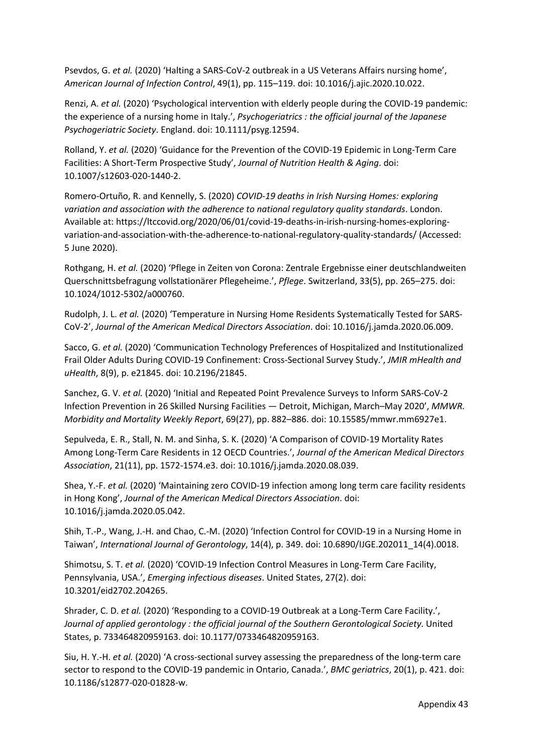Psevdos, G. *et al.* (2020) 'Halting a SARS-CoV-2 outbreak in a US Veterans Affairs nursing home', *American Journal of Infection Control*, 49(1), pp. 115–119. doi: 10.1016/j.ajic.2020.10.022.

Renzi, A. *et al.* (2020) 'Psychological intervention with elderly people during the COVID-19 pandemic: the experience of a nursing home in Italy.', *Psychogeriatrics : the official journal of the Japanese Psychogeriatric Society*. England. doi: 10.1111/psyg.12594.

Rolland, Y. *et al.* (2020) 'Guidance for the Prevention of the COVID-19 Epidemic in Long-Term Care Facilities: A Short-Term Prospective Study', *Journal of Nutrition Health & Aging*. doi: 10.1007/s12603-020-1440-2.

Romero-Ortuño, R. and Kennelly, S. (2020) *COVID-19 deaths in Irish Nursing Homes: exploring variation and association with the adherence to national regulatory quality standards*. London. Available at: https://ltccovid.org/2020/06/01/covid-19-deaths-in-irish-nursing-homes-exploring-variation-and-association-with-the-adherence-to-national-regulatory-quality-standards/ (Accessed: 5 June 2020).

Rothgang, H. *et al.* (2020) 'Pflege in Zeiten von Corona: Zentrale Ergebnisse einer deutschlandweiten Querschnittsbefragung vollstationärer Pflegeheime.', *Pflege*. Switzerland, 33(5), pp. 265–275. doi: 10.1024/1012-5302/a000760.

Rudolph, J. L. *et al.* (2020) 'Temperature in Nursing Home Residents Systematically Tested for SARS-CoV-2', *Journal of the American Medical Directors Association*. doi: 10.1016/j.jamda.2020.06.009.

Sacco, G. *et al.* (2020) 'Communication Technology Preferences of Hospitalized and Institutionalized Frail Older Adults During COVID-19 Confinement: Cross-Sectional Survey Study.', *JMIR mHealth and uHealth*, 8(9), p. e21845. doi: 10.2196/21845.

Sanchez, G. V. *et al.* (2020) 'Initial and Repeated Point Prevalence Surveys to Inform SARS-CoV-2 Infection Prevention in 26 Skilled Nursing Facilities — Detroit, Michigan, March–May 2020', *MMWR. Morbidity and Mortality Weekly Report*, 69(27), pp. 882–886. doi: 10.15585/mmwr.mm6927e1.

Sepulveda, E. R., Stall, N. M. and Sinha, S. K. (2020) 'A Comparison of COVID-19 Mortality Rates Among Long-Term Care Residents in 12 OECD Countries.', *Journal of the American Medical Directors Association*, 21(11), pp. 1572-1574.e3. doi: 10.1016/j.jamda.2020.08.039.

Shea, Y.-F. *et al.* (2020) 'Maintaining zero COVID-19 infection among long term care facility residents in Hong Kong', *Journal of the American Medical Directors Association*. doi: 10.1016/j.jamda.2020.05.042.

Shih, T.-P., Wang, J.-H. and Chao, C.-M. (2020) 'Infection Control for COVID-19 in a Nursing Home in Taiwan', *International Journal of Gerontology*, 14(4), p. 349. doi: 10.6890/IJGE.202011_14(4).0018.

Shimotsu, S. T. *et al.* (2020) 'COVID-19 Infection Control Measures in Long-Term Care Facility, Pennsylvania, USA.', *Emerging infectious diseases*. United States, 27(2). doi: 10.3201/eid2702.204265.

Shrader, C. D. *et al.* (2020) 'Responding to a COVID-19 Outbreak at a Long-Term Care Facility.', *Journal of applied gerontology : the official journal of the Southern Gerontological Society*. United States, p. 733464820959163. doi: 10.1177/0733464820959163.

Siu, H. Y.-H. *et al.* (2020) 'A cross-sectional survey assessing the preparedness of the long-term care sector to respond to the COVID-19 pandemic in Ontario, Canada.', *BMC geriatrics*, 20(1), p. 421. doi: 10.1186/s12877-020-01828-w.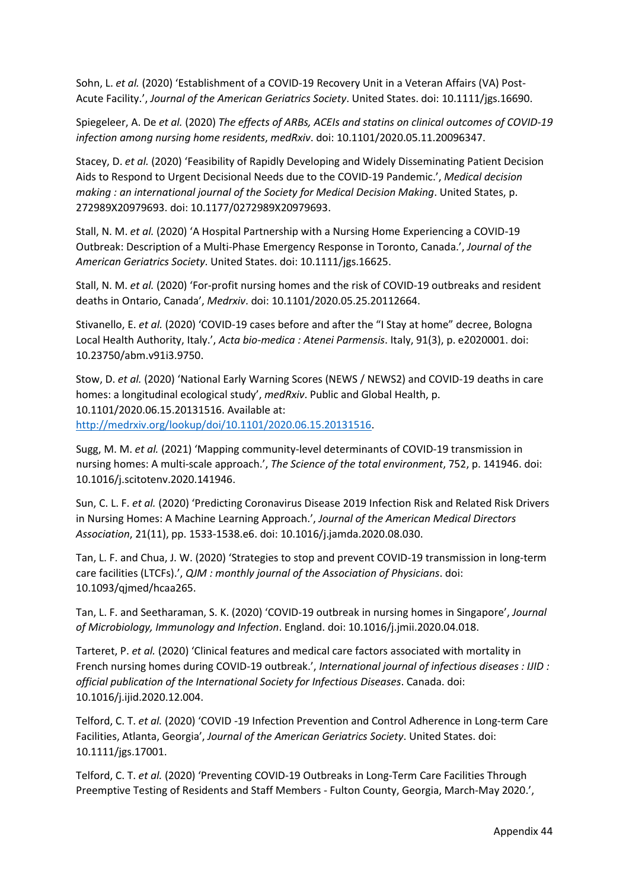Sohn, L. *et al.* (2020) 'Establishment of a COVID-19 Recovery Unit in a Veteran Affairs (VA) Post-Acute Facility.', *Journal of the American Geriatrics Society*. United States. doi: 10.1111/jgs.16690.

Spiegeleer, A. De *et al.* (2020) *The effects of ARBs, ACEIs and statins on clinical outcomes of COVID-19 infection among nursing home residents*, *medRxiv*. doi: 10.1101/2020.05.11.20096347.

Stacey, D. *et al.* (2020) 'Feasibility of Rapidly Developing and Widely Disseminating Patient Decision Aids to Respond to Urgent Decisional Needs due to the COVID-19 Pandemic.', *Medical decision making : an international journal of the Society for Medical Decision Making*. United States, p. 272989X20979693. doi: 10.1177/0272989X20979693.

Stall, N. M. *et al.* (2020) 'A Hospital Partnership with a Nursing Home Experiencing a COVID-19 Outbreak: Description of a Multi-Phase Emergency Response in Toronto, Canada.', *Journal of the American Geriatrics Society*. United States. doi: 10.1111/jgs.16625.

Stall, N. M. *et al.* (2020) 'For-profit nursing homes and the risk of COVID-19 outbreaks and resident deaths in Ontario, Canada', *Medrxiv*. doi: 10.1101/2020.05.25.20112664.

Stivanello, E. *et al.* (2020) 'COVID-19 cases before and after the "I Stay at home" decree, Bologna Local Health Authority, Italy.', *Acta bio-medica : Atenei Parmensis*. Italy, 91(3), p. e2020001. doi: 10.23750/abm.v91i3.9750.

Stow, D. *et al.* (2020) 'National Early Warning Scores (NEWS / NEWS2) and COVID-19 deaths in care homes: a longitudinal ecological study', *medRxiv*. Public and Global Health, p. 10.1101/2020.06.15.20131516. Available at: http://medrxiv.org/lookup/doi/10.1101/2020.06.15.20131516.

Sugg, M. M. *et al.* (2021) 'Mapping community-level determinants of COVID-19 transmission in nursing homes: A multi-scale approach.', *The Science of the total environment*, 752, p. 141946. doi: 10.1016/j.scitotenv.2020.141946.

Sun, C. L. F. *et al.* (2020) 'Predicting Coronavirus Disease 2019 Infection Risk and Related Risk Drivers in Nursing Homes: A Machine Learning Approach.', *Journal of the American Medical Directors Association*, 21(11), pp. 1533-1538.e6. doi: 10.1016/j.jamda.2020.08.030.

Tan, L. F. and Chua, J. W. (2020) 'Strategies to stop and prevent COVID-19 transmission in long-term care facilities (LTCFs).', *QJM : monthly journal of the Association of Physicians*. doi: 10.1093/qjmed/hcaa265.

Tan, L. F. and Seetharaman, S. K. (2020) 'COVID-19 outbreak in nursing homes in Singapore', *Journal of Microbiology, Immunology and Infection*. England. doi: 10.1016/j.jmii.2020.04.018.

Tarteret, P. *et al.* (2020) 'Clinical features and medical care factors associated with mortality in French nursing homes during COVID-19 outbreak.', *International journal of infectious diseases : IJID : official publication of the International Society for Infectious Diseases*. Canada. doi: 10.1016/j.ijid.2020.12.004.

Telford, C. T. *et al.* (2020) 'COVID -19 Infection Prevention and Control Adherence in Long-term Care Facilities, Atlanta, Georgia', *Journal of the American Geriatrics Society*. United States. doi: 10.1111/jgs.17001.

Telford, C. T. *et al.* (2020) 'Preventing COVID-19 Outbreaks in Long-Term Care Facilities Through Preemptive Testing of Residents and Staff Members - Fulton County, Georgia, March-May 2020.',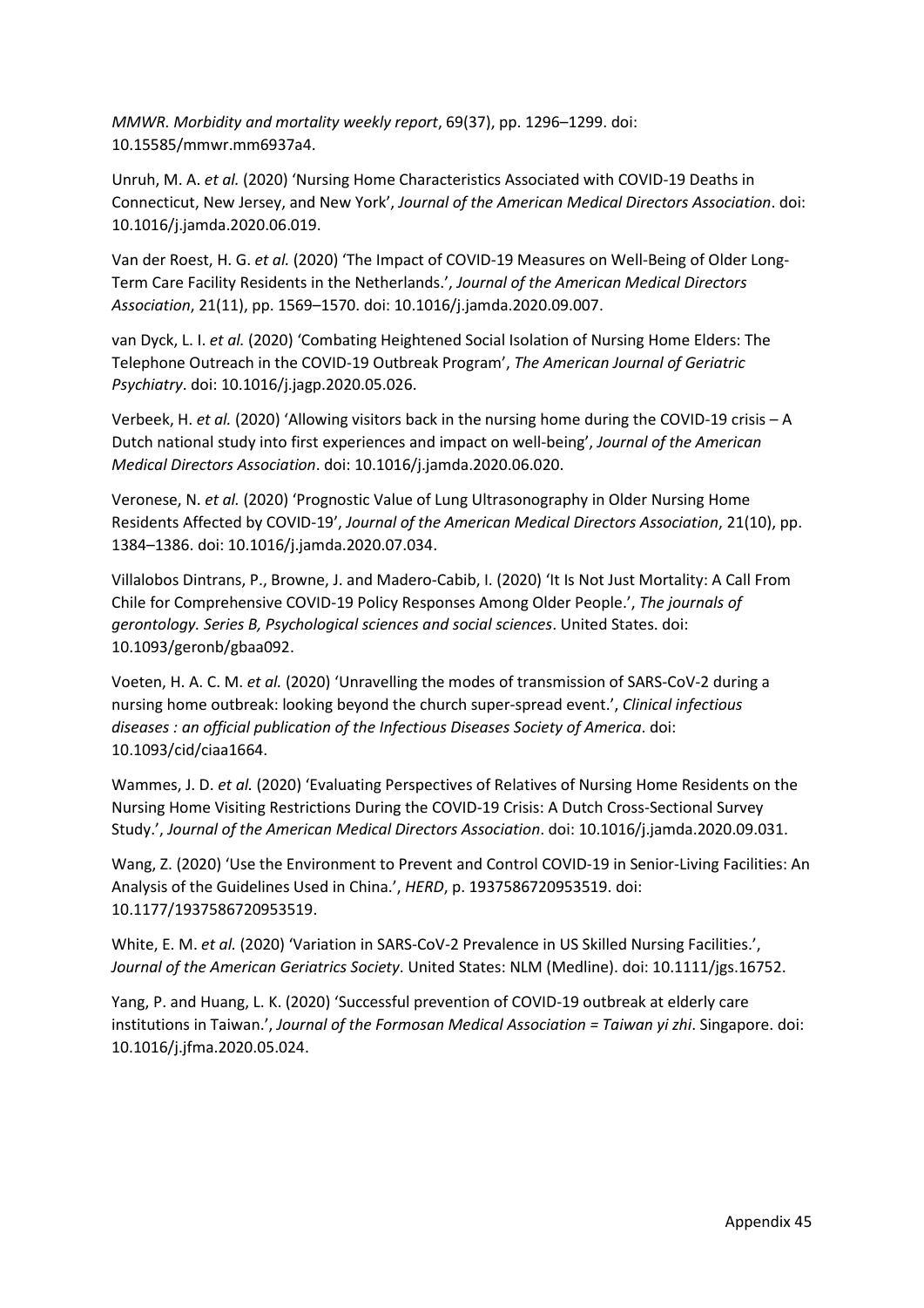*MMWR. Morbidity and mortality weekly report*, 69(37), pp. 1296–1299. doi: 10.15585/mmwr.mm6937a4.

Unruh, M. A. *et al.* (2020) 'Nursing Home Characteristics Associated with COVID-19 Deaths in Connecticut, New Jersey, and New York', *Journal of the American Medical Directors Association*. doi: 10.1016/j.jamda.2020.06.019.

Van der Roest, H. G. *et al.* (2020) 'The Impact of COVID-19 Measures on Well-Being of Older Long-Term Care Facility Residents in the Netherlands.', *Journal of the American Medical Directors Association*, 21(11), pp. 1569–1570. doi: 10.1016/j.jamda.2020.09.007.

van Dyck, L. I. *et al.* (2020) 'Combating Heightened Social Isolation of Nursing Home Elders: The Telephone Outreach in the COVID-19 Outbreak Program', *The American Journal of Geriatric Psychiatry*. doi: 10.1016/j.jagp.2020.05.026.

Verbeek, H. *et al.* (2020) 'Allowing visitors back in the nursing home during the COVID-19 crisis – A Dutch national study into first experiences and impact on well-being', *Journal of the American Medical Directors Association*. doi: 10.1016/j.jamda.2020.06.020.

Veronese, N. *et al.* (2020) 'Prognostic Value of Lung Ultrasonography in Older Nursing Home Residents Affected by COVID-19', *Journal of the American Medical Directors Association*, 21(10), pp. 1384–1386. doi: 10.1016/j.jamda.2020.07.034.

Villalobos Dintrans, P., Browne, J. and Madero-Cabib, I. (2020) 'It Is Not Just Mortality: A Call From Chile for Comprehensive COVID-19 Policy Responses Among Older People.', *The journals of gerontology. Series B, Psychological sciences and social sciences*. United States. doi: 10.1093/geronb/gbaa092.

Voeten, H. A. C. M. *et al.* (2020) 'Unravelling the modes of transmission of SARS-CoV-2 during a nursing home outbreak: looking beyond the church super-spread event.', *Clinical infectious diseases : an official publication of the Infectious Diseases Society of America*. doi: 10.1093/cid/ciaa1664.

Wammes, J. D. *et al.* (2020) 'Evaluating Perspectives of Relatives of Nursing Home Residents on the Nursing Home Visiting Restrictions During the COVID-19 Crisis: A Dutch Cross-Sectional Survey Study.', *Journal of the American Medical Directors Association*. doi: 10.1016/j.jamda.2020.09.031.

Wang, Z. (2020) 'Use the Environment to Prevent and Control COVID-19 in Senior-Living Facilities: An Analysis of the Guidelines Used in China.', *HERD*, p. 1937586720953519. doi: 10.1177/1937586720953519.

White, E. M. *et al.* (2020) 'Variation in SARS-CoV-2 Prevalence in US Skilled Nursing Facilities.', *Journal of the American Geriatrics Society*. United States: NLM (Medline). doi: 10.1111/jgs.16752.

Yang, P. and Huang, L. K. (2020) 'Successful prevention of COVID-19 outbreak at elderly care institutions in Taiwan.', *Journal of the Formosan Medical Association = Taiwan yi zhi*. Singapore. doi: 10.1016/j.jfma.2020.05.024.